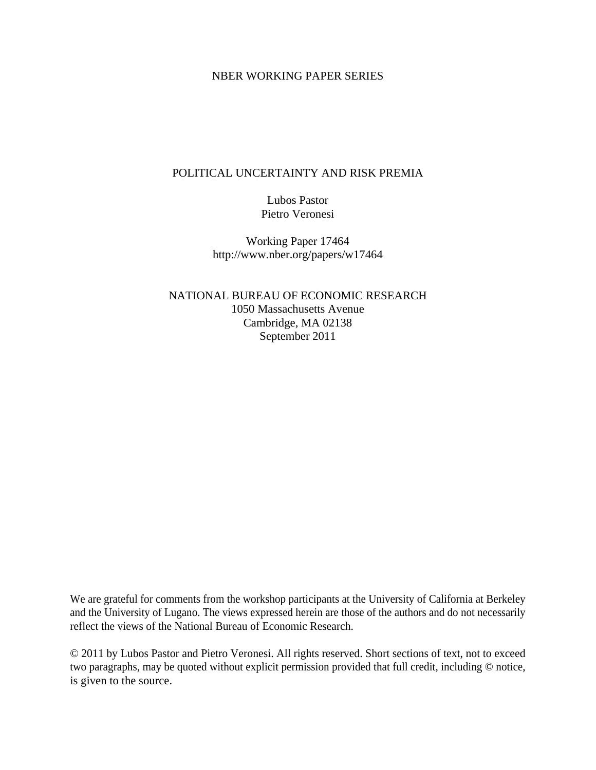NBER WORKING PAPER SERIES

# POLITICAL UNCERTAINTY AND RISK PREMIA

Lubos Pastor
Pietro Veronesi

Working Paper 17464
http://www.nber.org/papers/w17464

NATIONAL BUREAU OF ECONOMIC RESEARCH
1050 Massachusetts Avenue
Cambridge, MA 02138
September 2011

We are grateful for comments from the workshop participants at the University of California at Berkeley and the University of Lugano. The views expressed herein are those of the authors and do not necessarily reflect the views of the National Bureau of Economic Research.

© 2011 by Lubos Pastor and Pietro Veronesi. All rights reserved. Short sections of text, not to exceed two paragraphs, may be quoted without explicit permission provided that full credit, including © notice, is given to the source.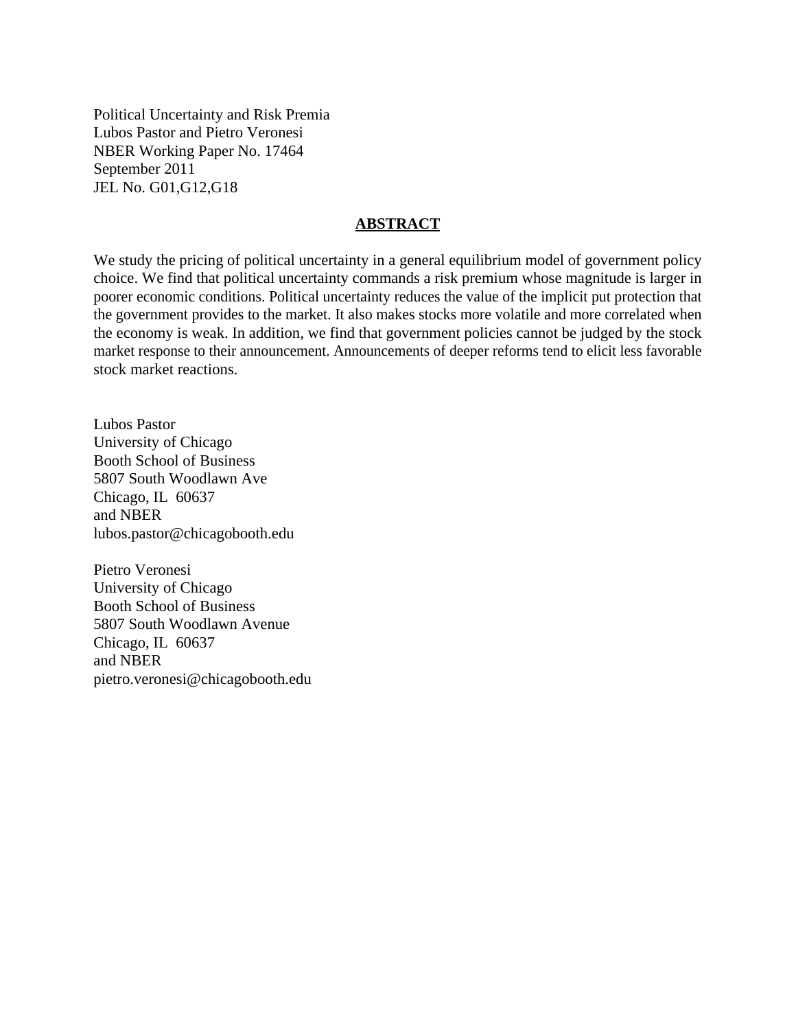Political Uncertainty and Risk Premia
Lubos Pastor and Pietro Veronesi
NBER Working Paper No. 17464
September 2011
JEL No. G01,G12,G18

## ABSTRACT

We study the pricing of political uncertainty in a general equilibrium model of government policy choice. We find that political uncertainty commands a risk premium whose magnitude is larger in poorer economic conditions. Political uncertainty reduces the value of the implicit put protection that the government provides to the market. It also makes stocks more volatile and more correlated when the economy is weak. In addition, we find that government policies cannot be judged by the stock market response to their announcement. Announcements of deeper reforms tend to elicit less favorable stock market reactions.

Lubos Pastor
University of Chicago
Booth School of Business
5807 South Woodlawn Ave
Chicago, IL 60637
and NBER
lubos.pastor@chicagobooth.edu

Pietro Veronesi
University of Chicago
Booth School of Business
5807 South Woodlawn Avenue
Chicago, IL 60637
and NBER
pietro.veronesi@chicagobooth.edu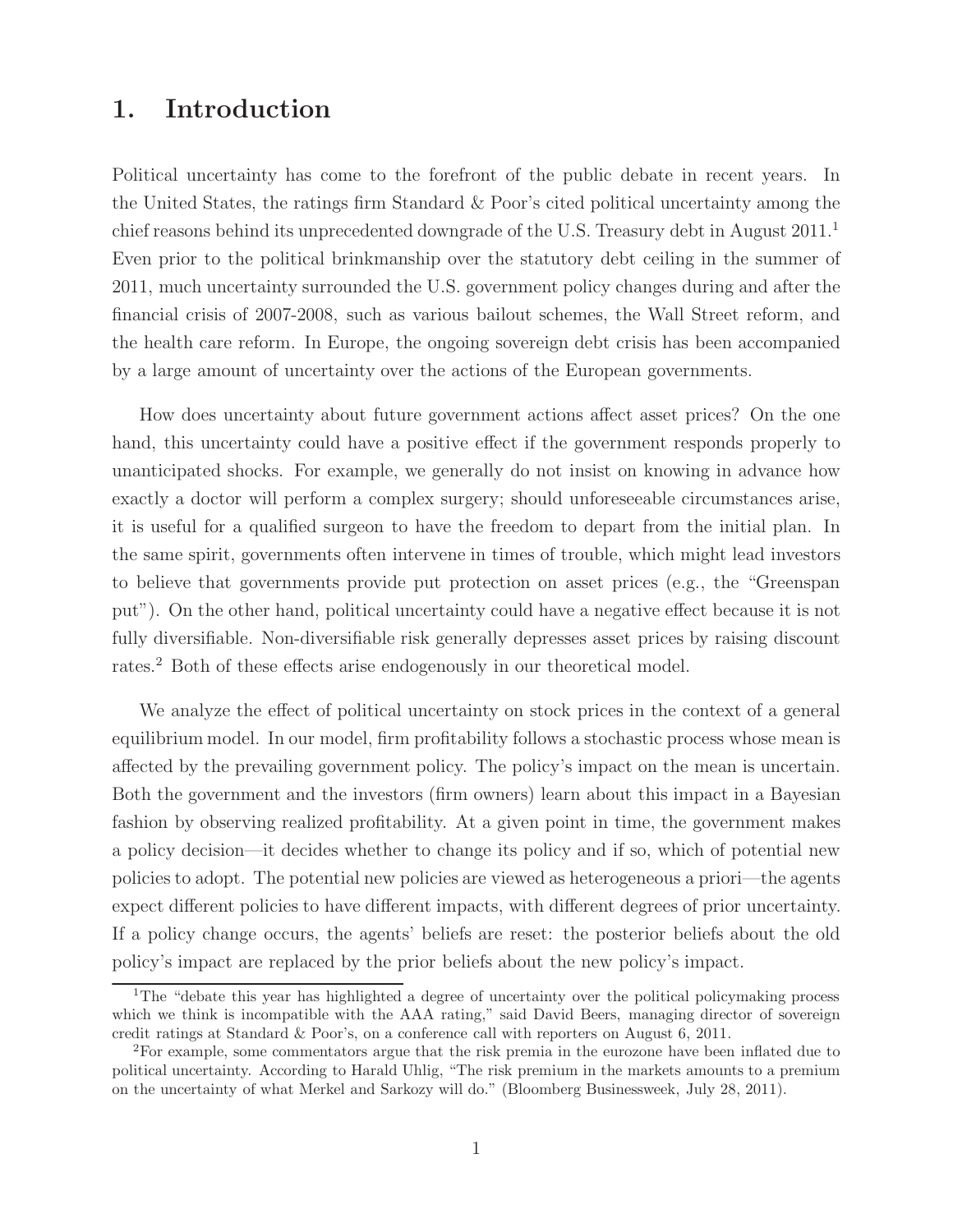# 1. Introduction

Political uncertainty has come to the forefront of the public debate in recent years. In the United States, the ratings firm Standard & Poor's cited political uncertainty among the chief reasons behind its unprecedented downgrade of the U.S. Treasury debt in August 2011.[1] Even prior to the political brinkmanship over the statutory debt ceiling in the summer of 2011, much uncertainty surrounded the U.S. government policy changes during and after the financial crisis of 2007-2008, such as various bailout schemes, the Wall Street reform, and the health care reform. In Europe, the ongoing sovereign debt crisis has been accompanied by a large amount of uncertainty over the actions of the European governments.

How does uncertainty about future government actions affect asset prices? On the one hand, this uncertainty could have a positive effect if the government responds properly to unanticipated shocks. For example, we generally do not insist on knowing in advance how exactly a doctor will perform a complex surgery; should unforeseeable circumstances arise, it is useful for a qualified surgeon to have the freedom to depart from the initial plan. In the same spirit, governments often intervene in times of trouble, which might lead investors to believe that governments provide put protection on asset prices (e.g., the "Greenspan put"). On the other hand, political uncertainty could have a negative effect because it is not fully diversifiable. Non-diversifiable risk generally depresses asset prices by raising discount rates.[2] Both of these effects arise endogenously in our theoretical model.

We analyze the effect of political uncertainty on stock prices in the context of a general equilibrium model. In our model, firm profitability follows a stochastic process whose mean is affected by the prevailing government policy. The policy's impact on the mean is uncertain. Both the government and the investors (firm owners) learn about this impact in a Bayesian fashion by observing realized profitability. At a given point in time, the government makes a policy decision—it decides whether to change its policy and if so, which of potential new policies to adopt. The potential new policies are viewed as heterogeneous a priori—the agents expect different policies to have different impacts, with different degrees of prior uncertainty. If a policy change occurs, the agents' beliefs are reset: the posterior beliefs about the old policy's impact are replaced by the prior beliefs about the new policy's impact.

[1] The "debate this year has highlighted a degree of uncertainty over the political policymaking process which we think is incompatible with the AAA rating," said David Beers, managing director of sovereign credit ratings at Standard & Poor's, on a conference call with reporters on August 6, 2011.

[2] For example, some commentators argue that the risk premia in the eurozone have been inflated due to political uncertainty. According to Harald Uhlig, "The risk premium in the markets amounts to a premium on the uncertainty of what Merkel and Sarkozy will do." (Bloomberg Businessweek, July 28, 2011).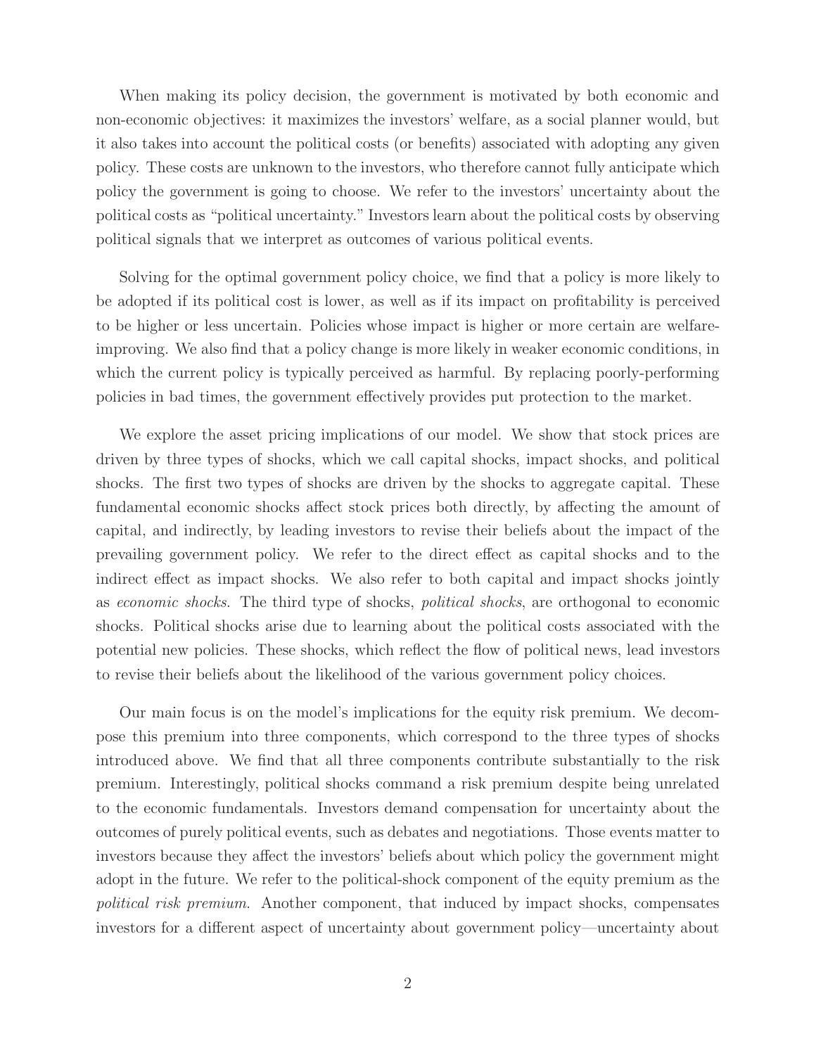When making its policy decision, the government is motivated by both economic and non-economic objectives: it maximizes the investors' welfare, as a social planner would, but it also takes into account the political costs (or benefits) associated with adopting any given policy. These costs are unknown to the investors, who therefore cannot fully anticipate which policy the government is going to choose. We refer to the investors' uncertainty about the political costs as "political uncertainty." Investors learn about the political costs by observing political signals that we interpret as outcomes of various political events.

Solving for the optimal government policy choice, we find that a policy is more likely to be adopted if its political cost is lower, as well as if its impact on profitability is perceived to be higher or less uncertain. Policies whose impact is higher or more certain are welfare-improving. We also find that a policy change is more likely in weaker economic conditions, in which the current policy is typically perceived as harmful. By replacing poorly-performing policies in bad times, the government effectively provides put protection to the market.

We explore the asset pricing implications of our model. We show that stock prices are driven by three types of shocks, which we call capital shocks, impact shocks, and political shocks. The first two types of shocks are driven by the shocks to aggregate capital. These fundamental economic shocks affect stock prices both directly, by affecting the amount of capital, and indirectly, by leading investors to revise their beliefs about the impact of the prevailing government policy. We refer to the direct effect as capital shocks and to the indirect effect as impact shocks. We also refer to both capital and impact shocks jointly as *economic shocks*. The third type of shocks, *political shocks*, are orthogonal to economic shocks. Political shocks arise due to learning about the political costs associated with the potential new policies. These shocks, which reflect the flow of political news, lead investors to revise their beliefs about the likelihood of the various government policy choices.

Our main focus is on the model's implications for the equity risk premium. We decompose this premium into three components, which correspond to the three types of shocks introduced above. We find that all three components contribute substantially to the risk premium. Interestingly, political shocks command a risk premium despite being unrelated to the economic fundamentals. Investors demand compensation for uncertainty about the outcomes of purely political events, such as debates and negotiations. Those events matter to investors because they affect the investors' beliefs about which policy the government might adopt in the future. We refer to the political-shock component of the equity premium as the *political risk premium*. Another component, that induced by impact shocks, compensates investors for a different aspect of uncertainty about government policy—uncertainty about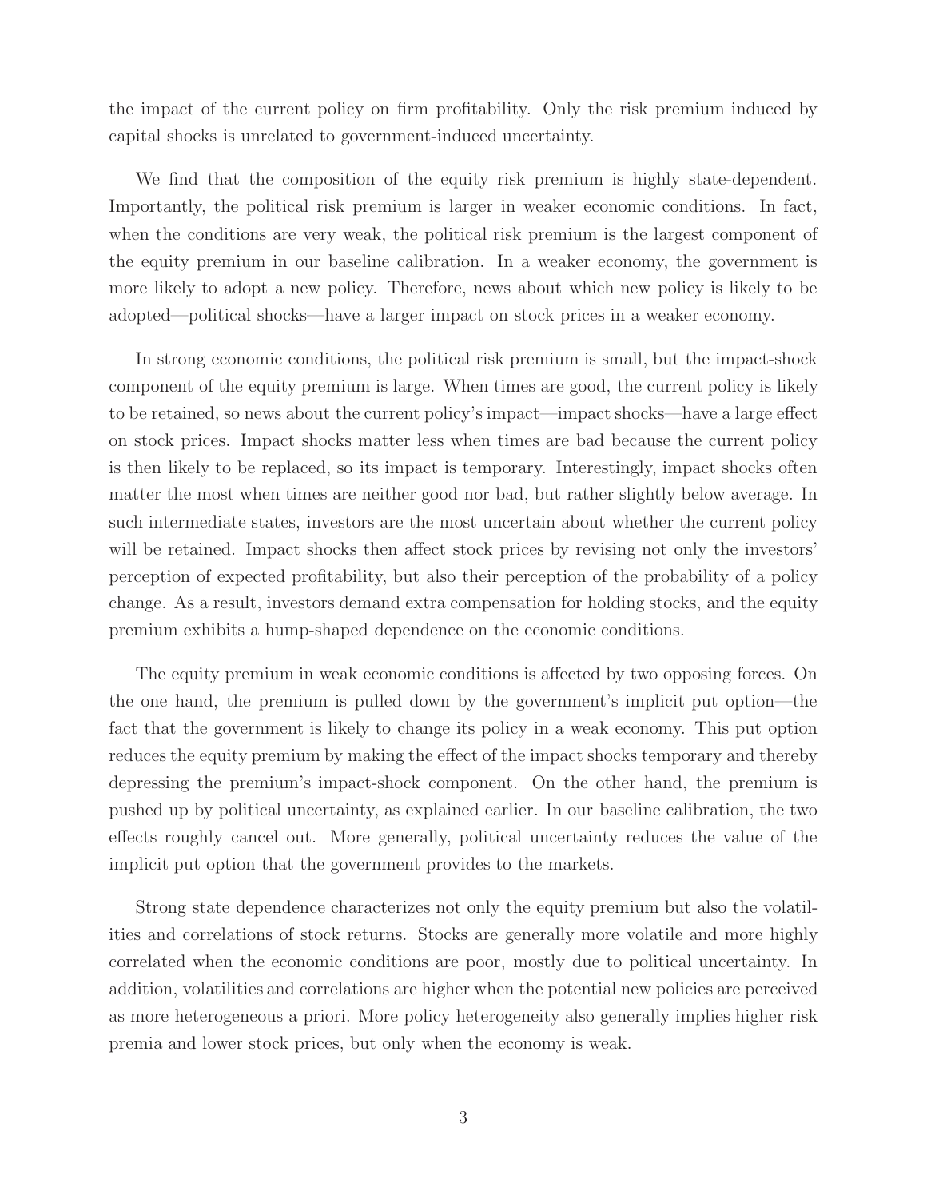the impact of the current policy on firm profitability. Only the risk premium induced by capital shocks is unrelated to government-induced uncertainty.

We find that the composition of the equity risk premium is highly state-dependent. Importantly, the political risk premium is larger in weaker economic conditions. In fact, when the conditions are very weak, the political risk premium is the largest component of the equity premium in our baseline calibration. In a weaker economy, the government is more likely to adopt a new policy. Therefore, news about which new policy is likely to be adopted—political shocks—have a larger impact on stock prices in a weaker economy.

In strong economic conditions, the political risk premium is small, but the impact-shock component of the equity premium is large. When times are good, the current policy is likely to be retained, so news about the current policy's impact—impact shocks—have a large effect on stock prices. Impact shocks matter less when times are bad because the current policy is then likely to be replaced, so its impact is temporary. Interestingly, impact shocks often matter the most when times are neither good nor bad, but rather slightly below average. In such intermediate states, investors are the most uncertain about whether the current policy will be retained. Impact shocks then affect stock prices by revising not only the investors' perception of expected profitability, but also their perception of the probability of a policy change. As a result, investors demand extra compensation for holding stocks, and the equity premium exhibits a hump-shaped dependence on the economic conditions.

The equity premium in weak economic conditions is affected by two opposing forces. On the one hand, the premium is pulled down by the government's implicit put option—the fact that the government is likely to change its policy in a weak economy. This put option reduces the equity premium by making the effect of the impact shocks temporary and thereby depressing the premium's impact-shock component. On the other hand, the premium is pushed up by political uncertainty, as explained earlier. In our baseline calibration, the two effects roughly cancel out. More generally, political uncertainty reduces the value of the implicit put option that the government provides to the markets.

Strong state dependence characterizes not only the equity premium but also the volatilities and correlations of stock returns. Stocks are generally more volatile and more highly correlated when the economic conditions are poor, mostly due to political uncertainty. In addition, volatilities and correlations are higher when the potential new policies are perceived as more heterogeneous a priori. More policy heterogeneity also generally implies higher risk premia and lower stock prices, but only when the economy is weak.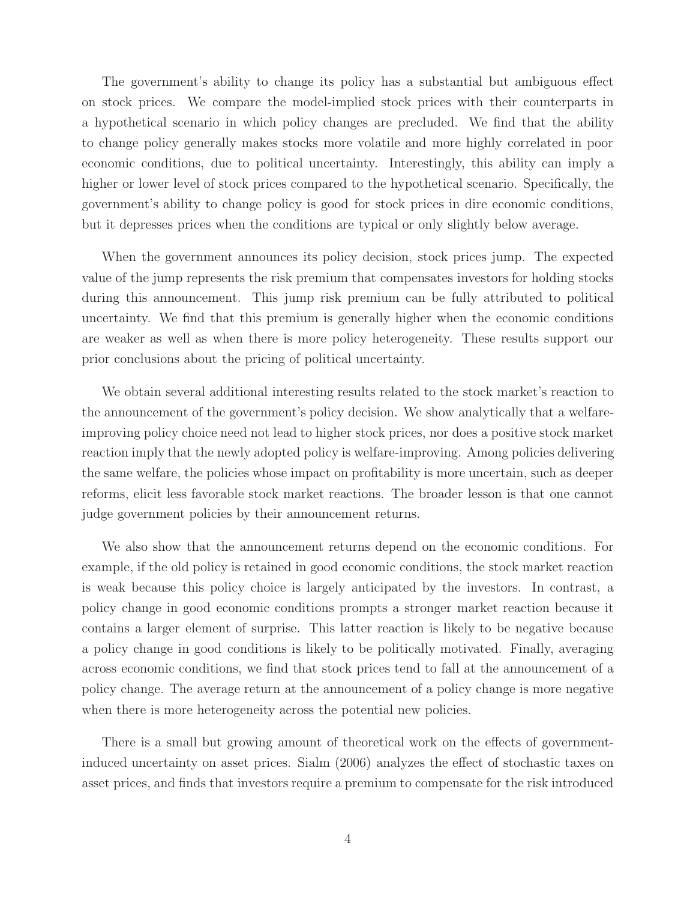The government's ability to change its policy has a substantial but ambiguous effect on stock prices. We compare the model-implied stock prices with their counterparts in a hypothetical scenario in which policy changes are precluded. We find that the ability to change policy generally makes stocks more volatile and more highly correlated in poor economic conditions, due to political uncertainty. Interestingly, this ability can imply a higher or lower level of stock prices compared to the hypothetical scenario. Specifically, the government's ability to change policy is good for stock prices in dire economic conditions, but it depresses prices when the conditions are typical or only slightly below average.

When the government announces its policy decision, stock prices jump. The expected value of the jump represents the risk premium that compensates investors for holding stocks during this announcement. This jump risk premium can be fully attributed to political uncertainty. We find that this premium is generally higher when the economic conditions are weaker as well as when there is more policy heterogeneity. These results support our prior conclusions about the pricing of political uncertainty.

We obtain several additional interesting results related to the stock market's reaction to the announcement of the government's policy decision. We show analytically that a welfare-improving policy choice need not lead to higher stock prices, nor does a positive stock market reaction imply that the newly adopted policy is welfare-improving. Among policies delivering the same welfare, the policies whose impact on profitability is more uncertain, such as deeper reforms, elicit less favorable stock market reactions. The broader lesson is that one cannot judge government policies by their announcement returns.

We also show that the announcement returns depend on the economic conditions. For example, if the old policy is retained in good economic conditions, the stock market reaction is weak because this policy choice is largely anticipated by the investors. In contrast, a policy change in good economic conditions prompts a stronger market reaction because it contains a larger element of surprise. This latter reaction is likely to be negative because a policy change in good conditions is likely to be politically motivated. Finally, averaging across economic conditions, we find that stock prices tend to fall at the announcement of a policy change. The average return at the announcement of a policy change is more negative when there is more heterogeneity across the potential new policies.

There is a small but growing amount of theoretical work on the effects of government-induced uncertainty on asset prices. Sialm (2006) analyzes the effect of stochastic taxes on asset prices, and finds that investors require a premium to compensate for the risk introduced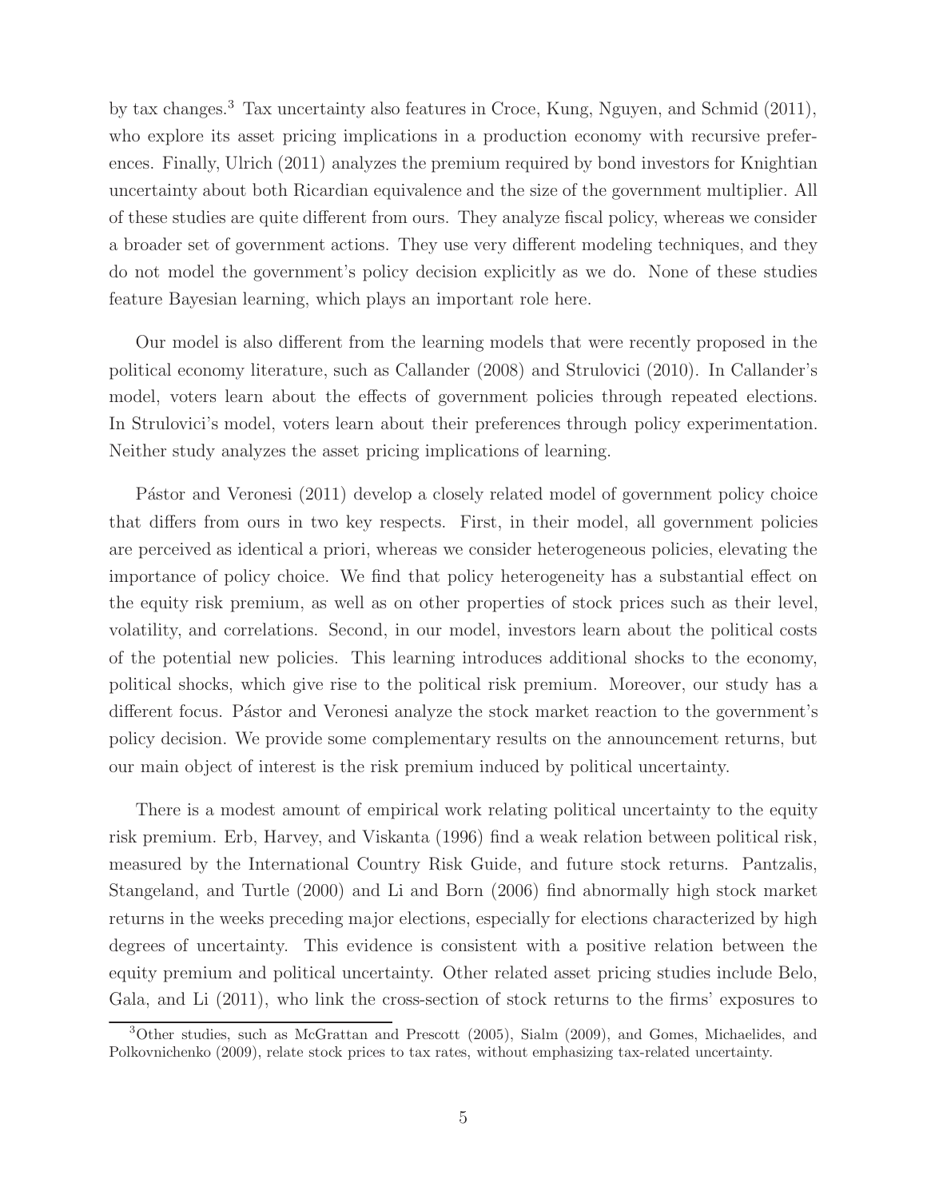by tax changes.[3] Tax uncertainty also features in Croce, Kung, Nguyen, and Schmid (2011), who explore its asset pricing implications in a production economy with recursive preferences. Finally, Ulrich (2011) analyzes the premium required by bond investors for Knightian uncertainty about both Ricardian equivalence and the size of the government multiplier. All of these studies are quite different from ours. They analyze fiscal policy, whereas we consider a broader set of government actions. They use very different modeling techniques, and they do not model the government's policy decision explicitly as we do. None of these studies feature Bayesian learning, which plays an important role here.

Our model is also different from the learning models that were recently proposed in the political economy literature, such as Callander (2008) and Strulovici (2010). In Callander's model, voters learn about the effects of government policies through repeated elections. In Strulovici's model, voters learn about their preferences through policy experimentation. Neither study analyzes the asset pricing implications of learning.

Pástor and Veronesi (2011) develop a closely related model of government policy choice that differs from ours in two key respects. First, in their model, all government policies are perceived as identical a priori, whereas we consider heterogeneous policies, elevating the importance of policy choice. We find that policy heterogeneity has a substantial effect on the equity risk premium, as well as on other properties of stock prices such as their level, volatility, and correlations. Second, in our model, investors learn about the political costs of the potential new policies. This learning introduces additional shocks to the economy, political shocks, which give rise to the political risk premium. Moreover, our study has a different focus. Pástor and Veronesi analyze the stock market reaction to the government's policy decision. We provide some complementary results on the announcement returns, but our main object of interest is the risk premium induced by political uncertainty.

There is a modest amount of empirical work relating political uncertainty to the equity risk premium. Erb, Harvey, and Viskanta (1996) find a weak relation between political risk, measured by the International Country Risk Guide, and future stock returns. Pantzalis, Stangeland, and Turtle (2000) and Li and Born (2006) find abnormally high stock market returns in the weeks preceding major elections, especially for elections characterized by high degrees of uncertainty. This evidence is consistent with a positive relation between the equity premium and political uncertainty. Other related asset pricing studies include Belo, Gala, and Li (2011), who link the cross-section of stock returns to the firms' exposures to

[3] Other studies, such as McGrattan and Prescott (2005), Sialm (2009), and Gomes, Michaelides, and Polkovnichenko (2009), relate stock prices to tax rates, without emphasizing tax-related uncertainty.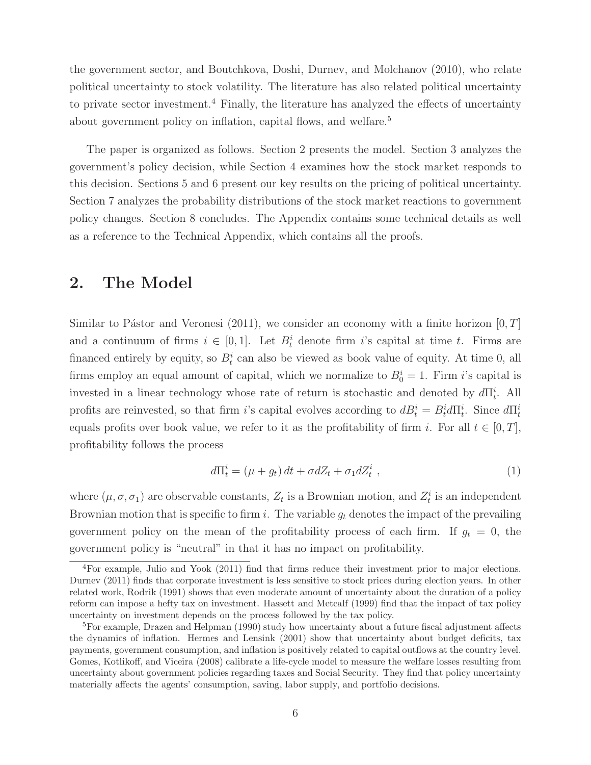the government sector, and Boutchkova, Doshi, Durnev, and Molchanov (2010), who relate political uncertainty to stock volatility. The literature has also related political uncertainty to private sector investment.[4] Finally, the literature has analyzed the effects of uncertainty about government policy on inflation, capital flows, and welfare.[5]

The paper is organized as follows. Section 2 presents the model. Section 3 analyzes the government's policy decision, while Section 4 examines how the stock market responds to this decision. Sections 5 and 6 present our key results on the pricing of political uncertainty. Section 7 analyzes the probability distributions of the stock market reactions to government policy changes. Section 8 concludes. The Appendix contains some technical details as well as a reference to the Technical Appendix, which contains all the proofs.

## 2. The Model

Similar to Pástor and Veronesi (2011), we consider an economy with a finite horizon $[0, T]$ and a continuum of firms $i \in [0, 1]$. Let $B_t^i$ denote firm $i$'s capital at time $t$. Firms are financed entirely by equity, so $B_t^i$ can also be viewed as book value of equity. At time 0, all firms employ an equal amount of capital, which we normalize to $B_0^i = 1$. Firm $i$'s capital is invested in a linear technology whose rate of return is stochastic and denoted by $d\Pi_t^i$. All profits are reinvested, so that firm $i$'s capital evolves according to $dB_t^i = B_t^i d\Pi_t^i$. Since $d\Pi_t^i$ equals profits over book value, we refer to it as the profitability of firm $i$. For all $t \in [0, T]$, profitability follows the process

$$d\Pi_t^i = (\mu + g_t)\, dt + \sigma dZ_t + \sigma_1 dZ_t^i \ , \tag{1}$$

where $(\mu, \sigma, \sigma_1)$ are observable constants, $Z_t$ is a Brownian motion, and $Z_t^i$ is an independent Brownian motion that is specific to firm $i$. The variable $g_t$ denotes the impact of the prevailing government policy on the mean of the profitability process of each firm. If $g_t = 0$, the government policy is "neutral" in that it has no impact on profitability.

---

[4] For example, Julio and Yook (2011) find that firms reduce their investment prior to major elections. Durnev (2011) finds that corporate investment is less sensitive to stock prices during election years. In other related work, Rodrik (1991) shows that even moderate amount of uncertainty about the duration of a policy reform can impose a hefty tax on investment. Hassett and Metcalf (1999) find that the impact of tax policy uncertainty on investment depends on the process followed by the tax policy.

[5] For example, Drazen and Helpman (1990) study how uncertainty about a future fiscal adjustment affects the dynamics of inflation. Hermes and Lensink (2001) show that uncertainty about budget deficits, tax payments, government consumption, and inflation is positively related to capital outflows at the country level. Gomes, Kotlikoff, and Viceira (2008) calibrate a life-cycle model to measure the welfare losses resulting from uncertainty about government policies regarding taxes and Social Security. They find that policy uncertainty materially affects the agents' consumption, saving, labor supply, and portfolio decisions.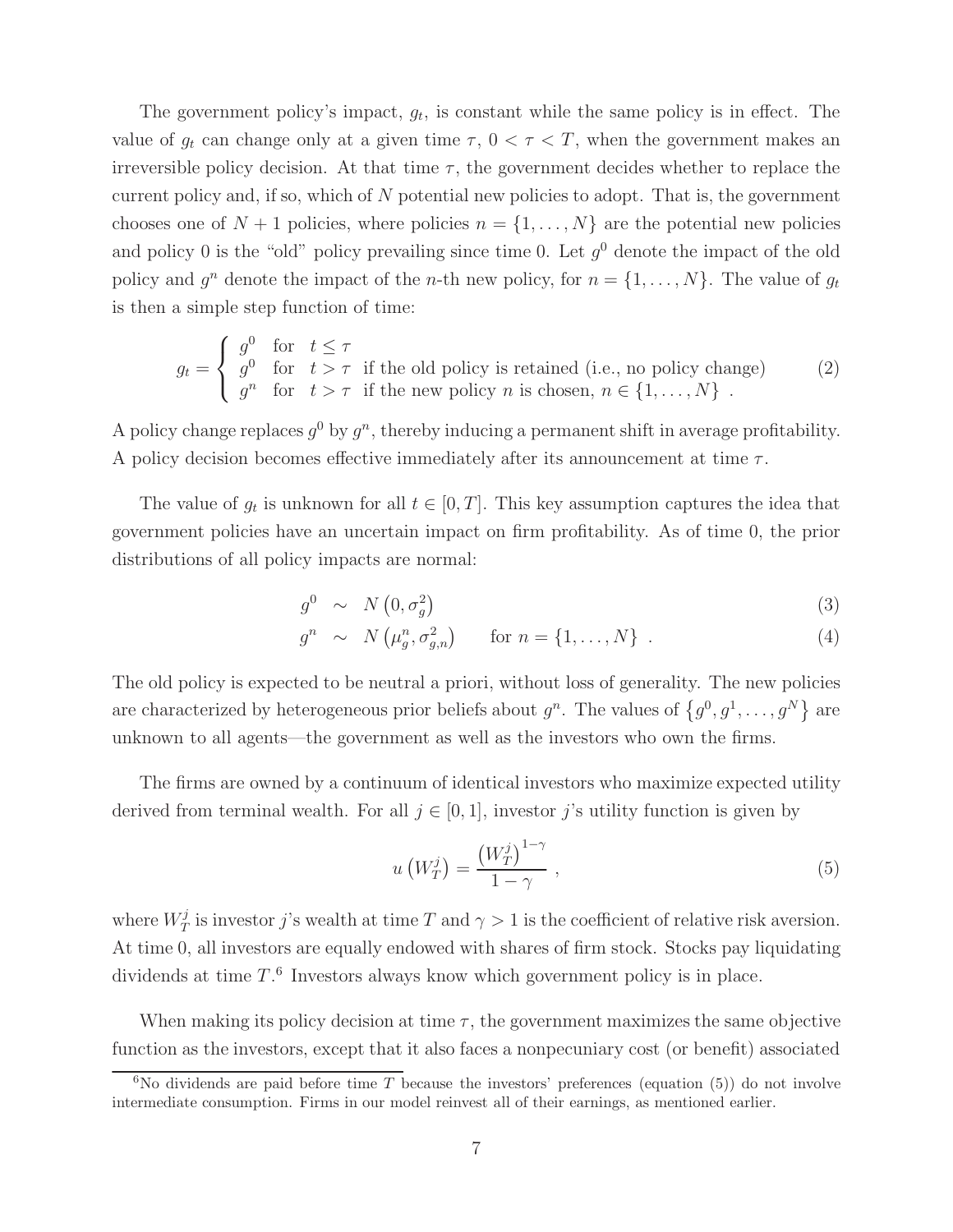The government policy's impact, $g_t$, is constant while the same policy is in effect. The value of $g_t$ can change only at a given time $\tau$, $0 < \tau < T$, when the government makes an irreversible policy decision. At that time $\tau$, the government decides whether to replace the current policy and, if so, which of $N$ potential new policies to adopt. That is, the government chooses one of $N+1$ policies, where policies $n = \{1, \ldots, N\}$ are the potential new policies and policy 0 is the "old" policy prevailing since time 0. Let $g^0$ denote the impact of the old policy and $g^n$ denote the impact of the $n$-th new policy, for $n = \{1, \ldots, N\}$. The value of $g_t$ is then a simple step function of time:

$$
g_t = \begin{cases} g^0 & \text{for} \quad t \leq \tau \\ g^0 & \text{for} \quad t > \tau \quad \text{if the old policy is retained (i.e., no policy change)} \\ g^n & \text{for} \quad t > \tau \quad \text{if the new policy } n \text{ is chosen, } n \in \{1, \ldots, N\} \ . \end{cases} \tag{2}
$$

A policy change replaces $g^0$ by $g^n$, thereby inducing a permanent shift in average profitability. A policy decision becomes effective immediately after its announcement at time $\tau$.

The value of $g_t$ is unknown for all $t \in [0, T]$. This key assumption captures the idea that government policies have an uncertain impact on firm profitability. As of time 0, the prior distributions of all policy impacts are normal:

$$
g^0 \sim N\left(0, \sigma_g^2\right) \tag{3}
$$

$$
g^n \sim N\left(\mu_g^n, \sigma_{g,n}^2\right) \qquad \text{for } n = \{1, \ldots, N\} \ . \tag{4}
$$

The old policy is expected to be neutral a priori, without loss of generality. The new policies are characterized by heterogeneous prior beliefs about $g^n$. The values of $\left\{g^0, g^1, \ldots, g^N\right\}$ are unknown to all agents—the government as well as the investors who own the firms.

The firms are owned by a continuum of identical investors who maximize expected utility derived from terminal wealth. For all $j \in [0, 1]$, investor $j$'s utility function is given by

$$
u\left(W_T^j\right) = \frac{\left(W_T^j\right)^{1-\gamma}}{1-\gamma} \ , \tag{5}
$$

where $W_T^j$ is investor $j$'s wealth at time $T$ and $\gamma > 1$ is the coefficient of relative risk aversion. At time 0, all investors are equally endowed with shares of firm stock. Stocks pay liquidating dividends at time $T$.[6] Investors always know which government policy is in place.

When making its policy decision at time $\tau$, the government maximizes the same objective function as the investors, except that it also faces a nonpecuniary cost (or benefit) associated

[6]No dividends are paid before time $T$ because the investors' preferences (equation (5)) do not involve intermediate consumption. Firms in our model reinvest all of their earnings, as mentioned earlier.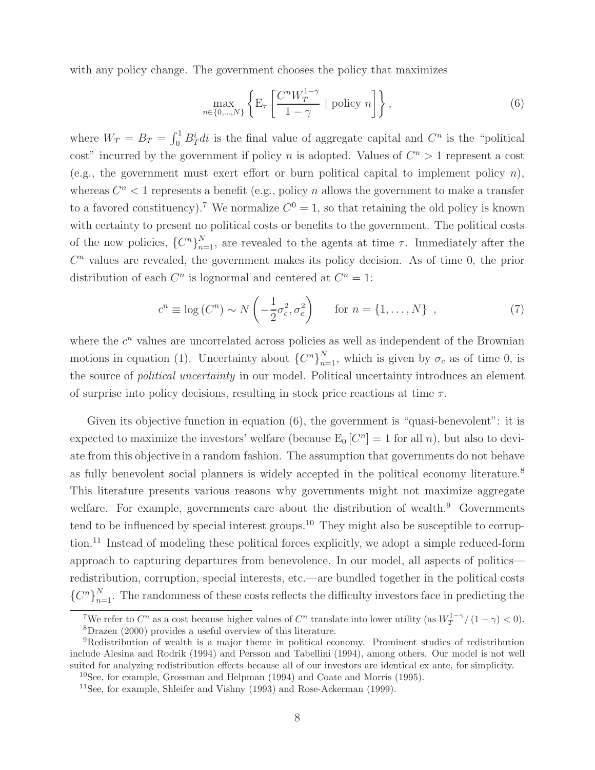with any policy change. The government chooses the policy that maximizes

$$\max_{n \in \{0,\ldots,N\}} \left\{ \mathrm{E}_\tau \left[ \frac{C^n W_T^{1-\gamma}}{1-\gamma} \mid \text{policy } n \right] \right\}, \tag{6}$$

where $W_T = B_T = \int_0^1 B_T^i di$ is the final value of aggregate capital and $C^n$ is the "political cost" incurred by the government if policy $n$ is adopted. Values of $C^n > 1$ represent a cost (e.g., the government must exert effort or burn political capital to implement policy $n$), whereas $C^n < 1$ represents a benefit (e.g., policy $n$ allows the government to make a transfer to a favored constituency).[7] We normalize $C^0 = 1$, so that retaining the old policy is known with certainty to present no political costs or benefits to the government. The political costs of the new policies, $\{C^n\}_{n=1}^N$, are revealed to the agents at time $\tau$. Immediately after the $C^n$ values are revealed, the government makes its policy decision. As of time 0, the prior distribution of each $C^n$ is lognormal and centered at $C^n = 1$:

$$c^n \equiv \log(C^n) \sim N\left(-\frac{1}{2}\sigma_c^2, \sigma_c^2\right) \qquad \text{for } n = \{1, \ldots, N\} \ , \tag{7}$$

where the $c^n$ values are uncorrelated across policies as well as independent of the Brownian motions in equation (1). Uncertainty about $\{C^n\}_{n=1}^N$, which is given by $\sigma_c$ as of time 0, is the source of *political uncertainty* in our model. Political uncertainty introduces an element of surprise into policy decisions, resulting in stock price reactions at time $\tau$.

Given its objective function in equation (6), the government is "quasi-benevolent": it is expected to maximize the investors' welfare (because $\mathrm{E}_0[C^n] = 1$ for all $n$), but also to deviate from this objective in a random fashion. The assumption that governments do not behave as fully benevolent social planners is widely accepted in the political economy literature.[8] This literature presents various reasons why governments might not maximize aggregate welfare. For example, governments care about the distribution of wealth.[9] Governments tend to be influenced by special interest groups.[10] They might also be susceptible to corruption.[11] Instead of modeling these political forces explicitly, we adopt a simple reduced-form approach to capturing departures from benevolence. In our model, all aspects of politics—redistribution, corruption, special interests, etc.—are bundled together in the political costs $\{C^n\}_{n=1}^N$. The randomness of these costs reflects the difficulty investors face in predicting the

[7]We refer to $C^n$ as a cost because higher values of $C^n$ translate into lower utility (as $W_T^{1-\gamma}/(1-\gamma) < 0$).

[8]Drazen (2000) provides a useful overview of this literature.

[9]Redistribution of wealth is a major theme in political economy. Prominent studies of redistribution include Alesina and Rodrik (1994) and Persson and Tabellini (1994), among others. Our model is not well suited for analyzing redistribution effects because all of our investors are identical ex ante, for simplicity.

[10]See, for example, Grossman and Helpman (1994) and Coate and Morris (1995).

[11]See, for example, Shleifer and Vishny (1993) and Rose-Ackerman (1999).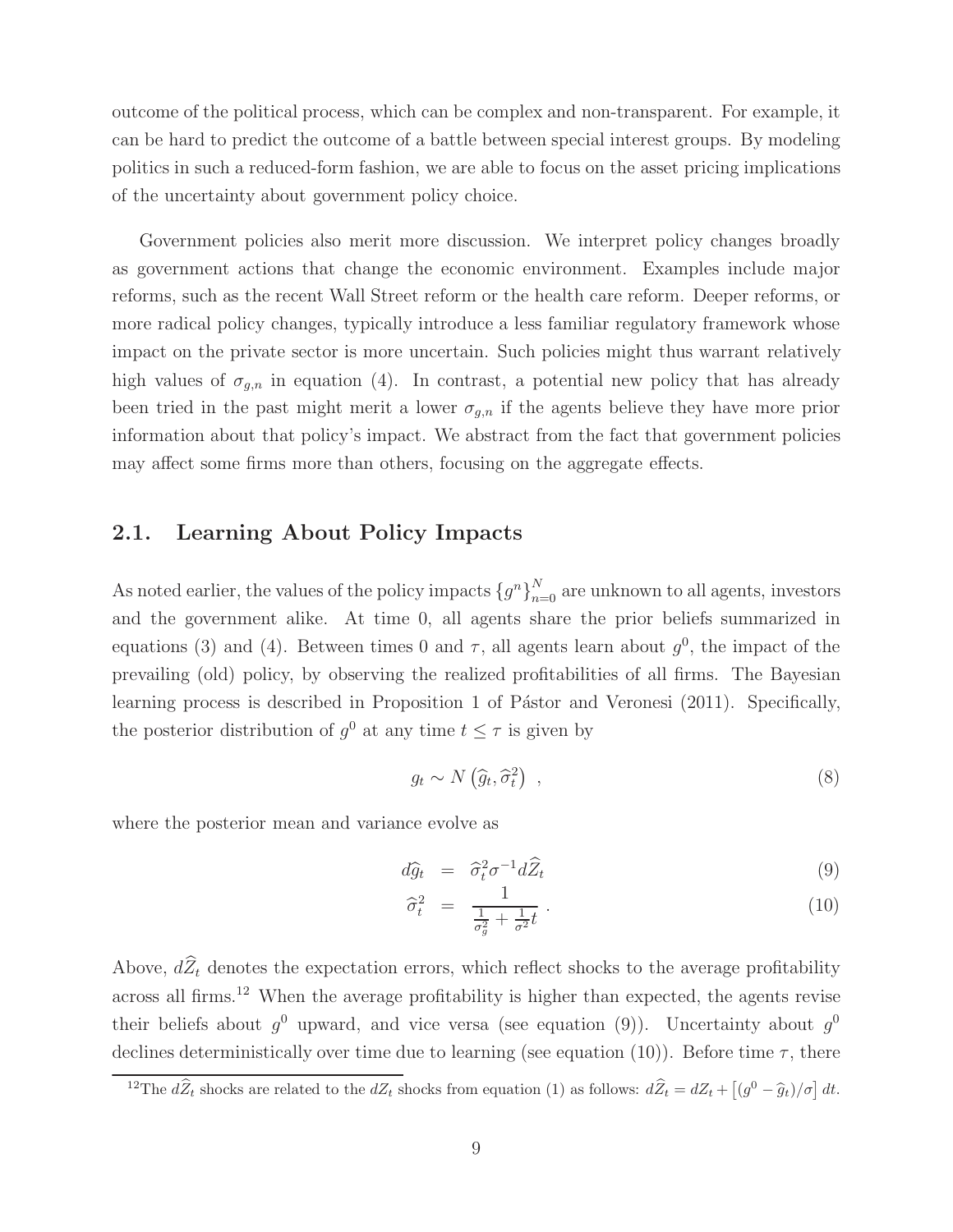outcome of the political process, which can be complex and non-transparent. For example, it can be hard to predict the outcome of a battle between special interest groups. By modeling politics in such a reduced-form fashion, we are able to focus on the asset pricing implications of the uncertainty about government policy choice.

Government policies also merit more discussion. We interpret policy changes broadly as government actions that change the economic environment. Examples include major reforms, such as the recent Wall Street reform or the health care reform. Deeper reforms, or more radical policy changes, typically introduce a less familiar regulatory framework whose impact on the private sector is more uncertain. Such policies might thus warrant relatively high values of $\sigma_{g,n}$ in equation (4). In contrast, a potential new policy that has already been tried in the past might merit a lower $\sigma_{g,n}$ if the agents believe they have more prior information about that policy's impact. We abstract from the fact that government policies may affect some firms more than others, focusing on the aggregate effects.

## 2.1. Learning About Policy Impacts

As noted earlier, the values of the policy impacts $\{g^n\}_{n=0}^N$ are unknown to all agents, investors and the government alike. At time 0, all agents share the prior beliefs summarized in equations (3) and (4). Between times 0 and $\tau$, all agents learn about $g^0$, the impact of the prevailing (old) policy, by observing the realized profitabilities of all firms. The Bayesian learning process is described in Proposition 1 of Pástor and Veronesi (2011). Specifically, the posterior distribution of $g^0$ at any time $t \leq \tau$ is given by

$$g_t \sim N\left(\widehat{g}_t, \widehat{\sigma}_t^2\right) \ , \tag{8}$$

where the posterior mean and variance evolve as

$$d\widehat{g}_t = \widehat{\sigma}_t^2 \sigma^{-1} d\widehat{Z}_t \tag{9}$$

$$\widehat{\sigma}_t^2 = \frac{1}{\frac{1}{\sigma_g^2} + \frac{1}{\sigma^2} t} \ . \tag{10}$$

Above, $d\widehat{Z}_t$ denotes the expectation errors, which reflect shocks to the average profitability across all firms.[12] When the average profitability is higher than expected, the agents revise their beliefs about $g^0$ upward, and vice versa (see equation (9)). Uncertainty about $g^0$ declines deterministically over time due to learning (see equation (10)). Before time $\tau$, there

[12]The $d\widehat{Z}_t$ shocks are related to the $dZ_t$ shocks from equation (1) as follows: $d\widehat{Z}_t = dZ_t + \left[(g^0 - \widehat{g}_t)/\sigma\right] dt$.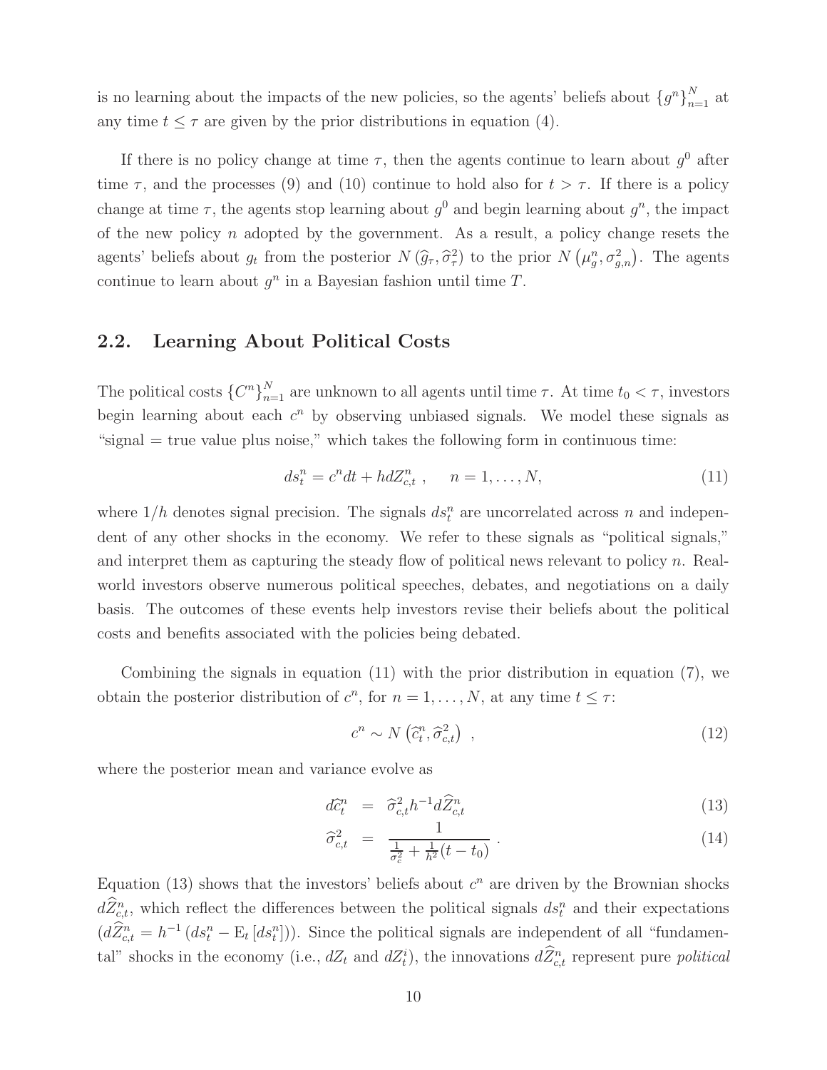is no learning about the impacts of the new policies, so the agents' beliefs about $\{g^n\}_{n=1}^N$ at any time $t \leq \tau$ are given by the prior distributions in equation (4).

If there is no policy change at time $\tau$, then the agents continue to learn about $g^0$ after time $\tau$, and the processes (9) and (10) continue to hold also for $t > \tau$. If there is a policy change at time $\tau$, the agents stop learning about $g^0$ and begin learning about $g^n$, the impact of the new policy $n$ adopted by the government. As a result, a policy change resets the agents' beliefs about $g_t$ from the posterior $N\left(\widehat{g}_\tau, \widehat{\sigma}_\tau^2\right)$ to the prior $N\left(\mu_g^n, \sigma_{g,n}^2\right)$. The agents continue to learn about $g^n$ in a Bayesian fashion until time $T$.

## 2.2. Learning About Political Costs

The political costs $\{C^n\}_{n=1}^N$ are unknown to all agents until time $\tau$. At time $t_0 < \tau$, investors begin learning about each $c^n$ by observing unbiased signals. We model these signals as "signal = true value plus noise," which takes the following form in continuous time:

$$ds_t^n = c^n dt + h dZ_{c,t}^n \,, \qquad n = 1, \ldots, N, \tag{11}$$

where $1/h$ denotes signal precision. The signals $ds_t^n$ are uncorrelated across $n$ and independent of any other shocks in the economy. We refer to these signals as "political signals," and interpret them as capturing the steady flow of political news relevant to policy $n$. Real-world investors observe numerous political speeches, debates, and negotiations on a daily basis. The outcomes of these events help investors revise their beliefs about the political costs and benefits associated with the policies being debated.

Combining the signals in equation (11) with the prior distribution in equation (7), we obtain the posterior distribution of $c^n$, for $n = 1, \ldots, N$, at any time $t \leq \tau$:

$$c^n \sim N\left(\widehat{c}_t^n, \widehat{\sigma}_{c,t}^2\right) \,, \tag{12}$$

where the posterior mean and variance evolve as

$$d\widehat{c}_t^n = \widehat{\sigma}_{c,t}^2 h^{-1} d\widehat{Z}_{c,t}^n \tag{13}$$

$$\widehat{\sigma}_{c,t}^2 = \frac{1}{\frac{1}{\sigma_c^2} + \frac{1}{h^2}(t - t_0)} \,. \tag{14}$$

Equation (13) shows that the investors' beliefs about $c^n$ are driven by the Brownian shocks $d\widehat{Z}_{c,t}^n$, which reflect the differences between the political signals $ds_t^n$ and their expectations ($d\widehat{Z}_{c,t}^n = h^{-1}\left(ds_t^n - \mathrm{E}_t\left[ds_t^n\right]\right)$). Since the political signals are independent of all "fundamental" shocks in the economy (i.e., $dZ_t$ and $dZ_t^i$), the innovations $d\widehat{Z}_{c,t}^n$ represent pure *political*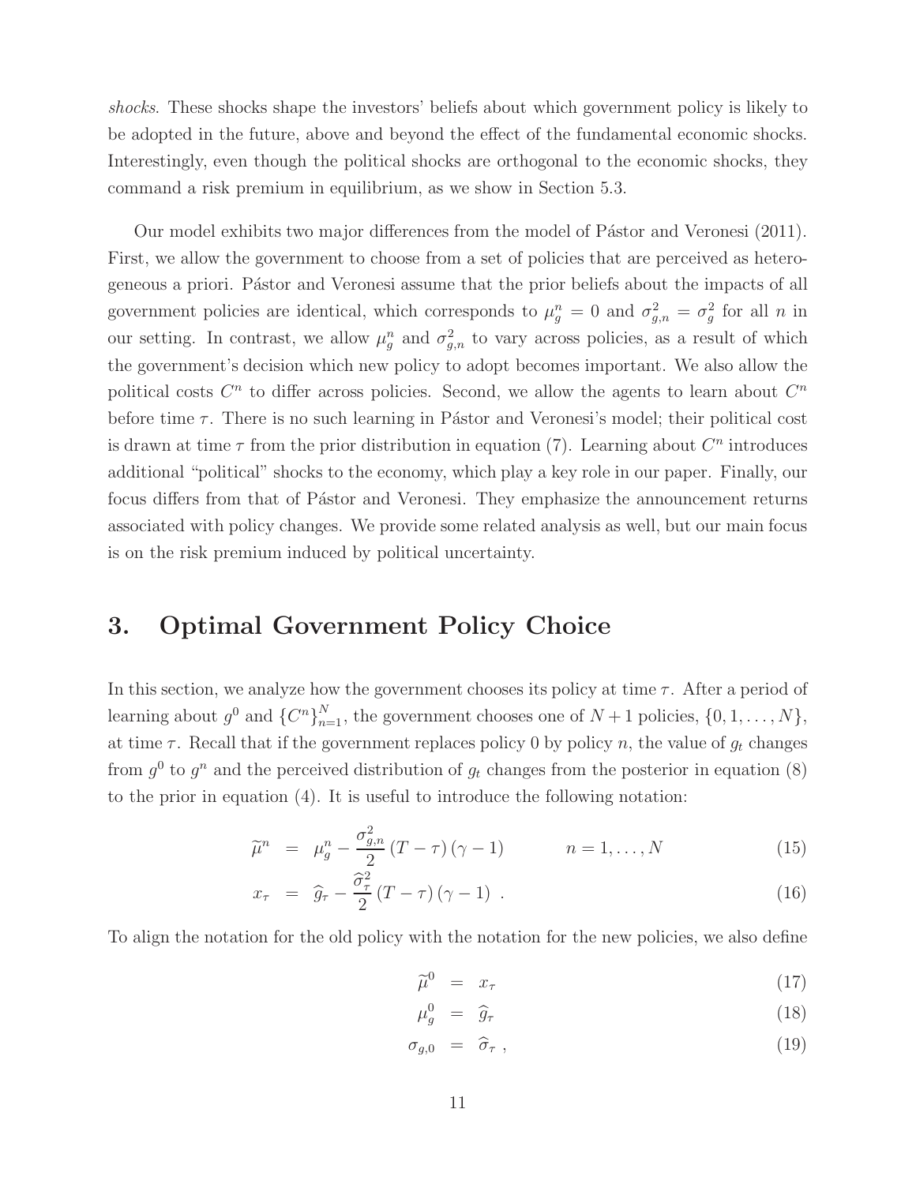*shocks*. These shocks shape the investors' beliefs about which government policy is likely to be adopted in the future, above and beyond the effect of the fundamental economic shocks. Interestingly, even though the political shocks are orthogonal to the economic shocks, they command a risk premium in equilibrium, as we show in Section 5.3.

Our model exhibits two major differences from the model of Pástor and Veronesi (2011). First, we allow the government to choose from a set of policies that are perceived as heterogeneous a priori. Pástor and Veronesi assume that the prior beliefs about the impacts of all government policies are identical, which corresponds to $\mu_g^n = 0$ and $\sigma_{g,n}^2 = \sigma_g^2$ for all $n$ in our setting. In contrast, we allow $\mu_g^n$ and $\sigma_{g,n}^2$ to vary across policies, as a result of which the government's decision which new policy to adopt becomes important. We also allow the political costs $C^n$ to differ across policies. Second, we allow the agents to learn about $C^n$ before time $\tau$. There is no such learning in Pástor and Veronesi's model; their political cost is drawn at time $\tau$ from the prior distribution in equation (7). Learning about $C^n$ introduces additional "political" shocks to the economy, which play a key role in our paper. Finally, our focus differs from that of Pástor and Veronesi. They emphasize the announcement returns associated with policy changes. We provide some related analysis as well, but our main focus is on the risk premium induced by political uncertainty.

# 3. Optimal Government Policy Choice

In this section, we analyze how the government chooses its policy at time $\tau$. After a period of learning about $g^0$ and $\{C^n\}_{n=1}^N$, the government chooses one of $N+1$ policies, $\{0, 1, \ldots, N\}$, at time $\tau$. Recall that if the government replaces policy 0 by policy $n$, the value of $g_t$ changes from $g^0$ to $g^n$ and the perceived distribution of $g_t$ changes from the posterior in equation (8) to the prior in equation (4). It is useful to introduce the following notation:

$$\widetilde{\mu}^n = \mu_g^n - \frac{\sigma_{g,n}^2}{2}(T-\tau)(\gamma-1) \qquad n = 1, \ldots, N \tag{15}$$

$$x_\tau = \widehat{g}_\tau - \frac{\widehat{\sigma}_\tau^2}{2}(T-\tau)(\gamma-1) \ . \tag{16}$$

To align the notation for the old policy with the notation for the new policies, we also define

$$\widetilde{\mu}^0 = x_\tau \tag{17}$$

$$\mu_g^0 = \widehat{g}_\tau \tag{18}$$

$$\sigma_{g,0} = \widehat{\sigma}_\tau \ , \tag{19}$$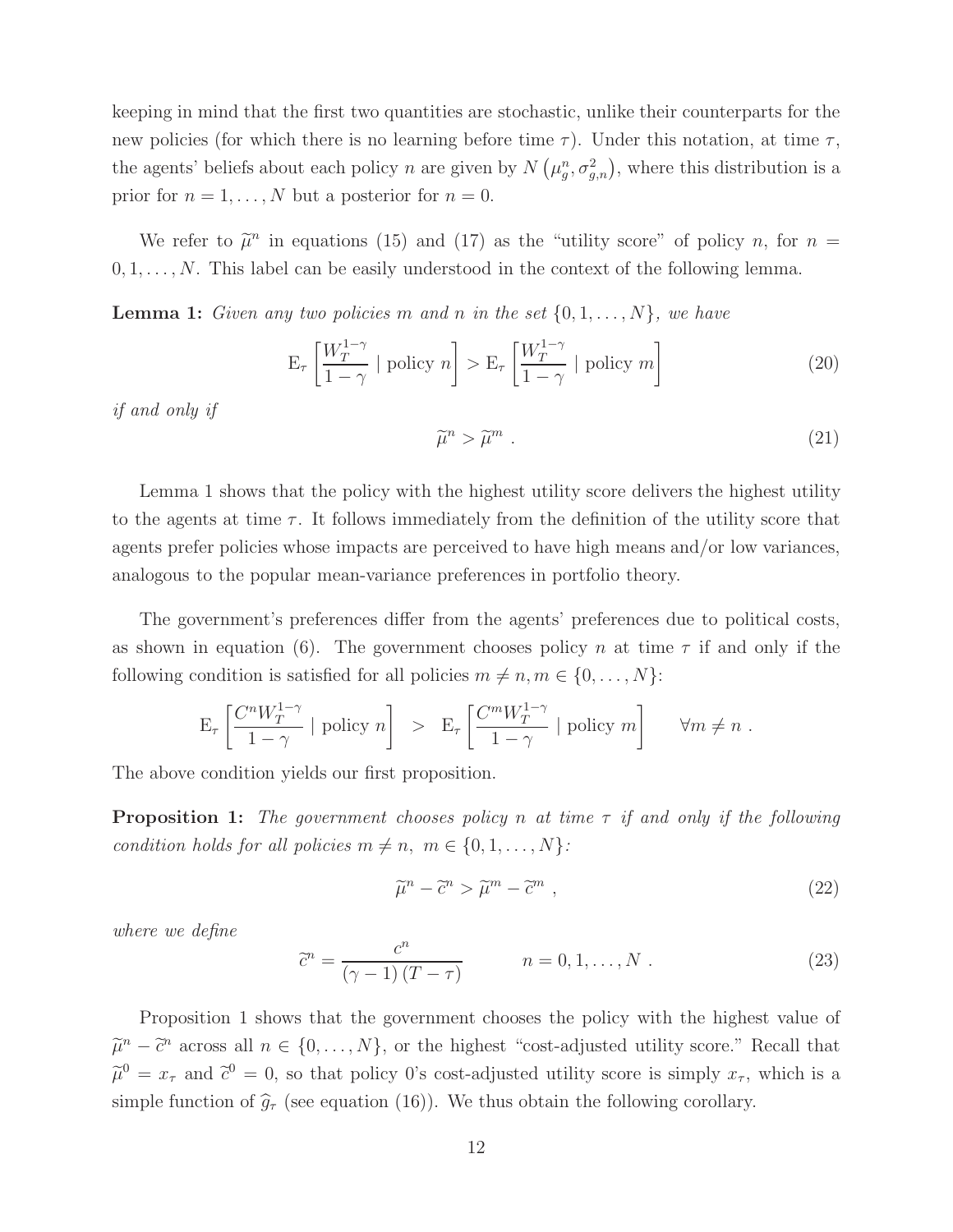keeping in mind that the first two quantities are stochastic, unlike their counterparts for the new policies (for which there is no learning before time $\tau$). Under this notation, at time $\tau$, the agents' beliefs about each policy $n$ are given by $N\left(\mu_g^n, \sigma_{g,n}^2\right)$, where this distribution is a prior for $n = 1, \ldots, N$ but a posterior for $n = 0$.

We refer to $\widetilde{\mu}^n$ in equations (15) and (17) as the "utility score" of policy $n$, for $n = 0, 1, \ldots, N$. This label can be easily understood in the context of the following lemma.

**Lemma 1:** *Given any two policies $m$ and $n$ in the set $\{0, 1, \ldots, N\}$, we have*

$$\mathrm{E}_\tau\left[\frac{W_T^{1-\gamma}}{1-\gamma} \mid \text{policy } n\right] > \mathrm{E}_\tau\left[\frac{W_T^{1-\gamma}}{1-\gamma} \mid \text{policy } m\right] \tag{20}$$

*if and only if*

$$\widetilde{\mu}^n > \widetilde{\mu}^m \; . \tag{21}$$

Lemma 1 shows that the policy with the highest utility score delivers the highest utility to the agents at time $\tau$. It follows immediately from the definition of the utility score that agents prefer policies whose impacts are perceived to have high means and/or low variances, analogous to the popular mean-variance preferences in portfolio theory.

The government's preferences differ from the agents' preferences due to political costs, as shown in equation (6). The government chooses policy $n$ at time $\tau$ if and only if the following condition is satisfied for all policies $m \neq n, m \in \{0, \ldots, N\}$:

$$\mathrm{E}_\tau\left[\frac{C^n W_T^{1-\gamma}}{1-\gamma} \mid \text{policy } n\right] \;\; > \;\; \mathrm{E}_\tau\left[\frac{C^m W_T^{1-\gamma}}{1-\gamma} \mid \text{policy } m\right] \qquad \forall m \neq n \; .$$

The above condition yields our first proposition.

**Proposition 1:** *The government chooses policy $n$ at time $\tau$ if and only if the following condition holds for all policies $m \neq n, \; m \in \{0, 1, \ldots, N\}$:*

$$\widetilde{\mu}^n - \widetilde{c}^n > \widetilde{\mu}^m - \widetilde{c}^m \; , \tag{22}$$

*where we define*

$$\widetilde{c}^n = \frac{c^n}{(\gamma - 1)(T - \tau)} \qquad\qquad n = 0, 1, \ldots, N \; . \tag{23}$$

Proposition 1 shows that the government chooses the policy with the highest value of $\widetilde{\mu}^n - \widetilde{c}^n$ across all $n \in \{0, \ldots, N\}$, or the highest "cost-adjusted utility score." Recall that $\widetilde{\mu}^0 = x_\tau$ and $\widetilde{c}^0 = 0$, so that policy 0's cost-adjusted utility score is simply $x_\tau$, which is a simple function of $\widehat{g}_\tau$ (see equation (16)). We thus obtain the following corollary.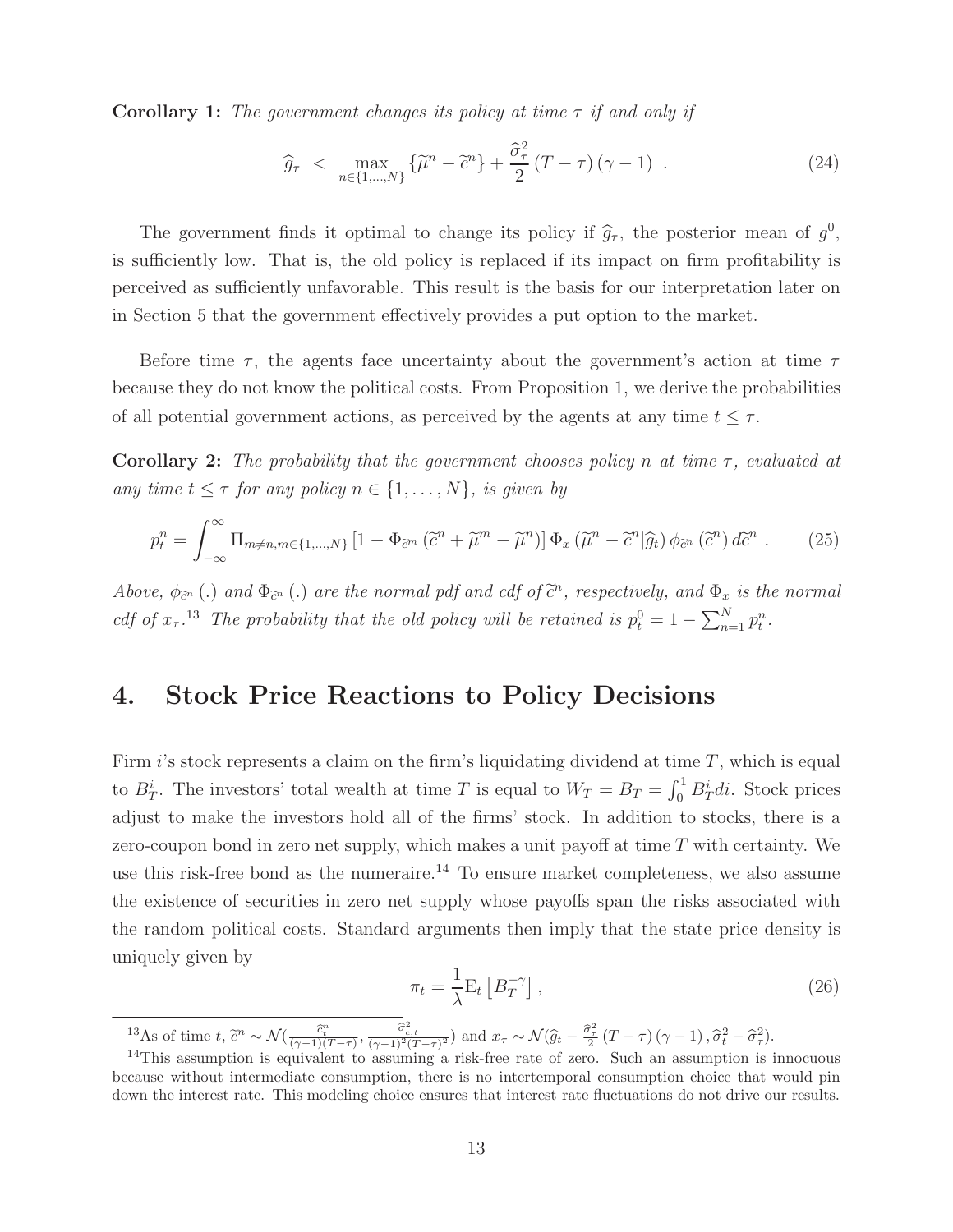**Corollary 1:** *The government changes its policy at time $\tau$ if and only if*

$$\widehat{g}_{\tau} \ < \ \max_{n \in \{1,\ldots,N\}} \{\widetilde{\mu}^n - \widetilde{c}^n\} + \frac{\widehat{\sigma}_{\tau}^2}{2}(T-\tau)(\gamma-1) \ . \tag{24}$$

The government finds it optimal to change its policy if $\widehat{g}_{\tau}$, the posterior mean of $g^0$, is sufficiently low. That is, the old policy is replaced if its impact on firm profitability is perceived as sufficiently unfavorable. This result is the basis for our interpretation later on in Section 5 that the government effectively provides a put option to the market.

Before time $\tau$, the agents face uncertainty about the government's action at time $\tau$ because they do not know the political costs. From Proposition 1, we derive the probabilities of all potential government actions, as perceived by the agents at any time $t \leq \tau$.

**Corollary 2:** *The probability that the government chooses policy $n$ at time $\tau$, evaluated at any time $t \leq \tau$ for any policy $n \in \{1,\ldots,N\}$, is given by*

$$p_t^n = \int_{-\infty}^{\infty} \Pi_{m \neq n, m \in \{1,\ldots,N\}} \left[1 - \Phi_{\widetilde{c}^m}\left(\widetilde{c}^n + \widetilde{\mu}^m - \widetilde{\mu}^n\right)\right] \Phi_x\left(\widetilde{\mu}^n - \widetilde{c}^n | \widehat{g}_t\right) \phi_{\widetilde{c}^n}\left(\widetilde{c}^n\right) d\widetilde{c}^n \ . \tag{25}$$

*Above, $\phi_{\widetilde{c}^n}(.)$ and $\Phi_{\widetilde{c}^n}(.)$ are the normal pdf and cdf of $\widetilde{c}^n$, respectively, and $\Phi_x$ is the normal cdf of $x_{\tau}$.*[13] *The probability that the old policy will be retained is $p_t^0 = 1 - \sum_{n=1}^{N} p_t^n$.*

## 4. Stock Price Reactions to Policy Decisions

Firm $i$'s stock represents a claim on the firm's liquidating dividend at time $T$, which is equal to $B_T^i$. The investors' total wealth at time $T$ is equal to $W_T = B_T = \int_0^1 B_T^i di$. Stock prices adjust to make the investors hold all of the firms' stock. In addition to stocks, there is a zero-coupon bond in zero net supply, which makes a unit payoff at time $T$ with certainty. We use this risk-free bond as the numeraire.[14] To ensure market completeness, we also assume the existence of securities in zero net supply whose payoffs span the risks associated with the random political costs. Standard arguments then imply that the state price density is uniquely given by

$$\pi_t = \frac{1}{\lambda} \mathrm{E}_t\left[B_T^{-\gamma}\right] , \tag{26}$$

[13] As of time $t$, $\widetilde{c}^n \sim \mathcal{N}\left(\frac{\widehat{c}_t^n}{(\gamma-1)(T-\tau)}, \frac{\widehat{\sigma}_{c,t}^2}{(\gamma-1)^2(T-\tau)^2}\right)$ and $x_{\tau} \sim \mathcal{N}\left(\widehat{g}_t - \frac{\widehat{\sigma}_{\tau}^2}{2}(T-\tau)(\gamma-1), \widehat{\sigma}_t^2 - \widehat{\sigma}_{\tau}^2\right)$.

[14] This assumption is equivalent to assuming a risk-free rate of zero. Such an assumption is innocuous because without intermediate consumption, there is no intertemporal consumption choice that would pin down the interest rate. This modeling choice ensures that interest rate fluctuations do not drive our results.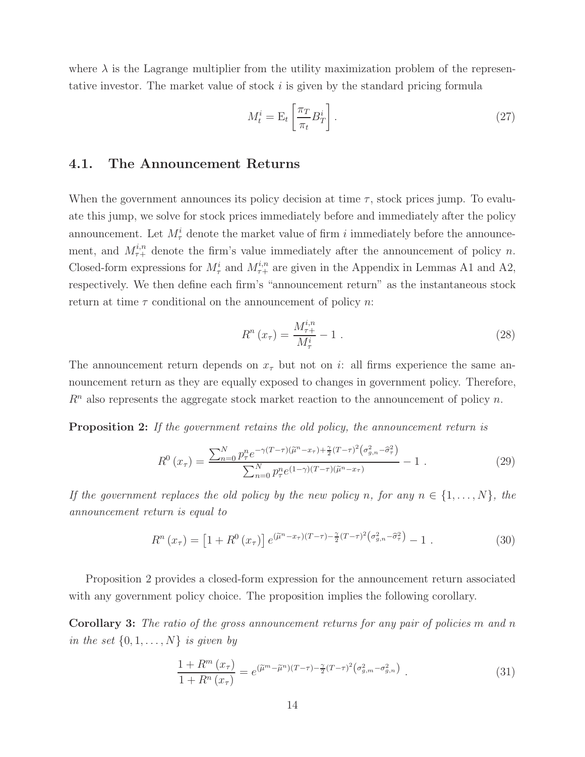where $\lambda$ is the Lagrange multiplier from the utility maximization problem of the representative investor. The market value of stock $i$ is given by the standard pricing formula

$$M_t^i = \mathrm{E}_t\left[\frac{\pi_T}{\pi_t} B_T^i\right]. \tag{27}$$

## 4.1. The Announcement Returns

When the government announces its policy decision at time $\tau$, stock prices jump. To evaluate this jump, we solve for stock prices immediately before and immediately after the policy announcement. Let $M_\tau^i$ denote the market value of firm $i$ immediately before the announcement, and $M_{\tau+}^{i,n}$ denote the firm's value immediately after the announcement of policy $n$. Closed-form expressions for $M_\tau^i$ and $M_{\tau+}^{i,n}$ are given in the Appendix in Lemmas A1 and A2, respectively. We then define each firm's "announcement return" as the instantaneous stock return at time $\tau$ conditional on the announcement of policy $n$:

$$R^n(x_\tau) = \frac{M_{\tau+}^{i,n}}{M_\tau^i} - 1 \ . \tag{28}$$

The announcement return depends on $x_\tau$ but not on $i$: all firms experience the same announcement return as they are equally exposed to changes in government policy. Therefore, $R^n$ also represents the aggregate stock market reaction to the announcement of policy $n$.

**Proposition 2:** *If the government retains the old policy, the announcement return is*

$$R^0(x_\tau) = \frac{\sum_{n=0}^N p_\tau^n e^{-\gamma(T-\tau)(\widetilde{\mu}^n - x_\tau) + \frac{\gamma}{2}(T-\tau)^2\left(\sigma_{g,n}^2 - \widehat{\sigma}_\tau^2\right)}}{\sum_{n=0}^N p_\tau^n e^{(1-\gamma)(T-\tau)(\widetilde{\mu}^n - x_\tau)}} - 1 \ . \tag{29}$$

*If the government replaces the old policy by the new policy $n$, for any $n \in \{1, \ldots, N\}$, the announcement return is equal to*

$$R^n(x_\tau) = \left[1 + R^0(x_\tau)\right] e^{(\widetilde{\mu}^n - x_\tau)(T-\tau) - \frac{\gamma}{2}(T-\tau)^2\left(\sigma_{g,n}^2 - \widehat{\sigma}_\tau^2\right)} - 1 \ . \tag{30}$$

Proposition 2 provides a closed-form expression for the announcement return associated with any government policy choice. The proposition implies the following corollary.

**Corollary 3:** *The ratio of the gross announcement returns for any pair of policies $m$ and $n$ in the set $\{0, 1, \ldots, N\}$ is given by*

$$\frac{1 + R^m(x_\tau)}{1 + R^n(x_\tau)} = e^{(\widetilde{\mu}^m - \widetilde{\mu}^n)(T-\tau) - \frac{\gamma}{2}(T-\tau)^2\left(\sigma_{g,m}^2 - \sigma_{g,n}^2\right)} \ . \tag{31}$$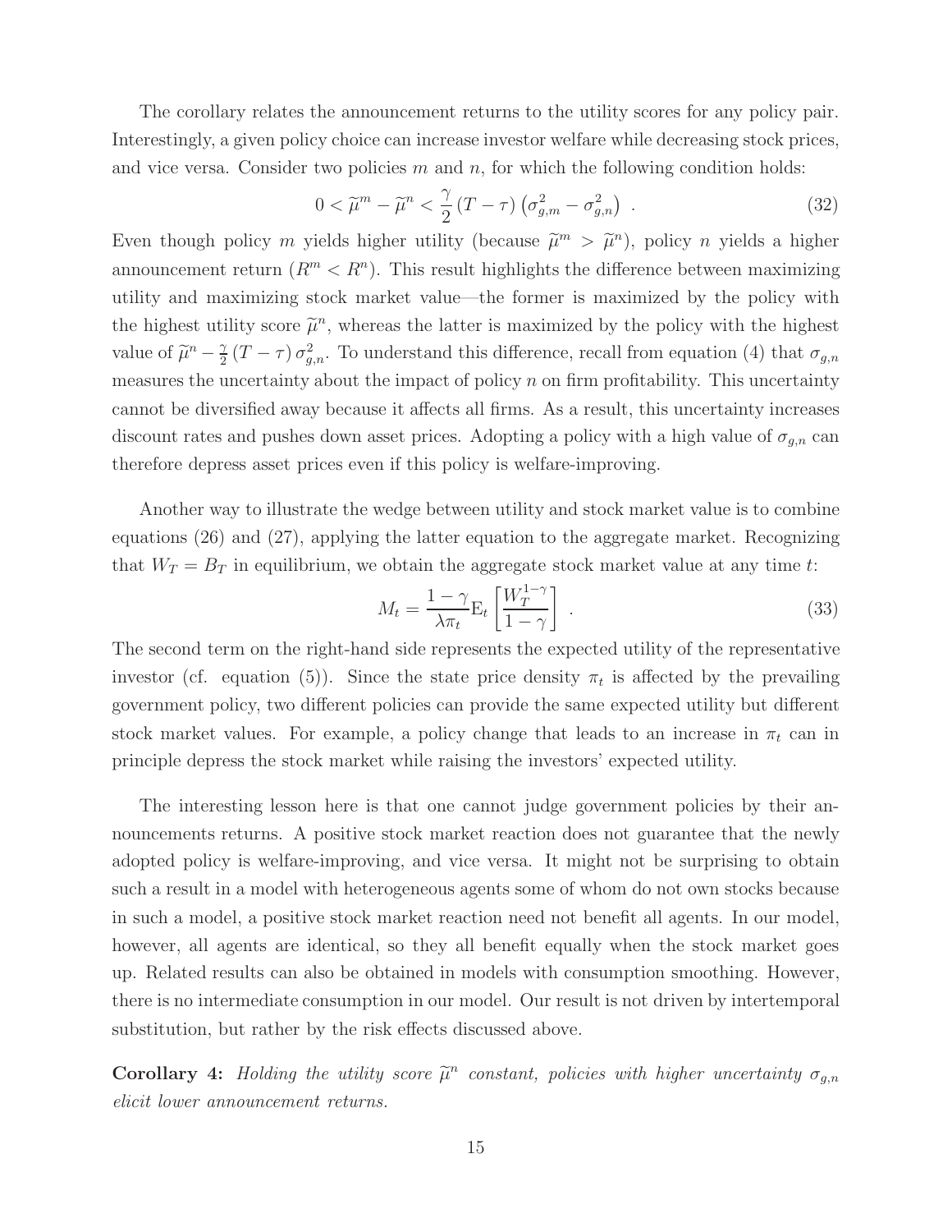The corollary relates the announcement returns to the utility scores for any policy pair. Interestingly, a given policy choice can increase investor welfare while decreasing stock prices, and vice versa. Consider two policies $m$ and $n$, for which the following condition holds:

$$0 < \widetilde{\mu}^m - \widetilde{\mu}^n < \frac{\gamma}{2}(T-\tau)\left(\sigma_{g,m}^2 - \sigma_{g,n}^2\right) \ . \tag{32}$$

Even though policy $m$ yields higher utility (because $\widetilde{\mu}^m > \widetilde{\mu}^n$), policy $n$ yields a higher announcement return ($R^m < R^n$). This result highlights the difference between maximizing utility and maximizing stock market value—the former is maximized by the policy with the highest utility score $\widetilde{\mu}^n$, whereas the latter is maximized by the policy with the highest value of $\widetilde{\mu}^n - \frac{\gamma}{2}(T-\tau)\,\sigma_{g,n}^2$. To understand this difference, recall from equation (4) that $\sigma_{g,n}$ measures the uncertainty about the impact of policy $n$ on firm profitability. This uncertainty cannot be diversified away because it affects all firms. As a result, this uncertainty increases discount rates and pushes down asset prices. Adopting a policy with a high value of $\sigma_{g,n}$ can therefore depress asset prices even if this policy is welfare-improving.

Another way to illustrate the wedge between utility and stock market value is to combine equations (26) and (27), applying the latter equation to the aggregate market. Recognizing that $W_T = B_T$ in equilibrium, we obtain the aggregate stock market value at any time $t$:

$$M_t = \frac{1-\gamma}{\lambda \pi_t} \mathrm{E}_t\left[\frac{W_T^{1-\gamma}}{1-\gamma}\right] \ . \tag{33}$$

The second term on the right-hand side represents the expected utility of the representative investor (cf. equation (5)). Since the state price density $\pi_t$ is affected by the prevailing government policy, two different policies can provide the same expected utility but different stock market values. For example, a policy change that leads to an increase in $\pi_t$ can in principle depress the stock market while raising the investors' expected utility.

The interesting lesson here is that one cannot judge government policies by their announcements returns. A positive stock market reaction does not guarantee that the newly adopted policy is welfare-improving, and vice versa. It might not be surprising to obtain such a result in a model with heterogeneous agents some of whom do not own stocks because in such a model, a positive stock market reaction need not benefit all agents. In our model, however, all agents are identical, so they all benefit equally when the stock market goes up. Related results can also be obtained in models with consumption smoothing. However, there is no intermediate consumption in our model. Our result is not driven by intertemporal substitution, but rather by the risk effects discussed above.

**Corollary 4:** *Holding the utility score $\widetilde{\mu}^n$ constant, policies with higher uncertainty $\sigma_{g,n}$ elicit lower announcement returns.*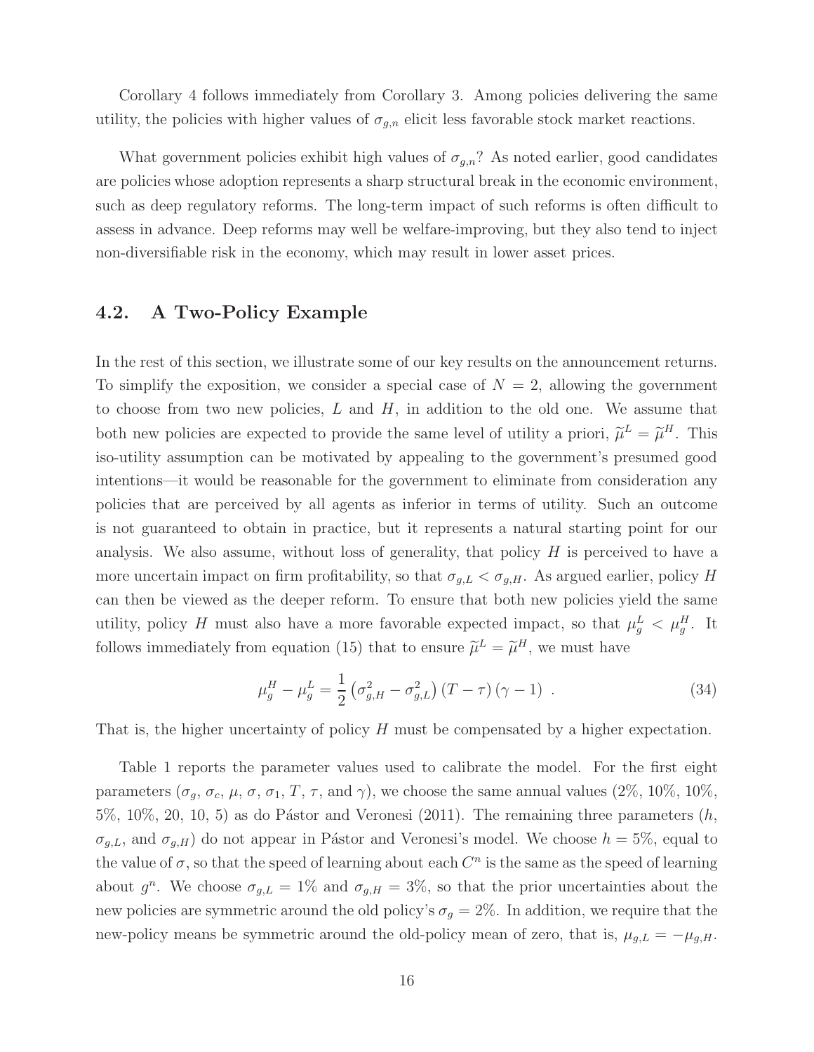Corollary 4 follows immediately from Corollary 3. Among policies delivering the same utility, the policies with higher values of $\sigma_{g,n}$ elicit less favorable stock market reactions.

What government policies exhibit high values of $\sigma_{g,n}$? As noted earlier, good candidates are policies whose adoption represents a sharp structural break in the economic environment, such as deep regulatory reforms. The long-term impact of such reforms is often difficult to assess in advance. Deep reforms may well be welfare-improving, but they also tend to inject non-diversifiable risk in the economy, which may result in lower asset prices.

## 4.2. A Two-Policy Example

In the rest of this section, we illustrate some of our key results on the announcement returns. To simplify the exposition, we consider a special case of $N = 2$, allowing the government to choose from two new policies, $L$ and $H$, in addition to the old one. We assume that both new policies are expected to provide the same level of utility a priori, $\widetilde{\mu}^L = \widetilde{\mu}^H$. This iso-utility assumption can be motivated by appealing to the government's presumed good intentions—it would be reasonable for the government to eliminate from consideration any policies that are perceived by all agents as inferior in terms of utility. Such an outcome is not guaranteed to obtain in practice, but it represents a natural starting point for our analysis. We also assume, without loss of generality, that policy $H$ is perceived to have a more uncertain impact on firm profitability, so that $\sigma_{g,L} < \sigma_{g,H}$. As argued earlier, policy $H$ can then be viewed as the deeper reform. To ensure that both new policies yield the same utility, policy $H$ must also have a more favorable expected impact, so that $\mu_g^L < \mu_g^H$. It follows immediately from equation (15) that to ensure $\widetilde{\mu}^L = \widetilde{\mu}^H$, we must have

$$\mu_g^H - \mu_g^L = \frac{1}{2}\left(\sigma_{g,H}^2 - \sigma_{g,L}^2\right)(T - \tau)(\gamma - 1) \ . \tag{34}$$

That is, the higher uncertainty of policy $H$ must be compensated by a higher expectation.

Table 1 reports the parameter values used to calibrate the model. For the first eight parameters ($\sigma_g$, $\sigma_c$, $\mu$, $\sigma$, $\sigma_1$, $T$, $\tau$, and $\gamma$), we choose the same annual values (2%, 10%, 10%, 5%, 10%, 20, 10, 5) as do Pástor and Veronesi (2011). The remaining three parameters ($h$, $\sigma_{g,L}$, and $\sigma_{g,H}$) do not appear in Pástor and Veronesi's model. We choose $h = 5\%$, equal to the value of $\sigma$, so that the speed of learning about each $C^n$ is the same as the speed of learning about $g^n$. We choose $\sigma_{g,L} = 1\%$ and $\sigma_{g,H} = 3\%$, so that the prior uncertainties about the new policies are symmetric around the old policy's $\sigma_g = 2\%$. In addition, we require that the new-policy means be symmetric around the old-policy mean of zero, that is, $\mu_{g,L} = -\mu_{g,H}$.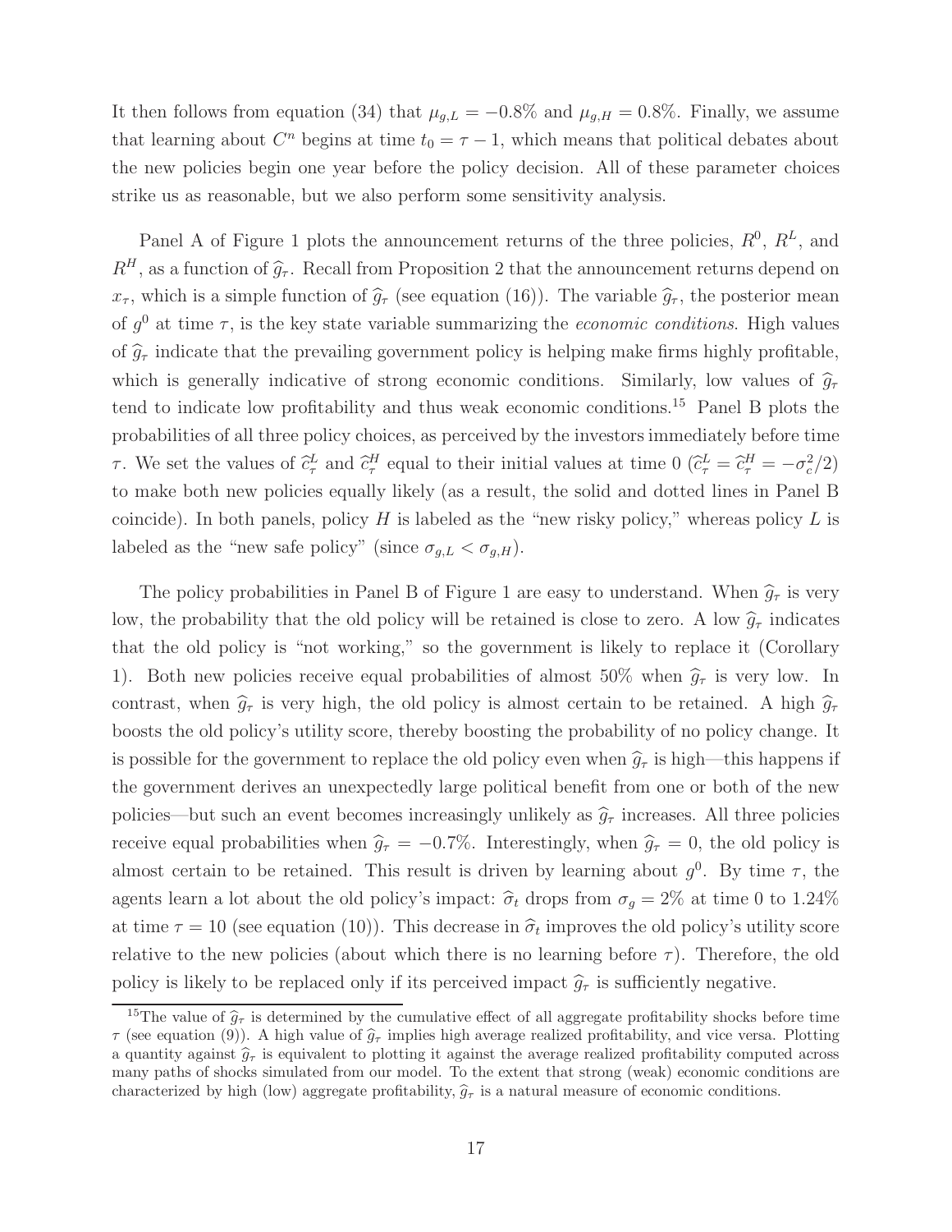It then follows from equation (34) that $\mu_{g,L} = -0.8\%$ and $\mu_{g,H} = 0.8\%$. Finally, we assume that learning about $C^n$ begins at time $t_0 = \tau - 1$, which means that political debates about the new policies begin one year before the policy decision. All of these parameter choices strike us as reasonable, but we also perform some sensitivity analysis.

Panel A of Figure 1 plots the announcement returns of the three policies, $R^0$, $R^L$, and $R^H$, as a function of $\widehat{g}_\tau$. Recall from Proposition 2 that the announcement returns depend on $x_\tau$, which is a simple function of $\widehat{g}_\tau$ (see equation (16)). The variable $\widehat{g}_\tau$, the posterior mean of $g^0$ at time $\tau$, is the key state variable summarizing the *economic conditions*. High values of $\widehat{g}_\tau$ indicate that the prevailing government policy is helping make firms highly profitable, which is generally indicative of strong economic conditions. Similarly, low values of $\widehat{g}_\tau$ tend to indicate low profitability and thus weak economic conditions.[15] Panel B plots the probabilities of all three policy choices, as perceived by the investors immediately before time $\tau$. We set the values of $\widehat{c}^L_\tau$ and $\widehat{c}^H_\tau$ equal to their initial values at time 0 ($\widehat{c}^L_\tau = \widehat{c}^H_\tau = -\sigma_c^2/2$) to make both new policies equally likely (as a result, the solid and dotted lines in Panel B coincide). In both panels, policy $H$ is labeled as the "new risky policy," whereas policy $L$ is labeled as the "new safe policy" (since $\sigma_{g,L} < \sigma_{g,H}$).

The policy probabilities in Panel B of Figure 1 are easy to understand. When $\widehat{g}_\tau$ is very low, the probability that the old policy will be retained is close to zero. A low $\widehat{g}_\tau$ indicates that the old policy is "not working," so the government is likely to replace it (Corollary 1). Both new policies receive equal probabilities of almost 50% when $\widehat{g}_\tau$ is very low. In contrast, when $\widehat{g}_\tau$ is very high, the old policy is almost certain to be retained. A high $\widehat{g}_\tau$ boosts the old policy's utility score, thereby boosting the probability of no policy change. It is possible for the government to replace the old policy even when $\widehat{g}_\tau$ is high—this happens if the government derives an unexpectedly large political benefit from one or both of the new policies—but such an event becomes increasingly unlikely as $\widehat{g}_\tau$ increases. All three policies receive equal probabilities when $\widehat{g}_\tau = -0.7\%$. Interestingly, when $\widehat{g}_\tau = 0$, the old policy is almost certain to be retained. This result is driven by learning about $g^0$. By time $\tau$, the agents learn a lot about the old policy's impact: $\widehat{\sigma}_t$ drops from $\sigma_g = 2\%$ at time 0 to 1.24% at time $\tau = 10$ (see equation (10)). This decrease in $\widehat{\sigma}_t$ improves the old policy's utility score relative to the new policies (about which there is no learning before $\tau$). Therefore, the old policy is likely to be replaced only if its perceived impact $\widehat{g}_\tau$ is sufficiently negative.

[15] The value of $\widehat{g}_\tau$ is determined by the cumulative effect of all aggregate profitability shocks before time $\tau$ (see equation (9)). A high value of $\widehat{g}_\tau$ implies high average realized profitability, and vice versa. Plotting a quantity against $\widehat{g}_\tau$ is equivalent to plotting it against the average realized profitability computed across many paths of shocks simulated from our model. To the extent that strong (weak) economic conditions are characterized by high (low) aggregate profitability, $\widehat{g}_\tau$ is a natural measure of economic conditions.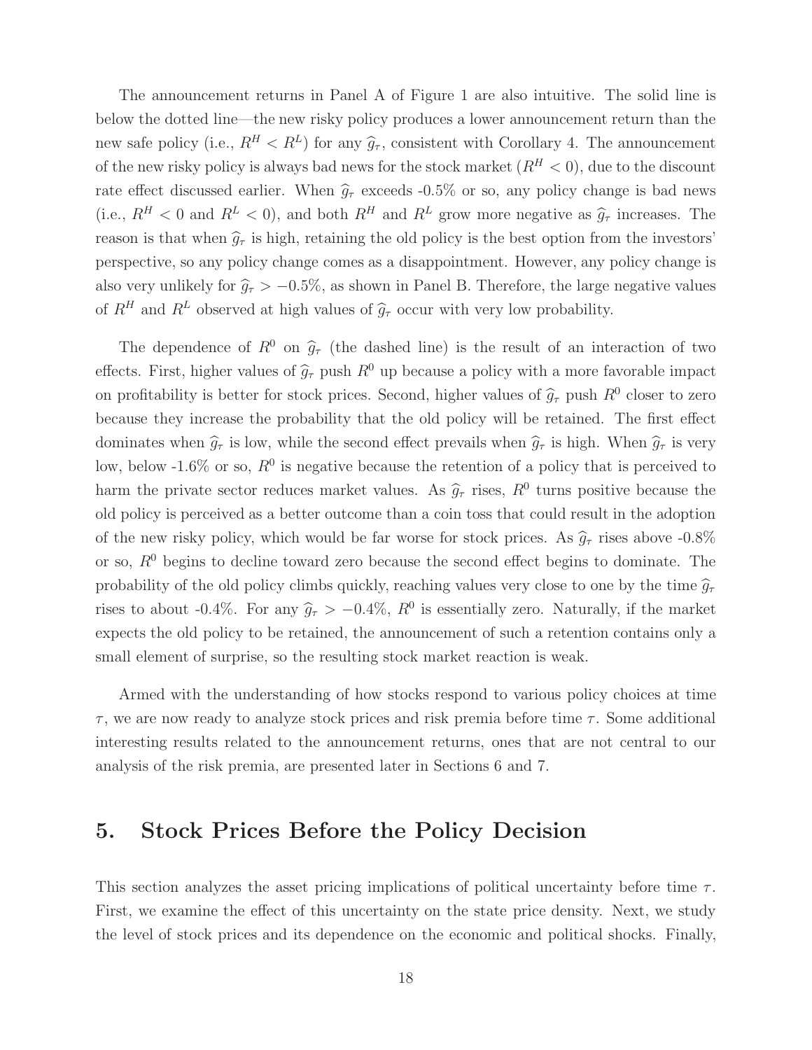The announcement returns in Panel A of Figure 1 are also intuitive. The solid line is below the dotted line—the new risky policy produces a lower announcement return than the new safe policy (i.e., $R^H < R^L$) for any $\widehat{g}_\tau$, consistent with Corollary 4. The announcement of the new risky policy is always bad news for the stock market ($R^H < 0$), due to the discount rate effect discussed earlier. When $\widehat{g}_\tau$ exceeds -0.5% or so, any policy change is bad news (i.e., $R^H < 0$ and $R^L < 0$), and both $R^H$ and $R^L$ grow more negative as $\widehat{g}_\tau$ increases. The reason is that when $\widehat{g}_\tau$ is high, retaining the old policy is the best option from the investors' perspective, so any policy change comes as a disappointment. However, any policy change is also very unlikely for $\widehat{g}_\tau > -0.5\%$, as shown in Panel B. Therefore, the large negative values of $R^H$ and $R^L$ observed at high values of $\widehat{g}_\tau$ occur with very low probability.

The dependence of $R^0$ on $\widehat{g}_\tau$ (the dashed line) is the result of an interaction of two effects. First, higher values of $\widehat{g}_\tau$ push $R^0$ up because a policy with a more favorable impact on profitability is better for stock prices. Second, higher values of $\widehat{g}_\tau$ push $R^0$ closer to zero because they increase the probability that the old policy will be retained. The first effect dominates when $\widehat{g}_\tau$ is low, while the second effect prevails when $\widehat{g}_\tau$ is high. When $\widehat{g}_\tau$ is very low, below -1.6% or so, $R^0$ is negative because the retention of a policy that is perceived to harm the private sector reduces market values. As $\widehat{g}_\tau$ rises, $R^0$ turns positive because the old policy is perceived as a better outcome than a coin toss that could result in the adoption of the new risky policy, which would be far worse for stock prices. As $\widehat{g}_\tau$ rises above -0.8% or so, $R^0$ begins to decline toward zero because the second effect begins to dominate. The probability of the old policy climbs quickly, reaching values very close to one by the time $\widehat{g}_\tau$ rises to about -0.4%. For any $\widehat{g}_\tau > -0.4\%$, $R^0$ is essentially zero. Naturally, if the market expects the old policy to be retained, the announcement of such a retention contains only a small element of surprise, so the resulting stock market reaction is weak.

Armed with the understanding of how stocks respond to various policy choices at time $\tau$, we are now ready to analyze stock prices and risk premia before time $\tau$. Some additional interesting results related to the announcement returns, ones that are not central to our analysis of the risk premia, are presented later in Sections 6 and 7.

## 5. Stock Prices Before the Policy Decision

This section analyzes the asset pricing implications of political uncertainty before time $\tau$. First, we examine the effect of this uncertainty on the state price density. Next, we study the level of stock prices and its dependence on the economic and political shocks. Finally,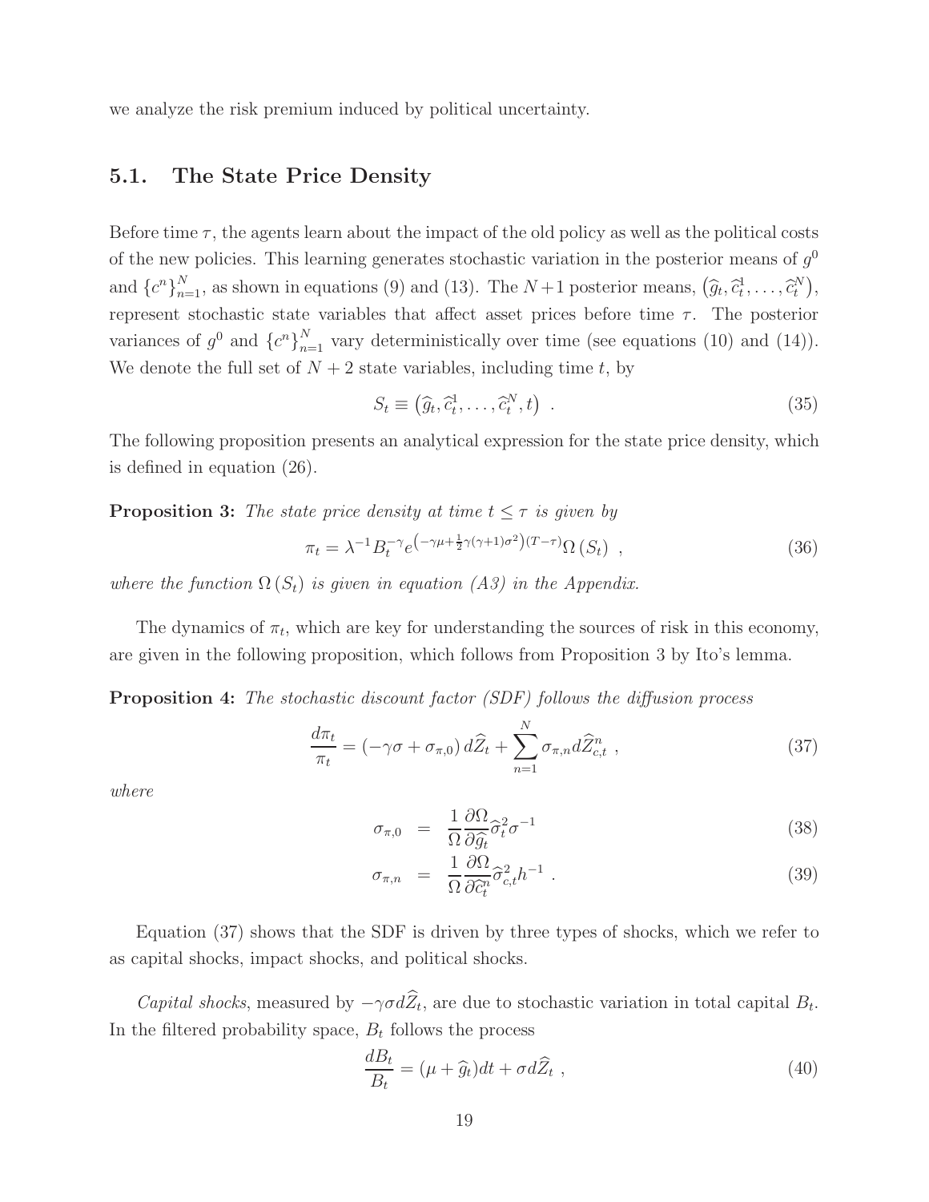we analyze the risk premium induced by political uncertainty.

## 5.1. The State Price Density

Before time $\tau$, the agents learn about the impact of the old policy as well as the political costs of the new policies. This learning generates stochastic variation in the posterior means of $g^0$ and $\{c^n\}_{n=1}^N$, as shown in equations (9) and (13). The $N+1$ posterior means, $\left(\widehat{g}_t, \widehat{c}_t^1, \ldots, \widehat{c}_t^N\right)$, represent stochastic state variables that affect asset prices before time $\tau$. The posterior variances of $g^0$ and $\{c^n\}_{n=1}^N$ vary deterministically over time (see equations (10) and (14)). We denote the full set of $N+2$ state variables, including time $t$, by

$$S_t \equiv \left(\widehat{g}_t, \widehat{c}_t^1, \ldots, \widehat{c}_t^N, t\right) \ . \tag{35}$$

The following proposition presents an analytical expression for the state price density, which is defined in equation (26).

**Proposition 3:** *The state price density at time $t \leq \tau$ is given by*

$$\pi_t = \lambda^{-1} B_t^{-\gamma} e^{\left(-\gamma\mu + \frac{1}{2}\gamma(\gamma+1)\sigma^2\right)(T-\tau)} \Omega\left(S_t\right) \ , \tag{36}$$

*where the function $\Omega\left(S_t\right)$ is given in equation (A3) in the Appendix.*

The dynamics of $\pi_t$, which are key for understanding the sources of risk in this economy, are given in the following proposition, which follows from Proposition 3 by Ito's lemma.

**Proposition 4:** *The stochastic discount factor (SDF) follows the diffusion process*

$$\frac{d\pi_t}{\pi_t} = \left(-\gamma\sigma + \sigma_{\pi,0}\right) d\widehat{Z}_t + \sum_{n=1}^N \sigma_{\pi,n} d\widehat{Z}_{c,t}^n \ , \tag{37}$$

*where*

$$\sigma_{\pi,0} = \frac{1}{\Omega} \frac{\partial \Omega}{\partial \widehat{g}_t} \widehat{\sigma}_t^2 \sigma^{-1} \tag{38}$$

$$\sigma_{\pi,n} = \frac{1}{\Omega} \frac{\partial \Omega}{\partial \widehat{c}_t^n} \widehat{\sigma}_{c,t}^2 h^{-1} \ . \tag{39}$$

Equation (37) shows that the SDF is driven by three types of shocks, which we refer to as capital shocks, impact shocks, and political shocks.

*Capital shocks*, measured by $-\gamma\sigma d\widehat{Z}_t$, are due to stochastic variation in total capital $B_t$. In the filtered probability space, $B_t$ follows the process

$$\frac{dB_t}{B_t} = (\mu + \widehat{g}_t)dt + \sigma d\widehat{Z}_t \ , \tag{40}$$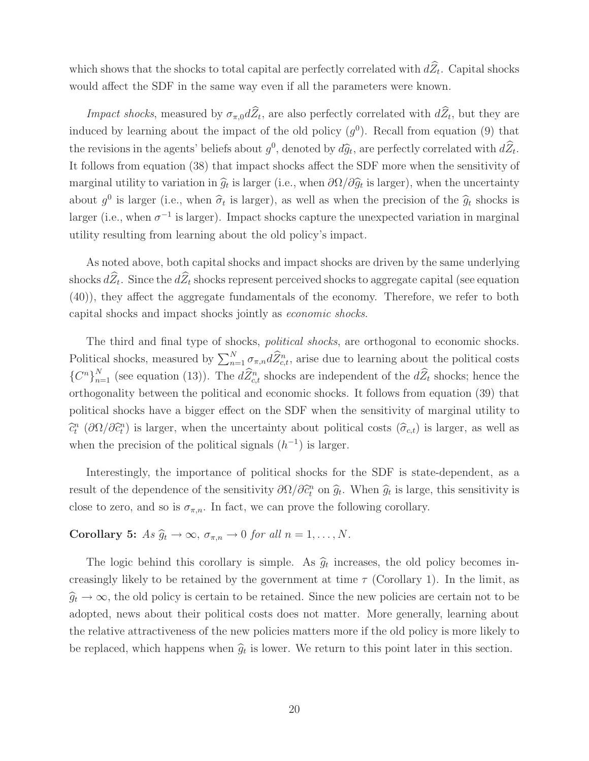which shows that the shocks to total capital are perfectly correlated with $d\widehat{Z}_t$. Capital shocks would affect the SDF in the same way even if all the parameters were known.

*Impact shocks*, measured by $\sigma_{\pi,0} d\widehat{Z}_t$, are also perfectly correlated with $d\widehat{Z}_t$, but they are induced by learning about the impact of the old policy ($g^0$). Recall from equation (9) that the revisions in the agents' beliefs about $g^0$, denoted by $d\widehat{g}_t$, are perfectly correlated with $d\widehat{Z}_t$. It follows from equation (38) that impact shocks affect the SDF more when the sensitivity of marginal utility to variation in $\widehat{g}_t$ is larger (i.e., when $\partial\Omega/\partial\widehat{g}_t$ is larger), when the uncertainty about $g^0$ is larger (i.e., when $\widehat{\sigma}_t$ is larger), as well as when the precision of the $\widehat{g}_t$ shocks is larger (i.e., when $\sigma^{-1}$ is larger). Impact shocks capture the unexpected variation in marginal utility resulting from learning about the old policy's impact.

As noted above, both capital shocks and impact shocks are driven by the same underlying shocks $d\widehat{Z}_t$. Since the $d\widehat{Z}_t$ shocks represent perceived shocks to aggregate capital (see equation (40)), they affect the aggregate fundamentals of the economy. Therefore, we refer to both capital shocks and impact shocks jointly as *economic shocks*.

The third and final type of shocks, *political shocks*, are orthogonal to economic shocks. Political shocks, measured by $\sum_{n=1}^{N} \sigma_{\pi,n} d\widehat{Z}_{c,t}^n$, arise due to learning about the political costs $\{C^n\}_{n=1}^N$ (see equation (13)). The $d\widehat{Z}_{c,t}^n$ shocks are independent of the $d\widehat{Z}_t$ shocks; hence the orthogonality between the political and economic shocks. It follows from equation (39) that political shocks have a bigger effect on the SDF when the sensitivity of marginal utility to $\widehat{c}_t^n$ ($\partial\Omega/\partial\widehat{c}_t^n$) is larger, when the uncertainty about political costs ($\widehat{\sigma}_{c,t}$) is larger, as well as when the precision of the political signals ($h^{-1}$) is larger.

Interestingly, the importance of political shocks for the SDF is state-dependent, as a result of the dependence of the sensitivity $\partial\Omega/\partial\widehat{c}_t^n$ on $\widehat{g}_t$. When $\widehat{g}_t$ is large, this sensitivity is close to zero, and so is $\sigma_{\pi,n}$. In fact, we can prove the following corollary.

**Corollary 5:** *As $\widehat{g}_t \to \infty$, $\sigma_{\pi,n} \to 0$ for all $n = 1, \ldots, N$.*

The logic behind this corollary is simple. As $\widehat{g}_t$ increases, the old policy becomes increasingly likely to be retained by the government at time $\tau$ (Corollary 1). In the limit, as $\widehat{g}_t \to \infty$, the old policy is certain to be retained. Since the new policies are certain not to be adopted, news about their political costs does not matter. More generally, learning about the relative attractiveness of the new policies matters more if the old policy is more likely to be replaced, which happens when $\widehat{g}_t$ is lower. We return to this point later in this section.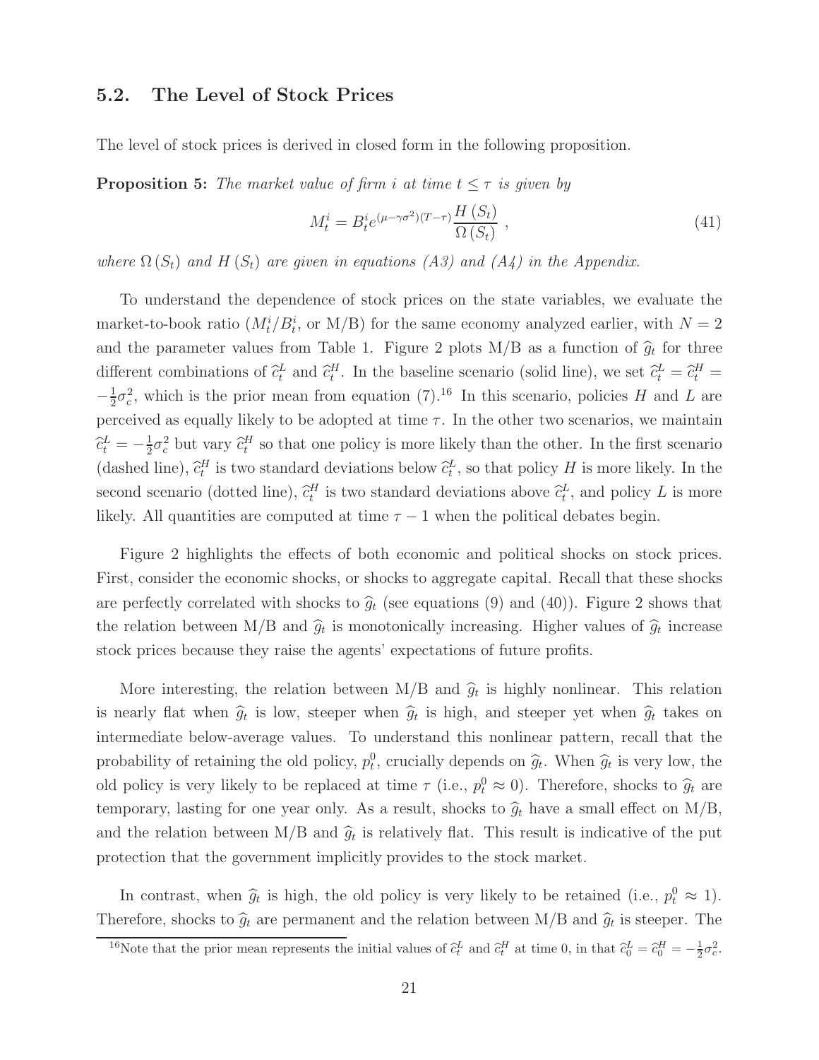## 5.2. The Level of Stock Prices

The level of stock prices is derived in closed form in the following proposition.

**Proposition 5:** *The market value of firm $i$ at time $t \leq \tau$ is given by*

$$M_t^i = B_t^i e^{(\mu - \gamma \sigma^2)(T-\tau)} \frac{H(S_t)}{\Omega(S_t)} , \tag{41}$$

*where $\Omega(S_t)$ and $H(S_t)$ are given in equations (A3) and (A4) in the Appendix.*

To understand the dependence of stock prices on the state variables, we evaluate the market-to-book ratio ($M_t^i/B_t^i$, or M/B) for the same economy analyzed earlier, with $N = 2$ and the parameter values from Table 1. Figure 2 plots M/B as a function of $\widehat{g}_t$ for three different combinations of $\widehat{c}_t^L$ and $\widehat{c}_t^H$. In the baseline scenario (solid line), we set $\widehat{c}_t^L = \widehat{c}_t^H = -\frac{1}{2}\sigma_c^2$, which is the prior mean from equation (7).[16] In this scenario, policies $H$ and $L$ are perceived as equally likely to be adopted at time $\tau$. In the other two scenarios, we maintain $\widehat{c}_t^L = -\frac{1}{2}\sigma_c^2$ but vary $\widehat{c}_t^H$ so that one policy is more likely than the other. In the first scenario (dashed line), $\widehat{c}_t^H$ is two standard deviations below $\widehat{c}_t^L$, so that policy $H$ is more likely. In the second scenario (dotted line), $\widehat{c}_t^H$ is two standard deviations above $\widehat{c}_t^L$, and policy $L$ is more likely. All quantities are computed at time $\tau - 1$ when the political debates begin.

Figure 2 highlights the effects of both economic and political shocks on stock prices. First, consider the economic shocks, or shocks to aggregate capital. Recall that these shocks are perfectly correlated with shocks to $\widehat{g}_t$ (see equations (9) and (40)). Figure 2 shows that the relation between M/B and $\widehat{g}_t$ is monotonically increasing. Higher values of $\widehat{g}_t$ increase stock prices because they raise the agents' expectations of future profits.

More interesting, the relation between M/B and $\widehat{g}_t$ is highly nonlinear. This relation is nearly flat when $\widehat{g}_t$ is low, steeper when $\widehat{g}_t$ is high, and steeper yet when $\widehat{g}_t$ takes on intermediate below-average values. To understand this nonlinear pattern, recall that the probability of retaining the old policy, $p_t^0$, crucially depends on $\widehat{g}_t$. When $\widehat{g}_t$ is very low, the old policy is very likely to be replaced at time $\tau$ (i.e., $p_t^0 \approx 0$). Therefore, shocks to $\widehat{g}_t$ are temporary, lasting for one year only. As a result, shocks to $\widehat{g}_t$ have a small effect on M/B, and the relation between M/B and $\widehat{g}_t$ is relatively flat. This result is indicative of the put protection that the government implicitly provides to the stock market.

In contrast, when $\widehat{g}_t$ is high, the old policy is very likely to be retained (i.e., $p_t^0 \approx 1$). Therefore, shocks to $\widehat{g}_t$ are permanent and the relation between M/B and $\widehat{g}_t$ is steeper. The

[16] Note that the prior mean represents the initial values of $\widehat{c}_t^L$ and $\widehat{c}_t^H$ at time 0, in that $\widehat{c}_0^L = \widehat{c}_0^H = -\frac{1}{2}\sigma_c^2$.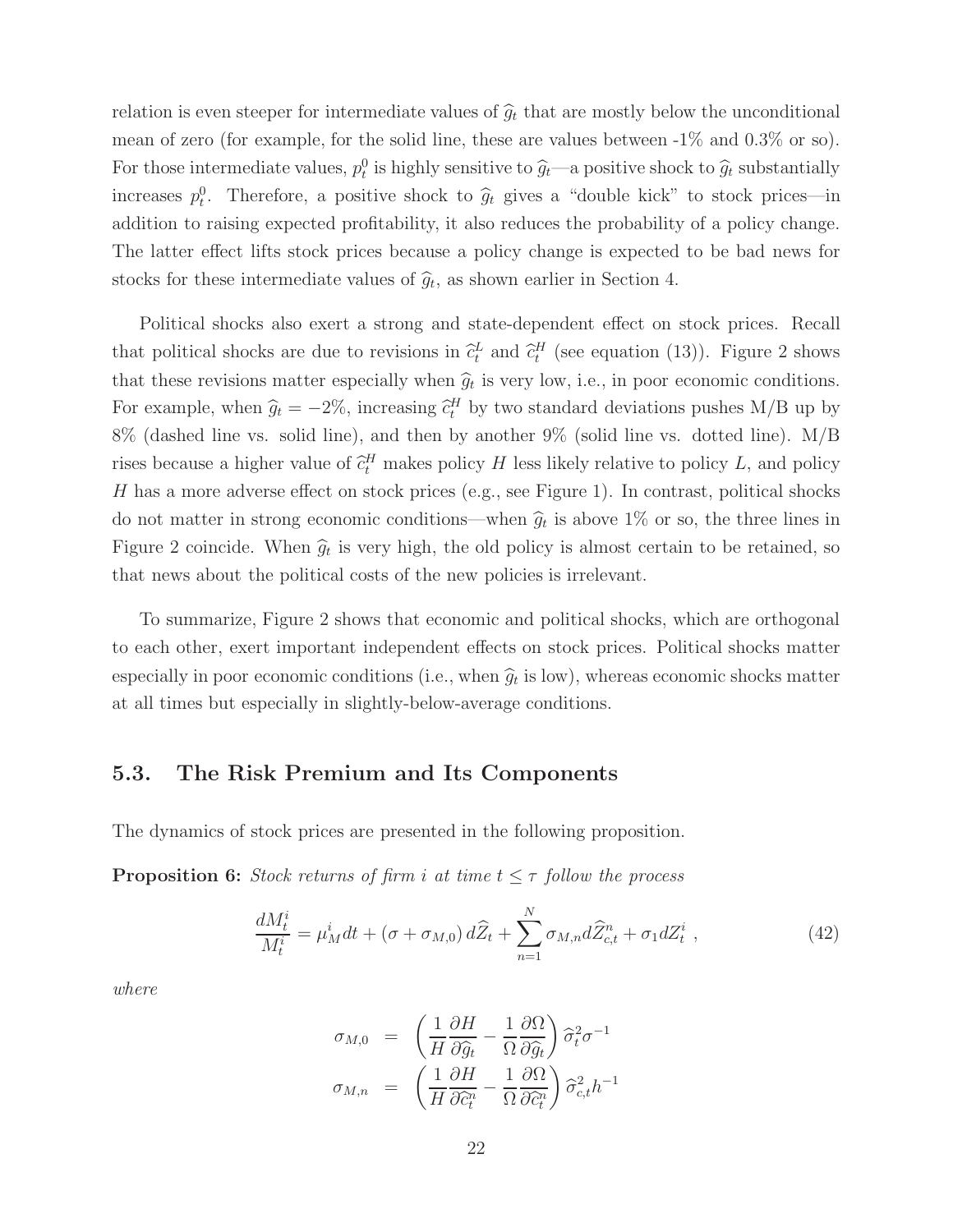relation is even steeper for intermediate values of $\widehat{g}_t$ that are mostly below the unconditional mean of zero (for example, for the solid line, these are values between -1% and 0.3% or so). For those intermediate values, $p_t^0$ is highly sensitive to $\widehat{g}_t$—a positive shock to $\widehat{g}_t$ substantially increases $p_t^0$. Therefore, a positive shock to $\widehat{g}_t$ gives a "double kick" to stock prices—in addition to raising expected profitability, it also reduces the probability of a policy change. The latter effect lifts stock prices because a policy change is expected to be bad news for stocks for these intermediate values of $\widehat{g}_t$, as shown earlier in Section 4.

Political shocks also exert a strong and state-dependent effect on stock prices. Recall that political shocks are due to revisions in $\widehat{c}_t^L$ and $\widehat{c}_t^H$ (see equation (13)). Figure 2 shows that these revisions matter especially when $\widehat{g}_t$ is very low, i.e., in poor economic conditions. For example, when $\widehat{g}_t = -2\%$, increasing $\widehat{c}_t^H$ by two standard deviations pushes M/B up by 8% (dashed line vs. solid line), and then by another 9% (solid line vs. dotted line). M/B rises because a higher value of $\widehat{c}_t^H$ makes policy $H$ less likely relative to policy $L$, and policy $H$ has a more adverse effect on stock prices (e.g., see Figure 1). In contrast, political shocks do not matter in strong economic conditions—when $\widehat{g}_t$ is above 1% or so, the three lines in Figure 2 coincide. When $\widehat{g}_t$ is very high, the old policy is almost certain to be retained, so that news about the political costs of the new policies is irrelevant.

To summarize, Figure 2 shows that economic and political shocks, which are orthogonal to each other, exert important independent effects on stock prices. Political shocks matter especially in poor economic conditions (i.e., when $\widehat{g}_t$ is low), whereas economic shocks matter at all times but especially in slightly-below-average conditions.

## 5.3. The Risk Premium and Its Components

The dynamics of stock prices are presented in the following proposition.

**Proposition 6:** *Stock returns of firm $i$ at time $t \leq \tau$ follow the process*

$$\frac{dM_t^i}{M_t^i} = \mu_M^i dt + (\sigma + \sigma_{M,0})\, d\widehat{Z}_t + \sum_{n=1}^{N} \sigma_{M,n} d\widehat{Z}_{c,t}^n + \sigma_1 dZ_t^i \ , \tag{42}$$

*where*

$$\begin{aligned}
\sigma_{M,0} &= \left( \frac{1}{H} \frac{\partial H}{\partial \widehat{g}_t} - \frac{1}{\Omega} \frac{\partial \Omega}{\partial \widehat{g}_t} \right) \widehat{\sigma}_t^2 \sigma^{-1} \\
\sigma_{M,n} &= \left( \frac{1}{H} \frac{\partial H}{\partial \widehat{c}_t^n} - \frac{1}{\Omega} \frac{\partial \Omega}{\partial \widehat{c}_t^n} \right) \widehat{\sigma}_{c,t}^2 h^{-1}
\end{aligned}$$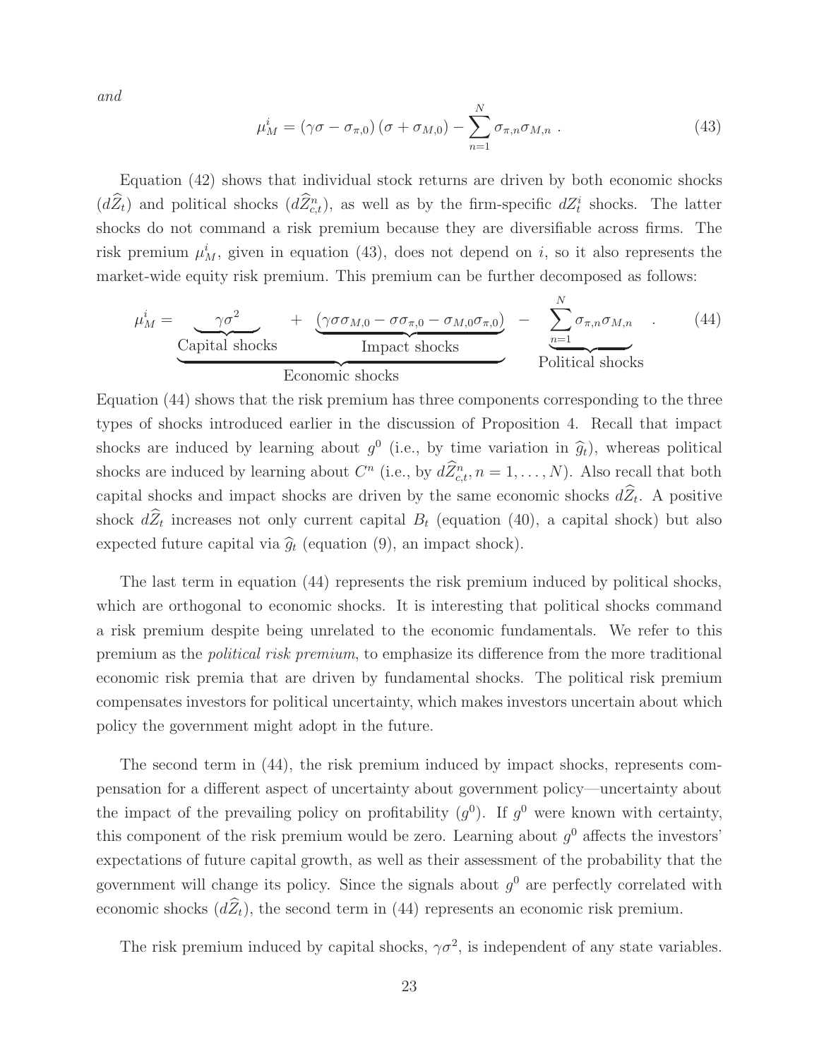*and*

$$\mu_M^i = (\gamma\sigma - \sigma_{\pi,0})(\sigma + \sigma_{M,0}) - \sum_{n=1}^{N} \sigma_{\pi,n}\sigma_{M,n} \ . \tag{43}$$

Equation (42) shows that individual stock returns are driven by both economic shocks ($d\widehat{Z}_t$) and political shocks ($d\widehat{Z}_{c,t}^n$), as well as by the firm-specific $dZ_t^i$ shocks. The latter shocks do not command a risk premium because they are diversifiable across firms. The risk premium $\mu_M^i$, given in equation (43), does not depend on $i$, so it also represents the market-wide equity risk premium. This premium can be further decomposed as follows:

$$\mu_M^i = \underbrace{\underbrace{\gamma\sigma^2}_{\text{Capital shocks}} + \underbrace{(\gamma\sigma\sigma_{M,0} - \sigma\sigma_{\pi,0} - \sigma_{M,0}\sigma_{\pi,0})}_{\text{Impact shocks}}}_{\text{Economic shocks}} - \underbrace{\sum_{n=1}^{N} \sigma_{\pi,n}\sigma_{M,n}}_{\text{Political shocks}} \ . \tag{44}$$

Equation (44) shows that the risk premium has three components corresponding to the three types of shocks introduced earlier in the discussion of Proposition 4. Recall that impact shocks are induced by learning about $g^0$ (i.e., by time variation in $\widehat{g}_t$), whereas political shocks are induced by learning about $C^n$ (i.e., by $d\widehat{Z}_{c,t}^n, n = 1, \ldots, N$). Also recall that both capital shocks and impact shocks are driven by the same economic shocks $d\widehat{Z}_t$. A positive shock $d\widehat{Z}_t$ increases not only current capital $B_t$ (equation (40), a capital shock) but also expected future capital via $\widehat{g}_t$ (equation (9), an impact shock).

The last term in equation (44) represents the risk premium induced by political shocks, which are orthogonal to economic shocks. It is interesting that political shocks command a risk premium despite being unrelated to the economic fundamentals. We refer to this premium as the *political risk premium*, to emphasize its difference from the more traditional economic risk premia that are driven by fundamental shocks. The political risk premium compensates investors for political uncertainty, which makes investors uncertain about which policy the government might adopt in the future.

The second term in (44), the risk premium induced by impact shocks, represents compensation for a different aspect of uncertainty about government policy—uncertainty about the impact of the prevailing policy on profitability ($g^0$). If $g^0$ were known with certainty, this component of the risk premium would be zero. Learning about $g^0$ affects the investors' expectations of future capital growth, as well as their assessment of the probability that the government will change its policy. Since the signals about $g^0$ are perfectly correlated with economic shocks ($d\widehat{Z}_t$), the second term in (44) represents an economic risk premium.

The risk premium induced by capital shocks, $\gamma\sigma^2$, is independent of any state variables.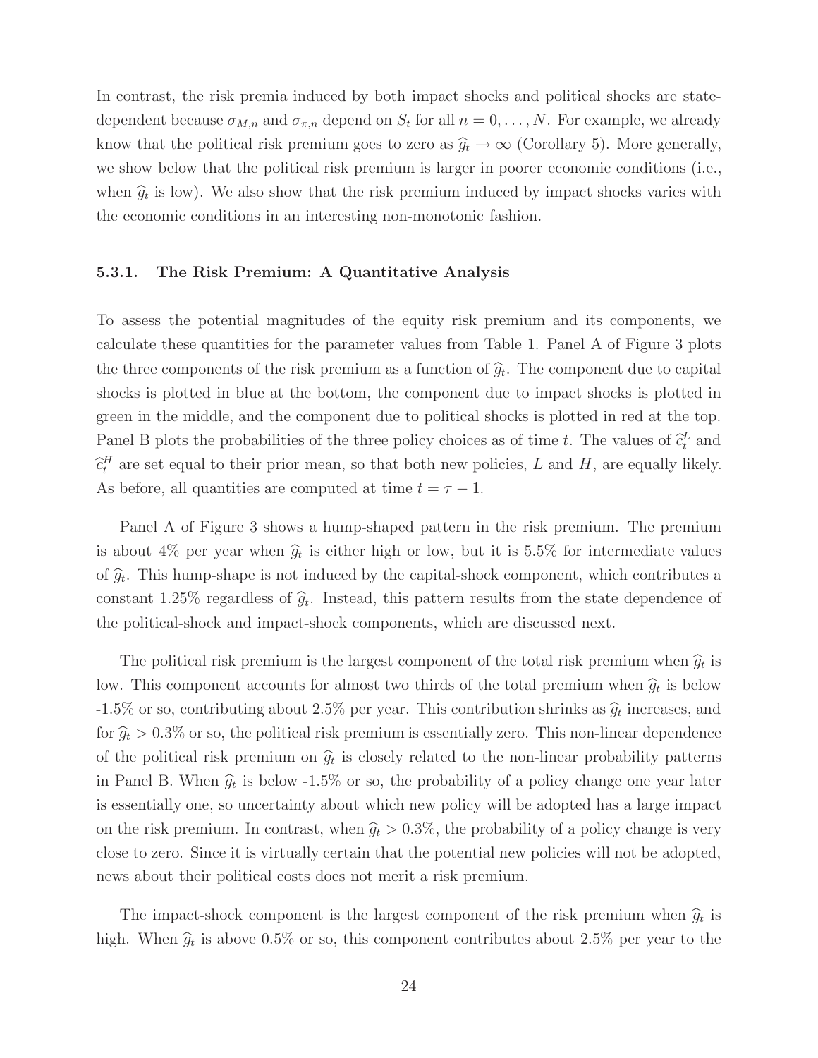In contrast, the risk premia induced by both impact shocks and political shocks are state-dependent because $\sigma_{M,n}$ and $\sigma_{\pi,n}$ depend on $S_t$ for all $n = 0, \ldots, N$. For example, we already know that the political risk premium goes to zero as $\widehat{g}_t \to \infty$ (Corollary 5). More generally, we show below that the political risk premium is larger in poorer economic conditions (i.e., when $\widehat{g}_t$ is low). We also show that the risk premium induced by impact shocks varies with the economic conditions in an interesting non-monotonic fashion.

### 5.3.1. The Risk Premium: A Quantitative Analysis

To assess the potential magnitudes of the equity risk premium and its components, we calculate these quantities for the parameter values from Table 1. Panel A of Figure 3 plots the three components of the risk premium as a function of $\widehat{g}_t$. The component due to capital shocks is plotted in blue at the bottom, the component due to impact shocks is plotted in green in the middle, and the component due to political shocks is plotted in red at the top. Panel B plots the probabilities of the three policy choices as of time $t$. The values of $\widehat{c}_t^L$ and $\widehat{c}_t^H$ are set equal to their prior mean, so that both new policies, $L$ and $H$, are equally likely. As before, all quantities are computed at time $t = \tau - 1$.

Panel A of Figure 3 shows a hump-shaped pattern in the risk premium. The premium is about 4% per year when $\widehat{g}_t$ is either high or low, but it is 5.5% for intermediate values of $\widehat{g}_t$. This hump-shape is not induced by the capital-shock component, which contributes a constant 1.25% regardless of $\widehat{g}_t$. Instead, this pattern results from the state dependence of the political-shock and impact-shock components, which are discussed next.

The political risk premium is the largest component of the total risk premium when $\widehat{g}_t$ is low. This component accounts for almost two thirds of the total premium when $\widehat{g}_t$ is below -1.5% or so, contributing about 2.5% per year. This contribution shrinks as $\widehat{g}_t$ increases, and for $\widehat{g}_t > 0.3\%$ or so, the political risk premium is essentially zero. This non-linear dependence of the political risk premium on $\widehat{g}_t$ is closely related to the non-linear probability patterns in Panel B. When $\widehat{g}_t$ is below -1.5% or so, the probability of a policy change one year later is essentially one, so uncertainty about which new policy will be adopted has a large impact on the risk premium. In contrast, when $\widehat{g}_t > 0.3\%$, the probability of a policy change is very close to zero. Since it is virtually certain that the potential new policies will not be adopted, news about their political costs does not merit a risk premium.

The impact-shock component is the largest component of the risk premium when $\widehat{g}_t$ is high. When $\widehat{g}_t$ is above 0.5% or so, this component contributes about 2.5% per year to the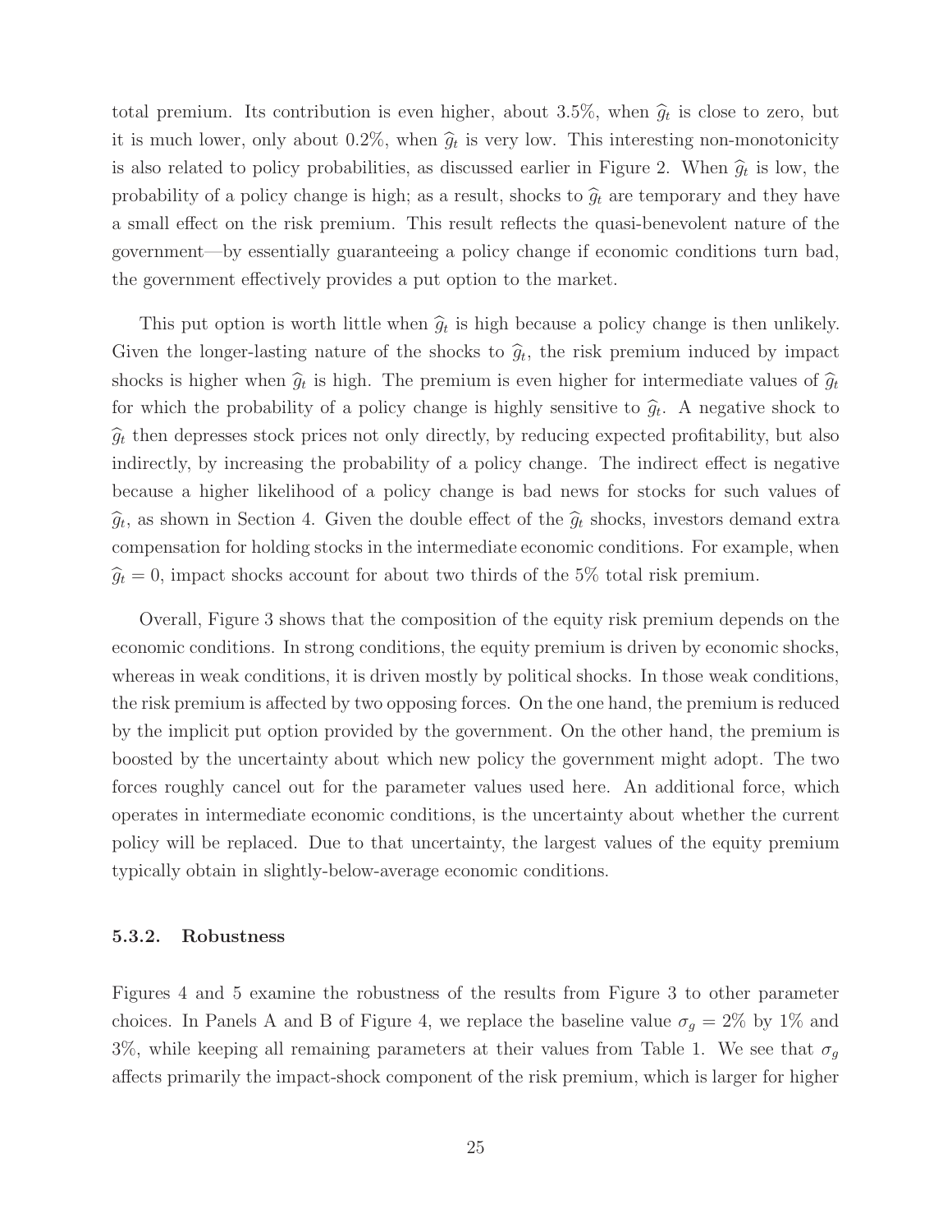total premium. Its contribution is even higher, about 3.5%, when $\widehat{g}_t$ is close to zero, but it is much lower, only about 0.2%, when $\widehat{g}_t$ is very low. This interesting non-monotonicity is also related to policy probabilities, as discussed earlier in Figure 2. When $\widehat{g}_t$ is low, the probability of a policy change is high; as a result, shocks to $\widehat{g}_t$ are temporary and they have a small effect on the risk premium. This result reflects the quasi-benevolent nature of the government—by essentially guaranteeing a policy change if economic conditions turn bad, the government effectively provides a put option to the market.

This put option is worth little when $\widehat{g}_t$ is high because a policy change is then unlikely. Given the longer-lasting nature of the shocks to $\widehat{g}_t$, the risk premium induced by impact shocks is higher when $\widehat{g}_t$ is high. The premium is even higher for intermediate values of $\widehat{g}_t$ for which the probability of a policy change is highly sensitive to $\widehat{g}_t$. A negative shock to $\widehat{g}_t$ then depresses stock prices not only directly, by reducing expected profitability, but also indirectly, by increasing the probability of a policy change. The indirect effect is negative because a higher likelihood of a policy change is bad news for stocks for such values of $\widehat{g}_t$, as shown in Section 4. Given the double effect of the $\widehat{g}_t$ shocks, investors demand extra compensation for holding stocks in the intermediate economic conditions. For example, when $\widehat{g}_t = 0$, impact shocks account for about two thirds of the 5% total risk premium.

Overall, Figure 3 shows that the composition of the equity risk premium depends on the economic conditions. In strong conditions, the equity premium is driven by economic shocks, whereas in weak conditions, it is driven mostly by political shocks. In those weak conditions, the risk premium is affected by two opposing forces. On the one hand, the premium is reduced by the implicit put option provided by the government. On the other hand, the premium is boosted by the uncertainty about which new policy the government might adopt. The two forces roughly cancel out for the parameter values used here. An additional force, which operates in intermediate economic conditions, is the uncertainty about whether the current policy will be replaced. Due to that uncertainty, the largest values of the equity premium typically obtain in slightly-below-average economic conditions.

#### 5.3.2. Robustness

Figures 4 and 5 examine the robustness of the results from Figure 3 to other parameter choices. In Panels A and B of Figure 4, we replace the baseline value $\sigma_g = 2\%$ by 1% and 3%, while keeping all remaining parameters at their values from Table 1. We see that $\sigma_g$ affects primarily the impact-shock component of the risk premium, which is larger for higher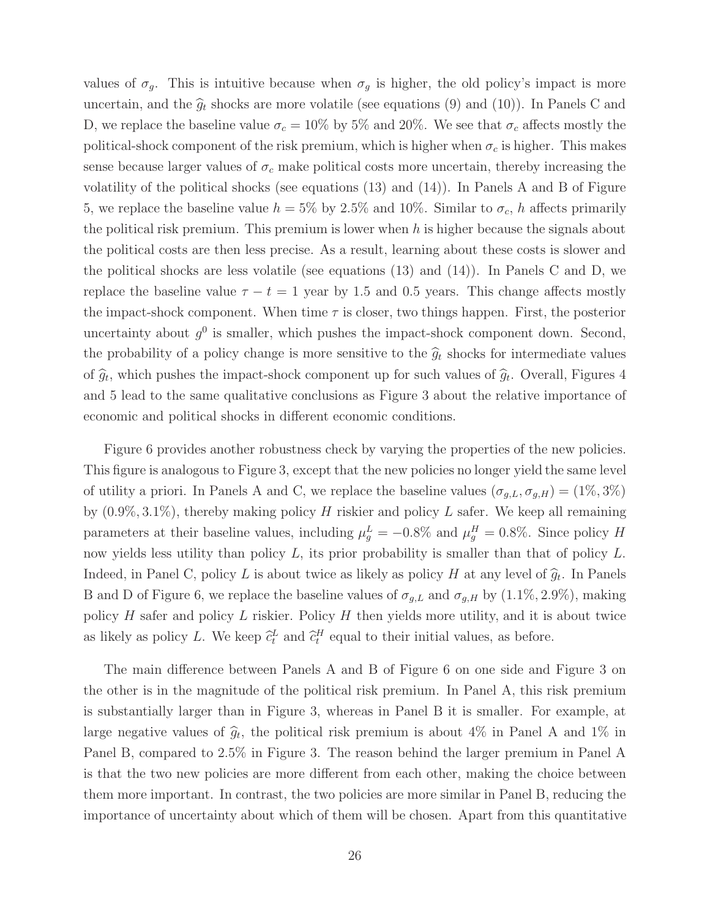values of $\sigma_g$. This is intuitive because when $\sigma_g$ is higher, the old policy's impact is more uncertain, and the $\widehat{g}_t$ shocks are more volatile (see equations (9) and (10)). In Panels C and D, we replace the baseline value $\sigma_c = 10\%$ by 5% and 20%. We see that $\sigma_c$ affects mostly the political-shock component of the risk premium, which is higher when $\sigma_c$ is higher. This makes sense because larger values of $\sigma_c$ make political costs more uncertain, thereby increasing the volatility of the political shocks (see equations (13) and (14)). In Panels A and B of Figure 5, we replace the baseline value $h = 5\%$ by 2.5% and 10%. Similar to $\sigma_c$, $h$ affects primarily the political risk premium. This premium is lower when $h$ is higher because the signals about the political costs are then less precise. As a result, learning about these costs is slower and the political shocks are less volatile (see equations (13) and (14)). In Panels C and D, we replace the baseline value $\tau - t = 1$ year by 1.5 and 0.5 years. This change affects mostly the impact-shock component. When time $\tau$ is closer, two things happen. First, the posterior uncertainty about $g^0$ is smaller, which pushes the impact-shock component down. Second, the probability of a policy change is more sensitive to the $\widehat{g}_t$ shocks for intermediate values of $\widehat{g}_t$, which pushes the impact-shock component up for such values of $\widehat{g}_t$. Overall, Figures 4 and 5 lead to the same qualitative conclusions as Figure 3 about the relative importance of economic and political shocks in different economic conditions.

Figure 6 provides another robustness check by varying the properties of the new policies. This figure is analogous to Figure 3, except that the new policies no longer yield the same level of utility a priori. In Panels A and C, we replace the baseline values $(\sigma_{g,L}, \sigma_{g,H}) = (1\%, 3\%)$ by $(0.9\%, 3.1\%)$, thereby making policy $H$ riskier and policy $L$ safer. We keep all remaining parameters at their baseline values, including $\mu_g^L = -0.8\%$ and $\mu_g^H = 0.8\%$. Since policy $H$ now yields less utility than policy $L$, its prior probability is smaller than that of policy $L$. Indeed, in Panel C, policy $L$ is about twice as likely as policy $H$ at any level of $\widehat{g}_t$. In Panels B and D of Figure 6, we replace the baseline values of $\sigma_{g,L}$ and $\sigma_{g,H}$ by $(1.1\%, 2.9\%)$, making policy $H$ safer and policy $L$ riskier. Policy $H$ then yields more utility, and it is about twice as likely as policy $L$. We keep $\widehat{c}_t^L$ and $\widehat{c}_t^H$ equal to their initial values, as before.

The main difference between Panels A and B of Figure 6 on one side and Figure 3 on the other is in the magnitude of the political risk premium. In Panel A, this risk premium is substantially larger than in Figure 3, whereas in Panel B it is smaller. For example, at large negative values of $\widehat{g}_t$, the political risk premium is about 4% in Panel A and 1% in Panel B, compared to 2.5% in Figure 3. The reason behind the larger premium in Panel A is that the two new policies are more different from each other, making the choice between them more important. In contrast, the two policies are more similar in Panel B, reducing the importance of uncertainty about which of them will be chosen. Apart from this quantitative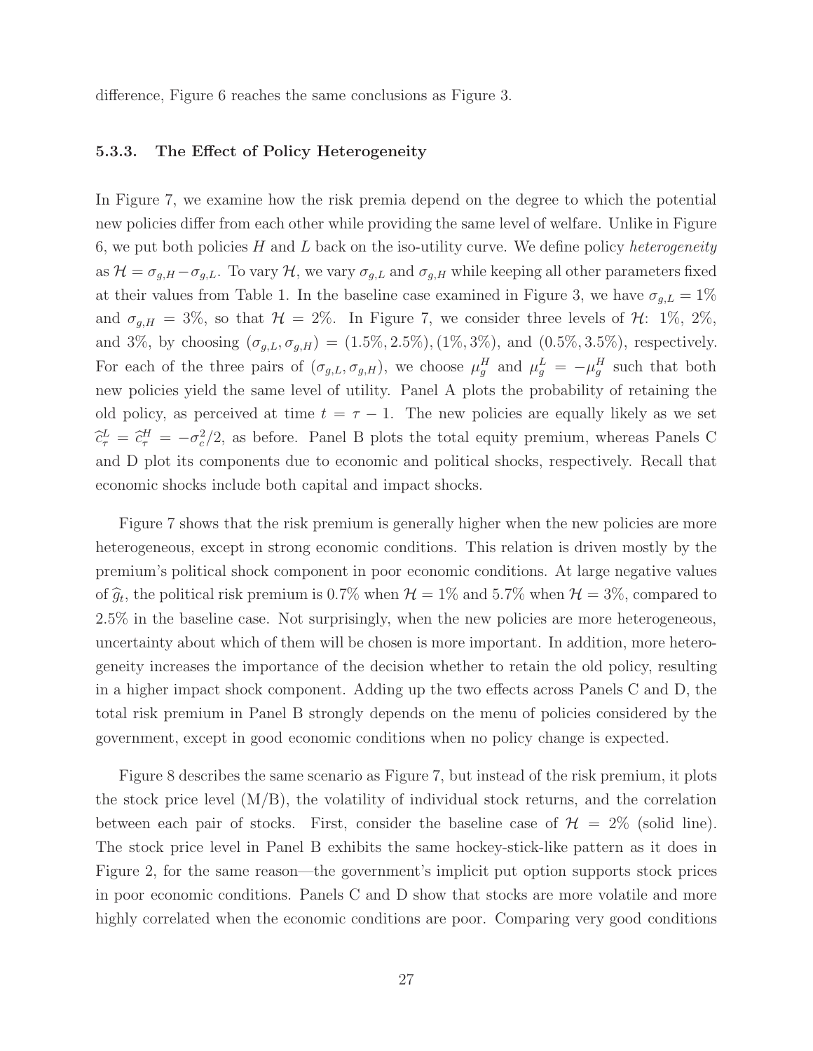difference, Figure 6 reaches the same conclusions as Figure 3.

### 5.3.3. The Effect of Policy Heterogeneity

In Figure 7, we examine how the risk premia depend on the degree to which the potential new policies differ from each other while providing the same level of welfare. Unlike in Figure 6, we put both policies $H$ and $L$ back on the iso-utility curve. We define policy *heterogeneity* as $\mathcal{H} = \sigma_{g,H} - \sigma_{g,L}$. To vary $\mathcal{H}$, we vary $\sigma_{g,L}$ and $\sigma_{g,H}$ while keeping all other parameters fixed at their values from Table 1. In the baseline case examined in Figure 3, we have $\sigma_{g,L} = 1\%$ and $\sigma_{g,H} = 3\%$, so that $\mathcal{H} = 2\%$. In Figure 7, we consider three levels of $\mathcal{H}$: 1%, 2%, and 3%, by choosing $(\sigma_{g,L}, \sigma_{g,H}) = (1.5\%, 2.5\%), (1\%, 3\%)$, and $(0.5\%, 3.5\%)$, respectively. For each of the three pairs of $(\sigma_{g,L}, \sigma_{g,H})$, we choose $\mu_g^H$ and $\mu_g^L = -\mu_g^H$ such that both new policies yield the same level of utility. Panel A plots the probability of retaining the old policy, as perceived at time $t = \tau - 1$. The new policies are equally likely as we set $\widehat{c}_\tau^L = \widehat{c}_\tau^H = -\sigma_c^2/2$, as before. Panel B plots the total equity premium, whereas Panels C and D plot its components due to economic and political shocks, respectively. Recall that economic shocks include both capital and impact shocks.

Figure 7 shows that the risk premium is generally higher when the new policies are more heterogeneous, except in strong economic conditions. This relation is driven mostly by the premium's political shock component in poor economic conditions. At large negative values of $\widehat{g}_t$, the political risk premium is 0.7% when $\mathcal{H} = 1\%$ and 5.7% when $\mathcal{H} = 3\%$, compared to 2.5% in the baseline case. Not surprisingly, when the new policies are more heterogeneous, uncertainty about which of them will be chosen is more important. In addition, more heterogeneity increases the importance of the decision whether to retain the old policy, resulting in a higher impact shock component. Adding up the two effects across Panels C and D, the total risk premium in Panel B strongly depends on the menu of policies considered by the government, except in good economic conditions when no policy change is expected.

Figure 8 describes the same scenario as Figure 7, but instead of the risk premium, it plots the stock price level (M/B), the volatility of individual stock returns, and the correlation between each pair of stocks. First, consider the baseline case of $\mathcal{H} = 2\%$ (solid line). The stock price level in Panel B exhibits the same hockey-stick-like pattern as it does in Figure 2, for the same reason—the government's implicit put option supports stock prices in poor economic conditions. Panels C and D show that stocks are more volatile and more highly correlated when the economic conditions are poor. Comparing very good conditions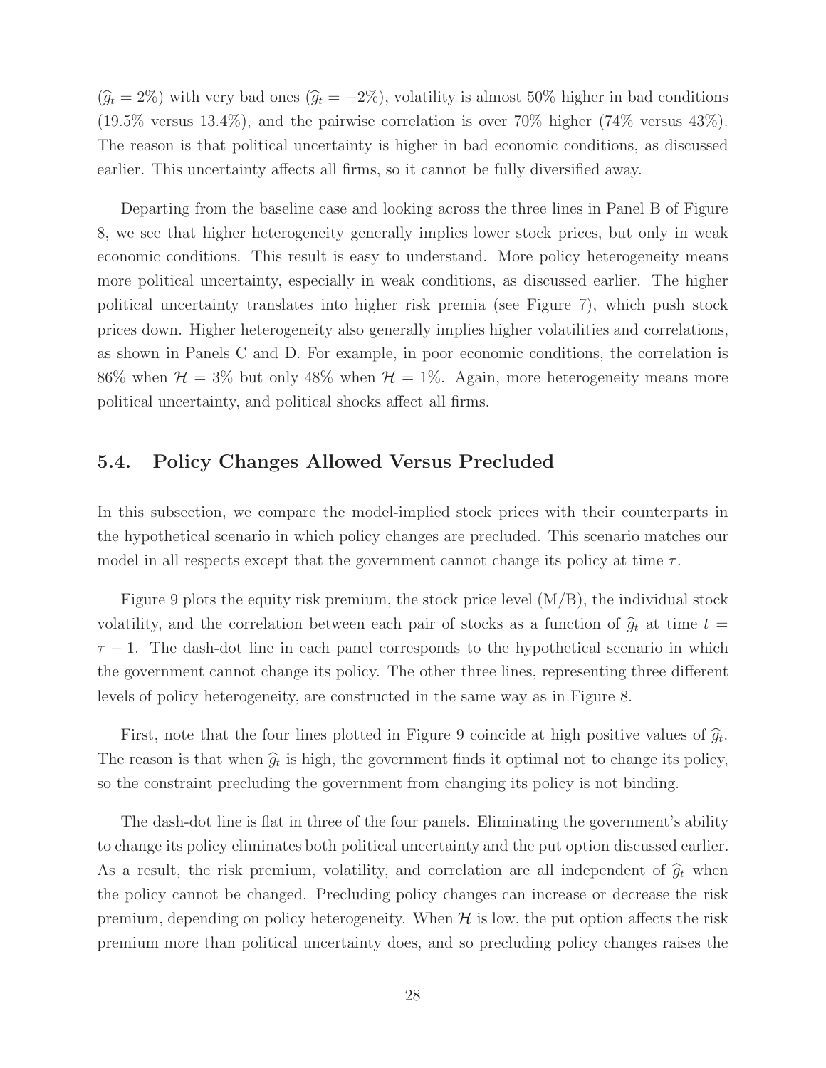($\widehat{g}_t = 2\%$) with very bad ones ($\widehat{g}_t = -2\%$), volatility is almost 50% higher in bad conditions (19.5% versus 13.4%), and the pairwise correlation is over 70% higher (74% versus 43%). The reason is that political uncertainty is higher in bad economic conditions, as discussed earlier. This uncertainty affects all firms, so it cannot be fully diversified away.

Departing from the baseline case and looking across the three lines in Panel B of Figure 8, we see that higher heterogeneity generally implies lower stock prices, but only in weak economic conditions. This result is easy to understand. More policy heterogeneity means more political uncertainty, especially in weak conditions, as discussed earlier. The higher political uncertainty translates into higher risk premia (see Figure 7), which push stock prices down. Higher heterogeneity also generally implies higher volatilities and correlations, as shown in Panels C and D. For example, in poor economic conditions, the correlation is 86% when $\mathcal{H} = 3\%$ but only 48% when $\mathcal{H} = 1\%$. Again, more heterogeneity means more political uncertainty, and political shocks affect all firms.

## 5.4. Policy Changes Allowed Versus Precluded

In this subsection, we compare the model-implied stock prices with their counterparts in the hypothetical scenario in which policy changes are precluded. This scenario matches our model in all respects except that the government cannot change its policy at time $\tau$.

Figure 9 plots the equity risk premium, the stock price level (M/B), the individual stock volatility, and the correlation between each pair of stocks as a function of $\widehat{g}_t$ at time $t = \tau - 1$. The dash-dot line in each panel corresponds to the hypothetical scenario in which the government cannot change its policy. The other three lines, representing three different levels of policy heterogeneity, are constructed in the same way as in Figure 8.

First, note that the four lines plotted in Figure 9 coincide at high positive values of $\widehat{g}_t$. The reason is that when $\widehat{g}_t$ is high, the government finds it optimal not to change its policy, so the constraint precluding the government from changing its policy is not binding.

The dash-dot line is flat in three of the four panels. Eliminating the government's ability to change its policy eliminates both political uncertainty and the put option discussed earlier. As a result, the risk premium, volatility, and correlation are all independent of $\widehat{g}_t$ when the policy cannot be changed. Precluding policy changes can increase or decrease the risk premium, depending on policy heterogeneity. When $\mathcal{H}$ is low, the put option affects the risk premium more than political uncertainty does, and so precluding policy changes raises the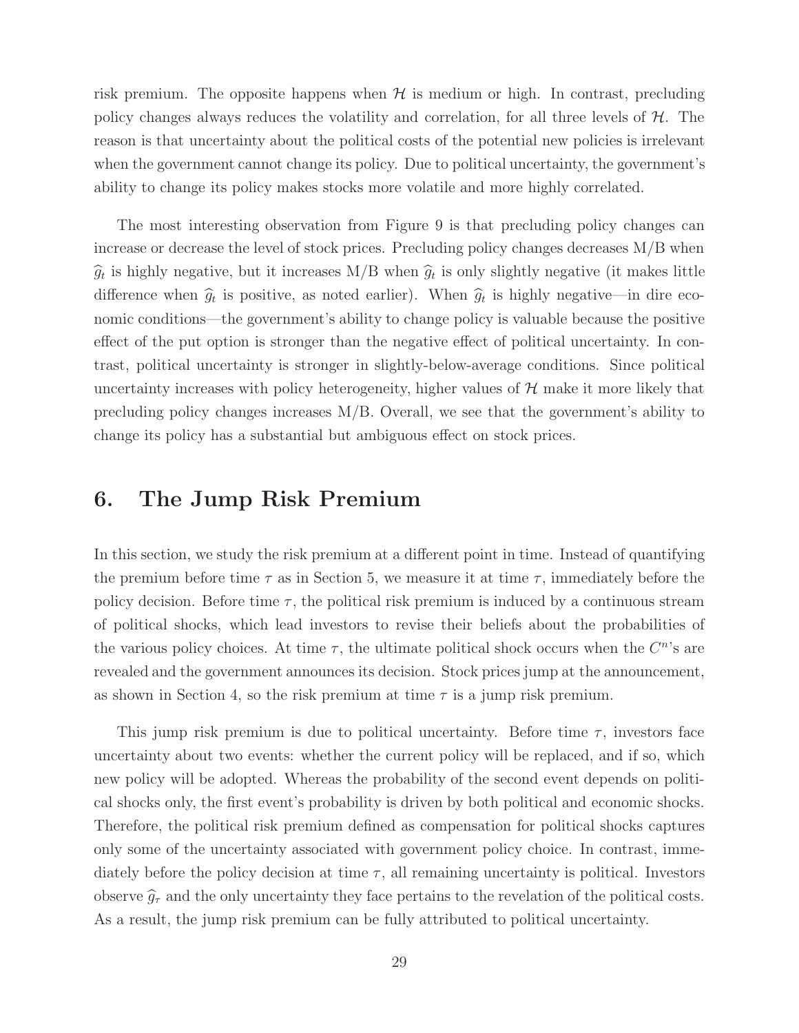risk premium. The opposite happens when $\mathcal{H}$ is medium or high. In contrast, precluding policy changes always reduces the volatility and correlation, for all three levels of $\mathcal{H}$. The reason is that uncertainty about the political costs of the potential new policies is irrelevant when the government cannot change its policy. Due to political uncertainty, the government's ability to change its policy makes stocks more volatile and more highly correlated.

The most interesting observation from Figure 9 is that precluding policy changes can increase or decrease the level of stock prices. Precluding policy changes decreases M/B when $\widehat{g}_t$ is highly negative, but it increases M/B when $\widehat{g}_t$ is only slightly negative (it makes little difference when $\widehat{g}_t$ is positive, as noted earlier). When $\widehat{g}_t$ is highly negative—in dire economic conditions—the government's ability to change policy is valuable because the positive effect of the put option is stronger than the negative effect of political uncertainty. In contrast, political uncertainty is stronger in slightly-below-average conditions. Since political uncertainty increases with policy heterogeneity, higher values of $\mathcal{H}$ make it more likely that precluding policy changes increases M/B. Overall, we see that the government's ability to change its policy has a substantial but ambiguous effect on stock prices.

## 6. The Jump Risk Premium

In this section, we study the risk premium at a different point in time. Instead of quantifying the premium before time $\tau$ as in Section 5, we measure it at time $\tau$, immediately before the policy decision. Before time $\tau$, the political risk premium is induced by a continuous stream of political shocks, which lead investors to revise their beliefs about the probabilities of the various policy choices. At time $\tau$, the ultimate political shock occurs when the $C^n$'s are revealed and the government announces its decision. Stock prices jump at the announcement, as shown in Section 4, so the risk premium at time $\tau$ is a jump risk premium.

This jump risk premium is due to political uncertainty. Before time $\tau$, investors face uncertainty about two events: whether the current policy will be replaced, and if so, which new policy will be adopted. Whereas the probability of the second event depends on political shocks only, the first event's probability is driven by both political and economic shocks. Therefore, the political risk premium defined as compensation for political shocks captures only some of the uncertainty associated with government policy choice. In contrast, immediately before the policy decision at time $\tau$, all remaining uncertainty is political. Investors observe $\widehat{g}_\tau$ and the only uncertainty they face pertains to the revelation of the political costs. As a result, the jump risk premium can be fully attributed to political uncertainty.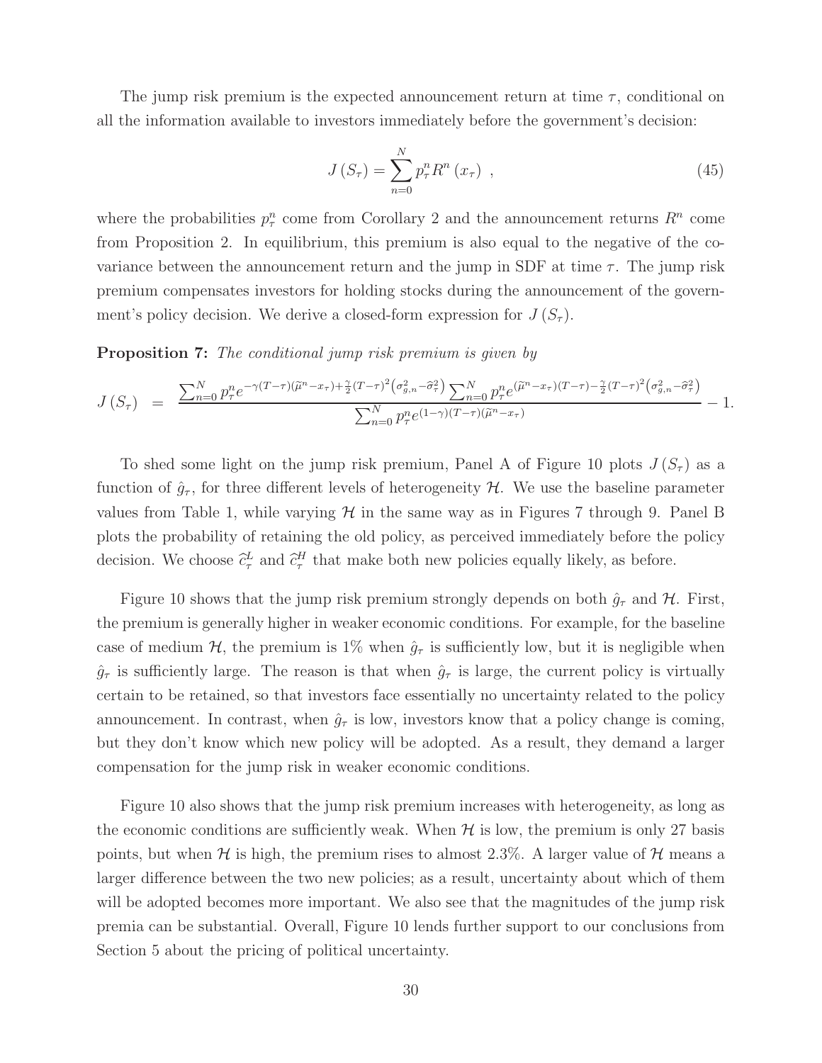The jump risk premium is the expected announcement return at time $\tau$, conditional on all the information available to investors immediately before the government's decision:

$$J(S_\tau) = \sum_{n=0}^{N} p_\tau^n R^n(x_\tau) \ , \tag{45}$$

where the probabilities $p_\tau^n$ come from Corollary 2 and the announcement returns $R^n$ come from Proposition 2. In equilibrium, this premium is also equal to the negative of the covariance between the announcement return and the jump in SDF at time $\tau$. The jump risk premium compensates investors for holding stocks during the announcement of the government's policy decision. We derive a closed-form expression for $J(S_\tau)$.

**Proposition 7:** *The conditional jump risk premium is given by*

$$J(S_\tau) \ = \ \frac{\sum_{n=0}^{N} p_\tau^n e^{-\gamma(T-\tau)(\widetilde{\mu}^n - x_\tau) + \frac{\gamma}{2}(T-\tau)^2\left(\sigma_{g,n}^2 - \widehat{\sigma}_\tau^2\right)} \sum_{n=0}^{N} p_\tau^n e^{(\widetilde{\mu}^n - x_\tau)(T-\tau) - \frac{\gamma}{2}(T-\tau)^2\left(\sigma_{g,n}^2 - \widehat{\sigma}_\tau^2\right)}}{\sum_{n=0}^{N} p_\tau^n e^{(1-\gamma)(T-\tau)(\widetilde{\mu}^n - x_\tau)}} - 1.$$

To shed some light on the jump risk premium, Panel A of Figure 10 plots $J(S_\tau)$ as a function of $\hat{g}_\tau$, for three different levels of heterogeneity $\mathcal{H}$. We use the baseline parameter values from Table 1, while varying $\mathcal{H}$ in the same way as in Figures 7 through 9. Panel B plots the probability of retaining the old policy, as perceived immediately before the policy decision. We choose $\widehat{c}_\tau^L$ and $\widehat{c}_\tau^H$ that make both new policies equally likely, as before.

Figure 10 shows that the jump risk premium strongly depends on both $\hat{g}_\tau$ and $\mathcal{H}$. First, the premium is generally higher in weaker economic conditions. For example, for the baseline case of medium $\mathcal{H}$, the premium is 1% when $\hat{g}_\tau$ is sufficiently low, but it is negligible when $\hat{g}_\tau$ is sufficiently large. The reason is that when $\hat{g}_\tau$ is large, the current policy is virtually certain to be retained, so that investors face essentially no uncertainty related to the policy announcement. In contrast, when $\hat{g}_\tau$ is low, investors know that a policy change is coming, but they don't know which new policy will be adopted. As a result, they demand a larger compensation for the jump risk in weaker economic conditions.

Figure 10 also shows that the jump risk premium increases with heterogeneity, as long as the economic conditions are sufficiently weak. When $\mathcal{H}$ is low, the premium is only 27 basis points, but when $\mathcal{H}$ is high, the premium rises to almost 2.3%. A larger value of $\mathcal{H}$ means a larger difference between the two new policies; as a result, uncertainty about which of them will be adopted becomes more important. We also see that the magnitudes of the jump risk premia can be substantial. Overall, Figure 10 lends further support to our conclusions from Section 5 about the pricing of political uncertainty.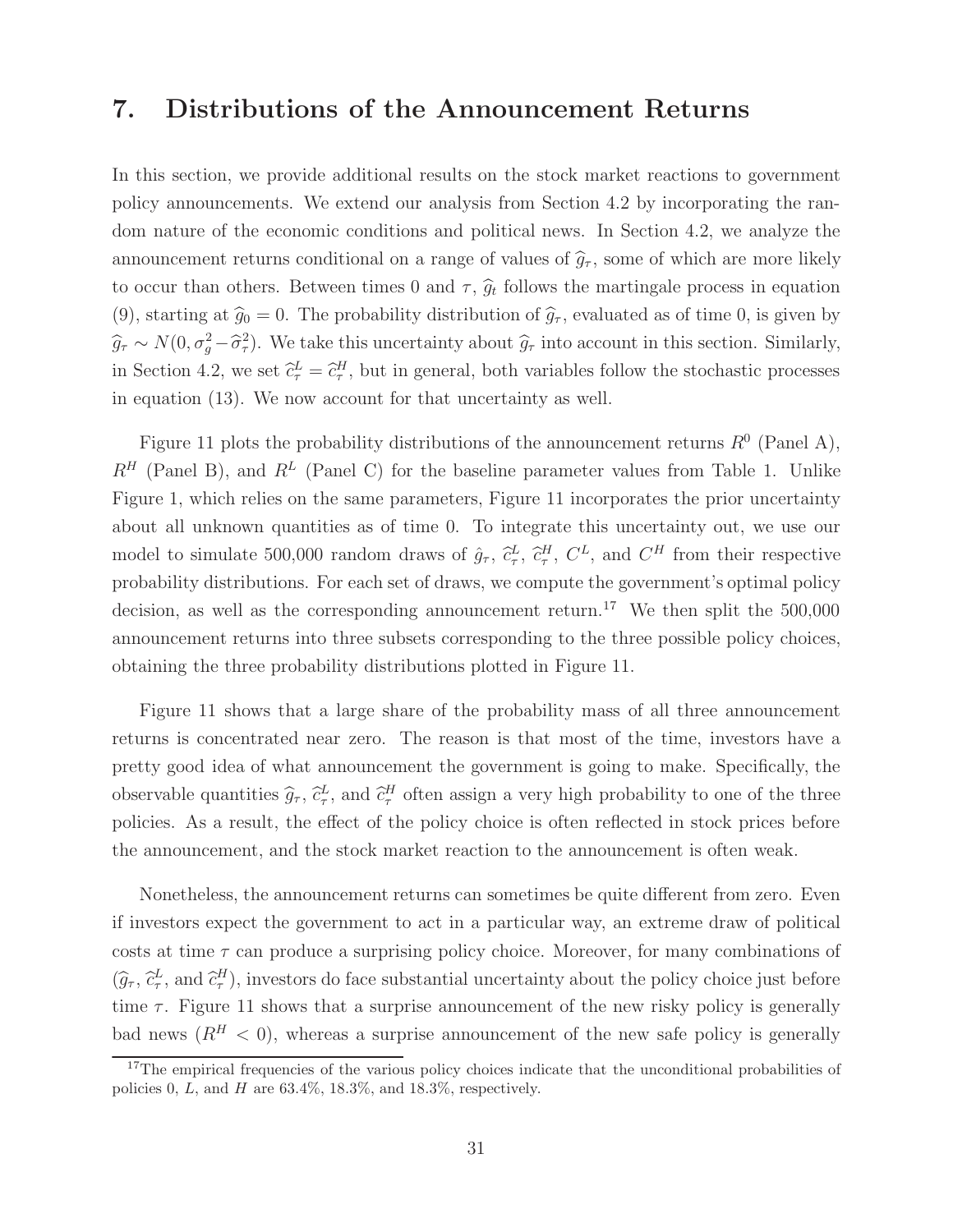# 7. Distributions of the Announcement Returns

In this section, we provide additional results on the stock market reactions to government policy announcements. We extend our analysis from Section 4.2 by incorporating the random nature of the economic conditions and political news. In Section 4.2, we analyze the announcement returns conditional on a range of values of $\widehat{g}_\tau$, some of which are more likely to occur than others. Between times 0 and $\tau$, $\widehat{g}_t$ follows the martingale process in equation (9), starting at $\widehat{g}_0 = 0$. The probability distribution of $\widehat{g}_\tau$, evaluated as of time 0, is given by $\widehat{g}_\tau \sim N(0, \sigma_g^2 - \widehat{\sigma}_\tau^2)$. We take this uncertainty about $\widehat{g}_\tau$ into account in this section. Similarly, in Section 4.2, we set $\widehat{c}_\tau^L = \widehat{c}_\tau^H$, but in general, both variables follow the stochastic processes in equation (13). We now account for that uncertainty as well.

Figure 11 plots the probability distributions of the announcement returns $R^0$ (Panel A), $R^H$ (Panel B), and $R^L$ (Panel C) for the baseline parameter values from Table 1. Unlike Figure 1, which relies on the same parameters, Figure 11 incorporates the prior uncertainty about all unknown quantities as of time 0. To integrate this uncertainty out, we use our model to simulate 500,000 random draws of $\hat{g}_\tau$, $\widehat{c}_\tau^L$, $\widehat{c}_\tau^H$, $C^L$, and $C^H$ from their respective probability distributions. For each set of draws, we compute the government's optimal policy decision, as well as the corresponding announcement return.[17] We then split the 500,000 announcement returns into three subsets corresponding to the three possible policy choices, obtaining the three probability distributions plotted in Figure 11.

Figure 11 shows that a large share of the probability mass of all three announcement returns is concentrated near zero. The reason is that most of the time, investors have a pretty good idea of what announcement the government is going to make. Specifically, the observable quantities $\widehat{g}_\tau$, $\widehat{c}_\tau^L$, and $\widehat{c}_\tau^H$ often assign a very high probability to one of the three policies. As a result, the effect of the policy choice is often reflected in stock prices before the announcement, and the stock market reaction to the announcement is often weak.

Nonetheless, the announcement returns can sometimes be quite different from zero. Even if investors expect the government to act in a particular way, an extreme draw of political costs at time $\tau$ can produce a surprising policy choice. Moreover, for many combinations of ($\widehat{g}_\tau$, $\widehat{c}_\tau^L$, and $\widehat{c}_\tau^H$), investors do face substantial uncertainty about the policy choice just before time $\tau$. Figure 11 shows that a surprise announcement of the new risky policy is generally bad news ($R^H < 0$), whereas a surprise announcement of the new safe policy is generally

[17] The empirical frequencies of the various policy choices indicate that the unconditional probabilities of policies 0, $L$, and $H$ are 63.4%, 18.3%, and 18.3%, respectively.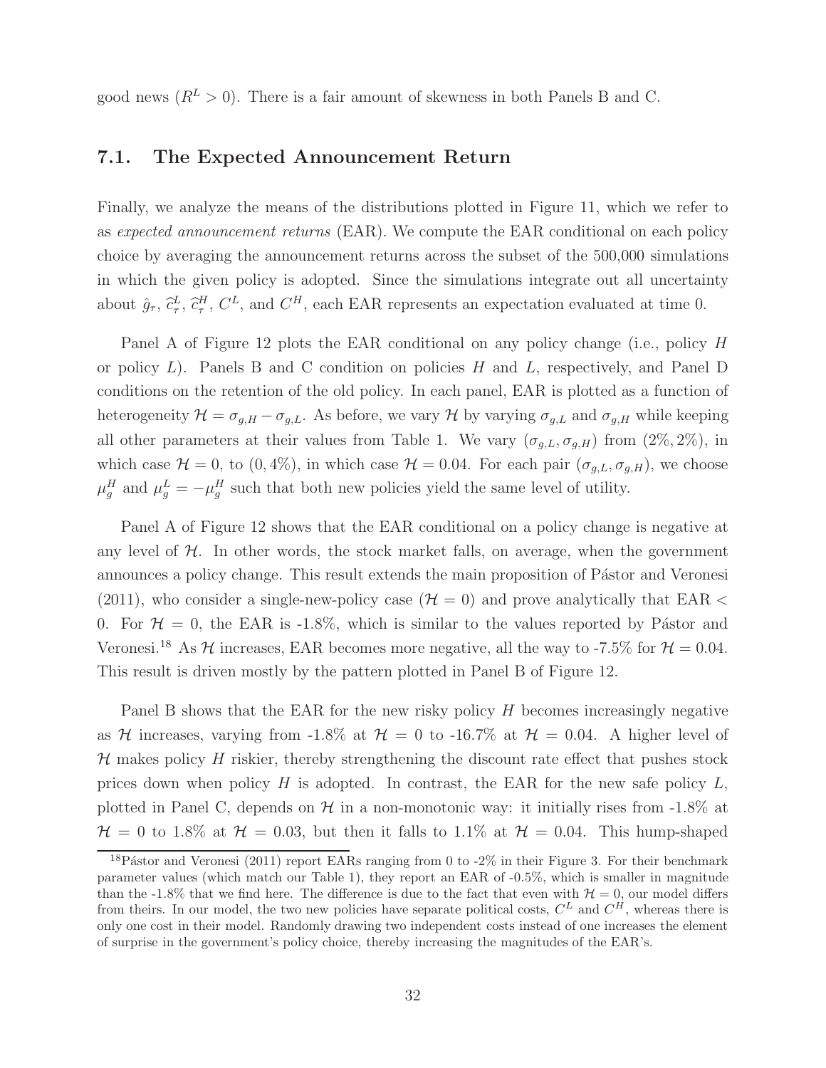good news ($R^L > 0$). There is a fair amount of skewness in both Panels B and C.

## 7.1. The Expected Announcement Return

Finally, we analyze the means of the distributions plotted in Figure 11, which we refer to as *expected announcement returns* (EAR). We compute the EAR conditional on each policy choice by averaging the announcement returns across the subset of the 500,000 simulations in which the given policy is adopted. Since the simulations integrate out all uncertainty about $\hat{g}_\tau$, $\widehat{c}^L_\tau$, $\widehat{c}^H_\tau$, $C^L$, and $C^H$, each EAR represents an expectation evaluated at time 0.

Panel A of Figure 12 plots the EAR conditional on any policy change (i.e., policy $H$ or policy $L$). Panels B and C condition on policies $H$ and $L$, respectively, and Panel D conditions on the retention of the old policy. In each panel, EAR is plotted as a function of heterogeneity $\mathcal{H} = \sigma_{g,H} - \sigma_{g,L}$. As before, we vary $\mathcal{H}$ by varying $\sigma_{g,L}$ and $\sigma_{g,H}$ while keeping all other parameters at their values from Table 1. We vary $(\sigma_{g,L}, \sigma_{g,H})$ from $(2\%, 2\%)$, in which case $\mathcal{H} = 0$, to $(0, 4\%)$, in which case $\mathcal{H} = 0.04$. For each pair $(\sigma_{g,L}, \sigma_{g,H})$, we choose $\mu^H_g$ and $\mu^L_g = -\mu^H_g$ such that both new policies yield the same level of utility.

Panel A of Figure 12 shows that the EAR conditional on a policy change is negative at any level of $\mathcal{H}$. In other words, the stock market falls, on average, when the government announces a policy change. This result extends the main proposition of Pástor and Veronesi (2011), who consider a single-new-policy case ($\mathcal{H} = 0$) and prove analytically that EAR $<$ 0. For $\mathcal{H} = 0$, the EAR is -1.8%, which is similar to the values reported by Pástor and Veronesi.[18] As $\mathcal{H}$ increases, EAR becomes more negative, all the way to -7.5% for $\mathcal{H} = 0.04$. This result is driven mostly by the pattern plotted in Panel B of Figure 12.

Panel B shows that the EAR for the new risky policy $H$ becomes increasingly negative as $\mathcal{H}$ increases, varying from -1.8% at $\mathcal{H} = 0$ to -16.7% at $\mathcal{H} = 0.04$. A higher level of $\mathcal{H}$ makes policy $H$ riskier, thereby strengthening the discount rate effect that pushes stock prices down when policy $H$ is adopted. In contrast, the EAR for the new safe policy $L$, plotted in Panel C, depends on $\mathcal{H}$ in a non-monotonic way: it initially rises from -1.8% at $\mathcal{H} = 0$ to 1.8% at $\mathcal{H} = 0.03$, but then it falls to 1.1% at $\mathcal{H} = 0.04$. This hump-shaped

[18] Pástor and Veronesi (2011) report EARs ranging from 0 to -2% in their Figure 3. For their benchmark parameter values (which match our Table 1), they report an EAR of -0.5%, which is smaller in magnitude than the -1.8% that we find here. The difference is due to the fact that even with $\mathcal{H} = 0$, our model differs from theirs. In our model, the two new policies have separate political costs, $C^L$ and $C^H$, whereas there is only one cost in their model. Randomly drawing two independent costs instead of one increases the element of surprise in the government's policy choice, thereby increasing the magnitudes of the EAR's.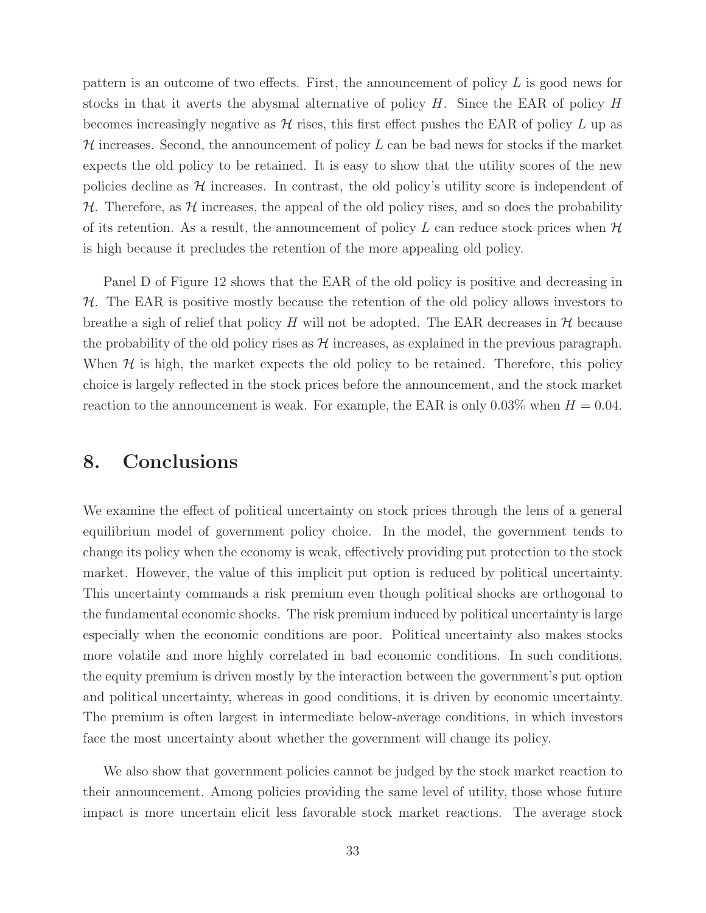pattern is an outcome of two effects. First, the announcement of policy $L$ is good news for stocks in that it averts the abysmal alternative of policy $H$. Since the EAR of policy $H$ becomes increasingly negative as $\mathcal{H}$ rises, this first effect pushes the EAR of policy $L$ up as $\mathcal{H}$ increases. Second, the announcement of policy $L$ can be bad news for stocks if the market expects the old policy to be retained. It is easy to show that the utility scores of the new policies decline as $\mathcal{H}$ increases. In contrast, the old policy's utility score is independent of $\mathcal{H}$. Therefore, as $\mathcal{H}$ increases, the appeal of the old policy rises, and so does the probability of its retention. As a result, the announcement of policy $L$ can reduce stock prices when $\mathcal{H}$ is high because it precludes the retention of the more appealing old policy.

Panel D of Figure 12 shows that the EAR of the old policy is positive and decreasing in $\mathcal{H}$. The EAR is positive mostly because the retention of the old policy allows investors to breathe a sigh of relief that policy $H$ will not be adopted. The EAR decreases in $\mathcal{H}$ because the probability of the old policy rises as $\mathcal{H}$ increases, as explained in the previous paragraph. When $\mathcal{H}$ is high, the market expects the old policy to be retained. Therefore, this policy choice is largely reflected in the stock prices before the announcement, and the stock market reaction to the announcement is weak. For example, the EAR is only 0.03% when $H = 0.04$.

# 8. Conclusions

We examine the effect of political uncertainty on stock prices through the lens of a general equilibrium model of government policy choice. In the model, the government tends to change its policy when the economy is weak, effectively providing put protection to the stock market. However, the value of this implicit put option is reduced by political uncertainty. This uncertainty commands a risk premium even though political shocks are orthogonal to the fundamental economic shocks. The risk premium induced by political uncertainty is large especially when the economic conditions are poor. Political uncertainty also makes stocks more volatile and more highly correlated in bad economic conditions. In such conditions, the equity premium is driven mostly by the interaction between the government's put option and political uncertainty, whereas in good conditions, it is driven by economic uncertainty. The premium is often largest in intermediate below-average conditions, in which investors face the most uncertainty about whether the government will change its policy.

We also show that government policies cannot be judged by the stock market reaction to their announcement. Among policies providing the same level of utility, those whose future impact is more uncertain elicit less favorable stock market reactions. The average stock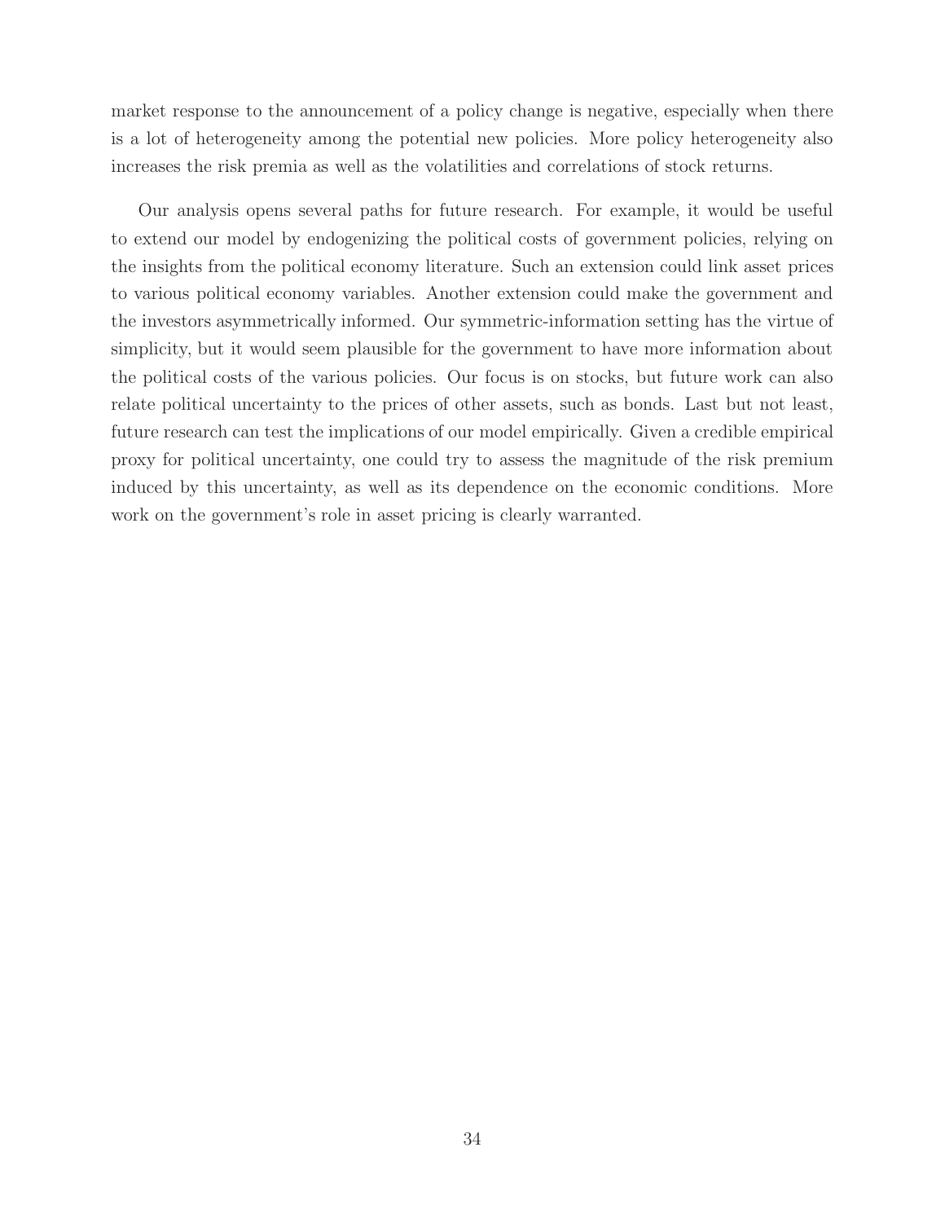market response to the announcement of a policy change is negative, especially when there is a lot of heterogeneity among the potential new policies. More policy heterogeneity also increases the risk premia as well as the volatilities and correlations of stock returns.

Our analysis opens several paths for future research. For example, it would be useful to extend our model by endogenizing the political costs of government policies, relying on the insights from the political economy literature. Such an extension could link asset prices to various political economy variables. Another extension could make the government and the investors asymmetrically informed. Our symmetric-information setting has the virtue of simplicity, but it would seem plausible for the government to have more information about the political costs of the various policies. Our focus is on stocks, but future work can also relate political uncertainty to the prices of other assets, such as bonds. Last but not least, future research can test the implications of our model empirically. Given a credible empirical proxy for political uncertainty, one could try to assess the magnitude of the risk premium induced by this uncertainty, as well as its dependence on the economic conditions. More work on the government's role in asset pricing is clearly warranted.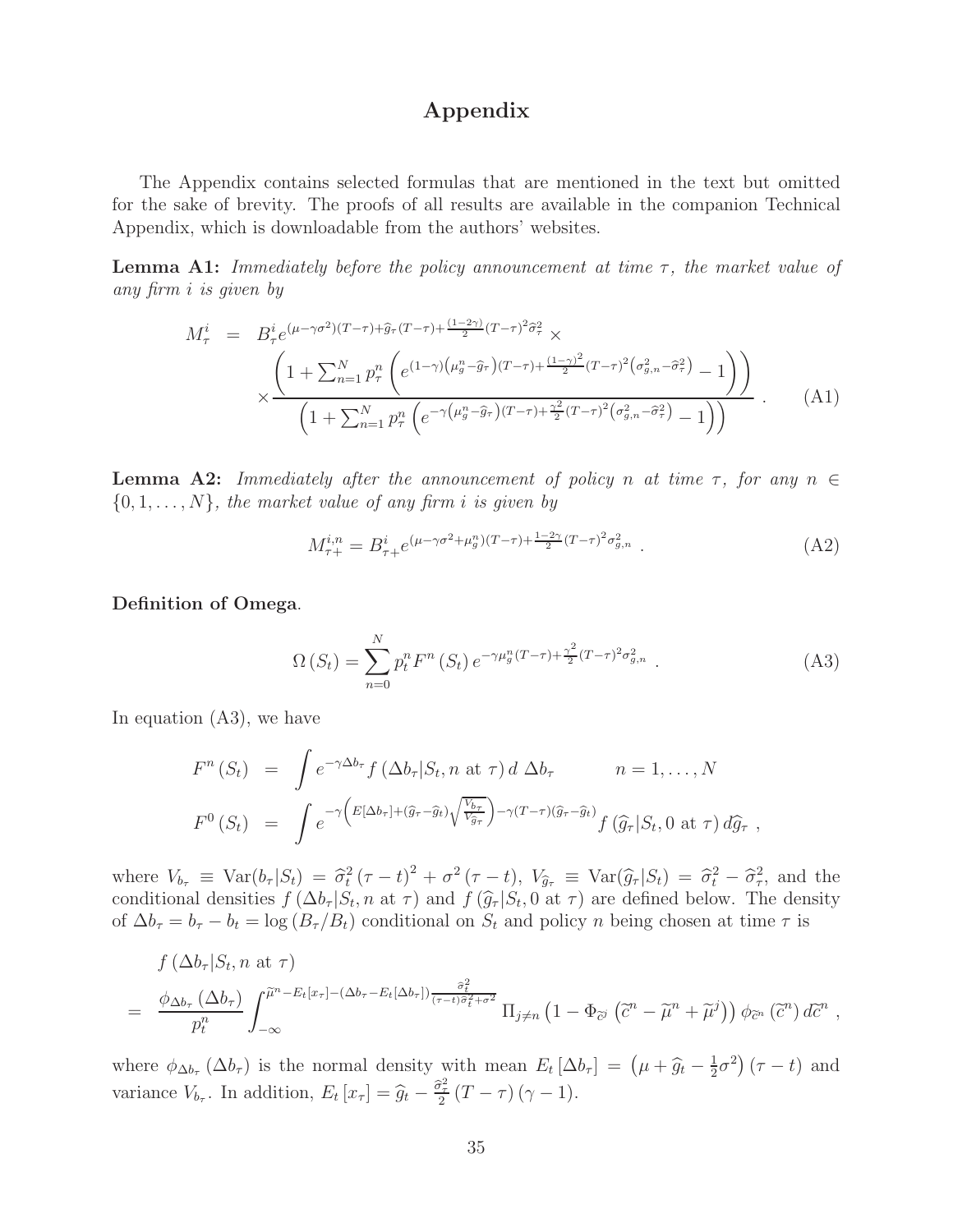# Appendix

The Appendix contains selected formulas that are mentioned in the text but omitted for the sake of brevity. The proofs of all results are available in the companion Technical Appendix, which is downloadable from the authors' websites.

**Lemma A1:** *Immediately before the policy announcement at time $\tau$, the market value of any firm $i$ is given by*

$$
\begin{aligned}
M_{\tau}^{i} &= B_{\tau}^{i} e^{(\mu-\gamma\sigma^2)(T-\tau)+\widehat{g}_{\tau}(T-\tau)+\frac{(1-2\gamma)}{2}(T-\tau)^2\widehat{\sigma}_{\tau}^2} \times \\
&\times \frac{\left(1+\sum_{n=1}^{N} p_{\tau}^{n}\left(e^{(1-\gamma)\left(\mu_g^n-\widehat{g}_{\tau}\right)(T-\tau)+\frac{(1-\gamma)^2}{2}(T-\tau)^2\left(\sigma_{g,n}^2-\widehat{\sigma}_{\tau}^2\right)}-1\right)\right)}{\left(1+\sum_{n=1}^{N} p_{\tau}^{n}\left(e^{-\gamma\left(\mu_g^n-\widehat{g}_{\tau}\right)(T-\tau)+\frac{\gamma^2}{2}(T-\tau)^2\left(\sigma_{g,n}^2-\widehat{\sigma}_{\tau}^2\right)}-1\right)\right)} . \qquad \text{(A1)}
\end{aligned}
$$

**Lemma A2:** *Immediately after the announcement of policy $n$ at time $\tau$, for any $n \in \{0, 1, \ldots, N\}$, the market value of any firm $i$ is given by*

$$
M_{\tau+}^{i,n} = B_{\tau+}^{i} e^{(\mu-\gamma\sigma^2+\mu_g^n)(T-\tau)+\frac{1-2\gamma}{2}(T-\tau)^2\sigma_{g,n}^2} . \qquad \text{(A2)}
$$

**Definition of Omega**.

$$
\Omega\left(S_t\right) = \sum_{n=0}^{N} p_t^n F^n\left(S_t\right) e^{-\gamma\mu_g^n(T-\tau)+\frac{\gamma^2}{2}(T-\tau)^2\sigma_{g,n}^2} . \qquad \text{(A3)}
$$

In equation (A3), we have

$$
\begin{aligned}
F^n\left(S_t\right) &= \int e^{-\gamma\Delta b_{\tau}} f\left(\Delta b_{\tau}|S_t, n \text{ at } \tau\right) d\, \Delta b_{\tau} \qquad\qquad n = 1, \ldots, N \\
F^0\left(S_t\right) &= \int e^{-\gamma\left(E[\Delta b_{\tau}]+(\widehat{g}_{\tau}-\widehat{g}_t)\sqrt{\frac{V_{b_{\tau}}}{V_{\widehat{g}_{\tau}}}}\right)-\gamma(T-\tau)(\widehat{g}_{\tau}-\widehat{g}_t)} f\left(\widehat{g}_{\tau}|S_t, 0 \text{ at } \tau\right) d\widehat{g}_{\tau} ,
\end{aligned}
$$

where $V_{b_{\tau}} \equiv \mathrm{Var}(b_{\tau}|S_t) = \widehat{\sigma}_t^2(\tau-t)^2 + \sigma^2(\tau-t)$, $V_{\widehat{g}_{\tau}} \equiv \mathrm{Var}(\widehat{g}_{\tau}|S_t) = \widehat{\sigma}_t^2 - \widehat{\sigma}_{\tau}^2$, and the conditional densities $f\left(\Delta b_{\tau}|S_t, n \text{ at } \tau\right)$ and $f\left(\widehat{g}_{\tau}|S_t, 0 \text{ at } \tau\right)$ are defined below. The density of $\Delta b_{\tau} = b_{\tau} - b_t = \log\left(B_{\tau}/B_t\right)$ conditional on $S_t$ and policy $n$ being chosen at time $\tau$ is

$$
\begin{aligned}
& f\left(\Delta b_{\tau}|S_t, n \text{ at } \tau\right) \\
= \;& \frac{\phi_{\Delta b_{\tau}}\left(\Delta b_{\tau}\right)}{p_t^n} \int_{-\infty}^{\widetilde{\mu}^n - E_t[x_{\tau}] - (\Delta b_{\tau} - E_t[\Delta b_{\tau}])\frac{\widehat{\sigma}_t^2}{(\tau-t)\widehat{\sigma}_t^2+\sigma^2}} \Pi_{j\neq n}\left(1-\Phi_{\widetilde{c}^j}\left(\widetilde{c}^n - \widetilde{\mu}^n + \widetilde{\mu}^j\right)\right)\phi_{\widetilde{c}^n}\left(\widetilde{c}^n\right) d\widetilde{c}^n ,
\end{aligned}
$$

where $\phi_{\Delta b_{\tau}}\left(\Delta b_{\tau}\right)$ is the normal density with mean $E_t\left[\Delta b_{\tau}\right] = \left(\mu + \widehat{g}_t - \frac{1}{2}\sigma^2\right)(\tau - t)$ and variance $V_{b_{\tau}}$. In addition, $E_t\left[x_{\tau}\right] = \widehat{g}_t - \frac{\widehat{\sigma}_{\tau}^2}{2}(T-\tau)(\gamma-1)$.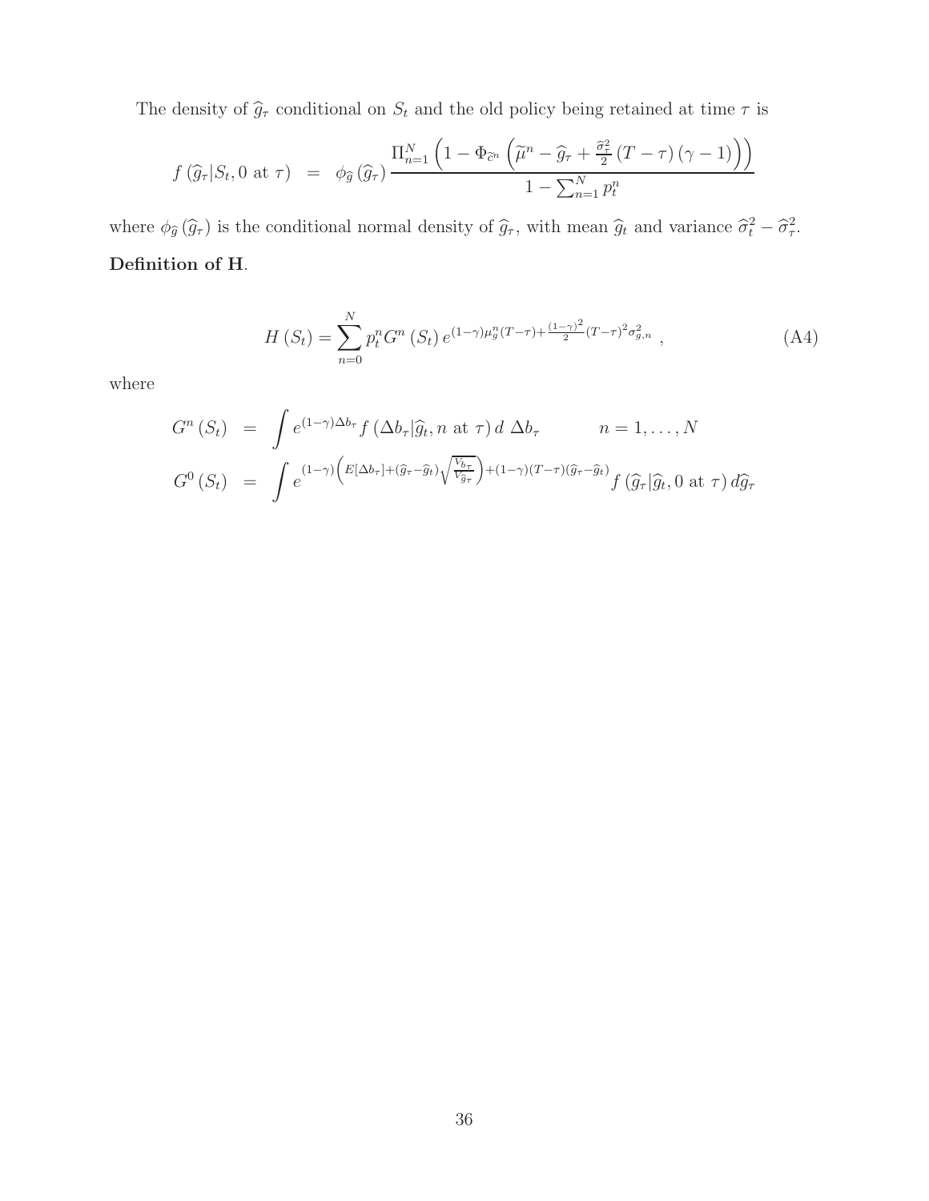The density of $\widehat{g}_\tau$ conditional on $S_t$ and the old policy being retained at time $\tau$ is

$$f\left(\widehat{g}_\tau | S_t, 0 \text{ at } \tau\right) \;\; = \;\; \phi_{\widehat{g}}\left(\widehat{g}_\tau\right) \frac{\Pi_{n=1}^N \left(1 - \Phi_{\widetilde{c}^n}\left(\widetilde{\mu}^n - \widehat{g}_\tau + \frac{\widehat{\sigma}_\tau^2}{2}\left(T - \tau\right)\left(\gamma - 1\right)\right)\right)}{1 - \sum_{n=1}^N p_t^n}$$

where $\phi_{\widehat{g}}\left(\widehat{g}_\tau\right)$ is the conditional normal density of $\widehat{g}_\tau$, with mean $\widehat{g}_t$ and variance $\widehat{\sigma}_t^2 - \widehat{\sigma}_\tau^2$.

**Definition of H**.

$$H\left(S_t\right) = \sum_{n=0}^N p_t^n G^n\left(S_t\right) e^{(1-\gamma)\mu_g^n (T-\tau) + \frac{(1-\gamma)^2}{2}(T-\tau)^2 \sigma_{g,n}^2} \; , \tag{A4}$$

where

$$G^n\left(S_t\right) \;\; = \;\; \int e^{(1-\gamma)\Delta b_\tau} f\left(\Delta b_\tau | \widehat{g}_t, n \text{ at } \tau\right) d\;\Delta b_\tau \qquad\qquad n = 1, \ldots, N$$

$$G^0\left(S_t\right) \;\; = \;\; \int e^{(1-\gamma)\left(E[\Delta b_\tau] + (\widehat{g}_\tau - \widehat{g}_t)\sqrt{\frac{V_{b_\tau}}{V_{\widehat{g}_\tau}}}\right) + (1-\gamma)(T-\tau)(\widehat{g}_\tau - \widehat{g}_t)} f\left(\widehat{g}_\tau | \widehat{g}_t, 0 \text{ at } \tau\right) d\widehat{g}_\tau$$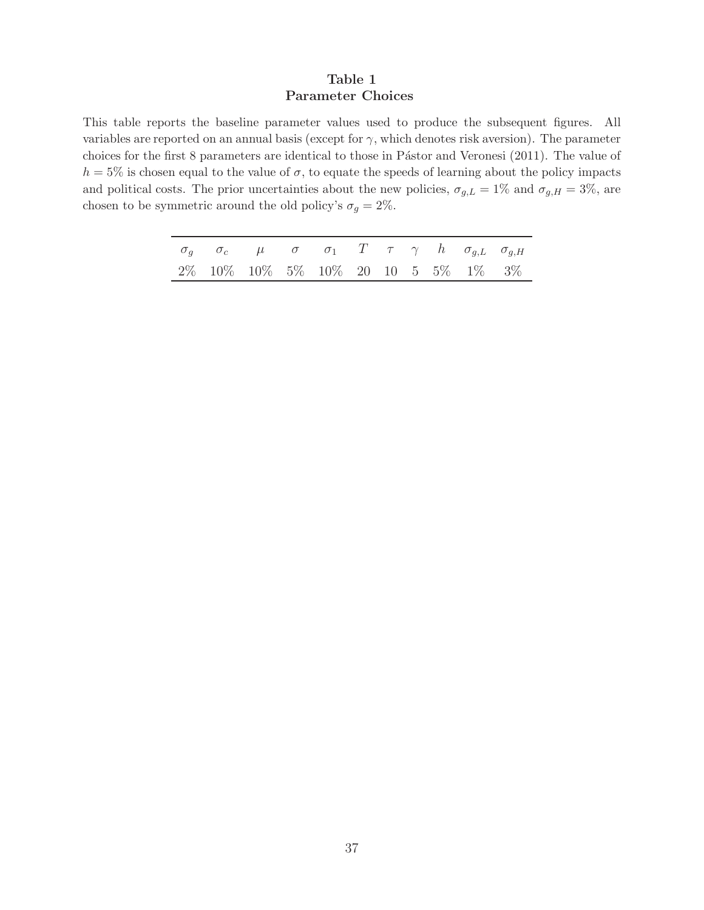## Table 1
## Parameter Choices

This table reports the baseline parameter values used to produce the subsequent figures. All variables are reported on an annual basis (except for $\gamma$, which denotes risk aversion). The parameter choices for the first 8 parameters are identical to those in Pástor and Veronesi (2011). The value of $h = 5\%$ is chosen equal to the value of $\sigma$, to equate the speeds of learning about the policy impacts and political costs. The prior uncertainties about the new policies, $\sigma_{g,L} = 1\%$ and $\sigma_{g,H} = 3\%$, are chosen to be symmetric around the old policy's $\sigma_g = 2\%$.

| $\sigma_g$ | $\sigma_c$ | $\mu$ | $\sigma$ | $\sigma_1$ | $T$ | $\tau$ | $\gamma$ | $h$ | $\sigma_{g,L}$ | $\sigma_{g,H}$ |
|---|---|---|---|---|---|---|---|---|---|---|
| 2% | 10% | 10% | 5% | 10% | 20 | 10 | 5 | 5% | 1% | 3% |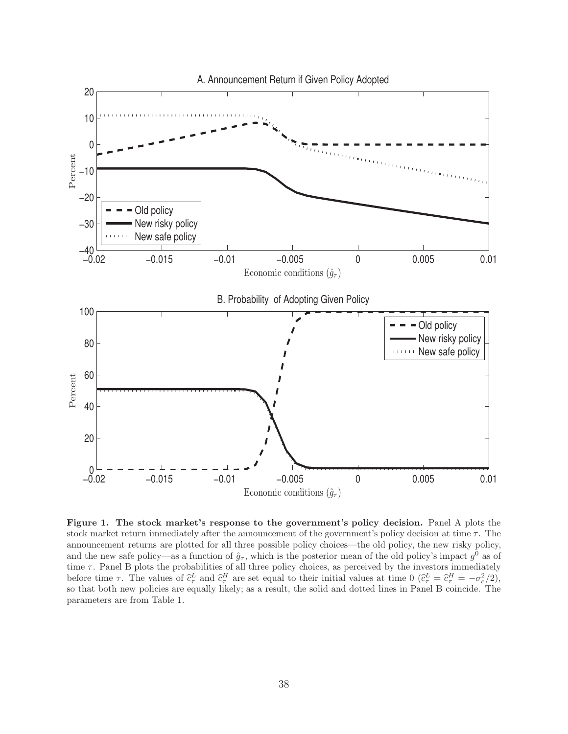**Figure 1. The stock market's response to the government's policy decision.** Panel A plots the stock market return immediately after the announcement of the government's policy decision at time $\tau$. The announcement returns are plotted for all three possible policy choices—the old policy, the new risky policy, and the new safe policy—as a function of $\hat{g}_\tau$, which is the posterior mean of the old policy's impact $g^0$ as of time $\tau$. Panel B plots the probabilities of all three policy choices, as perceived by the investors immediately before time $\tau$. The values of $\hat{c}^L_\tau$ and $\hat{c}^H_\tau$ are set equal to their initial values at time 0 ($\hat{c}^L_\tau = \hat{c}^H_\tau = -\sigma_c^2/2$), so that both new policies are equally likely; as a result, the solid and dotted lines in Panel B coincide. The parameters are from Table 1.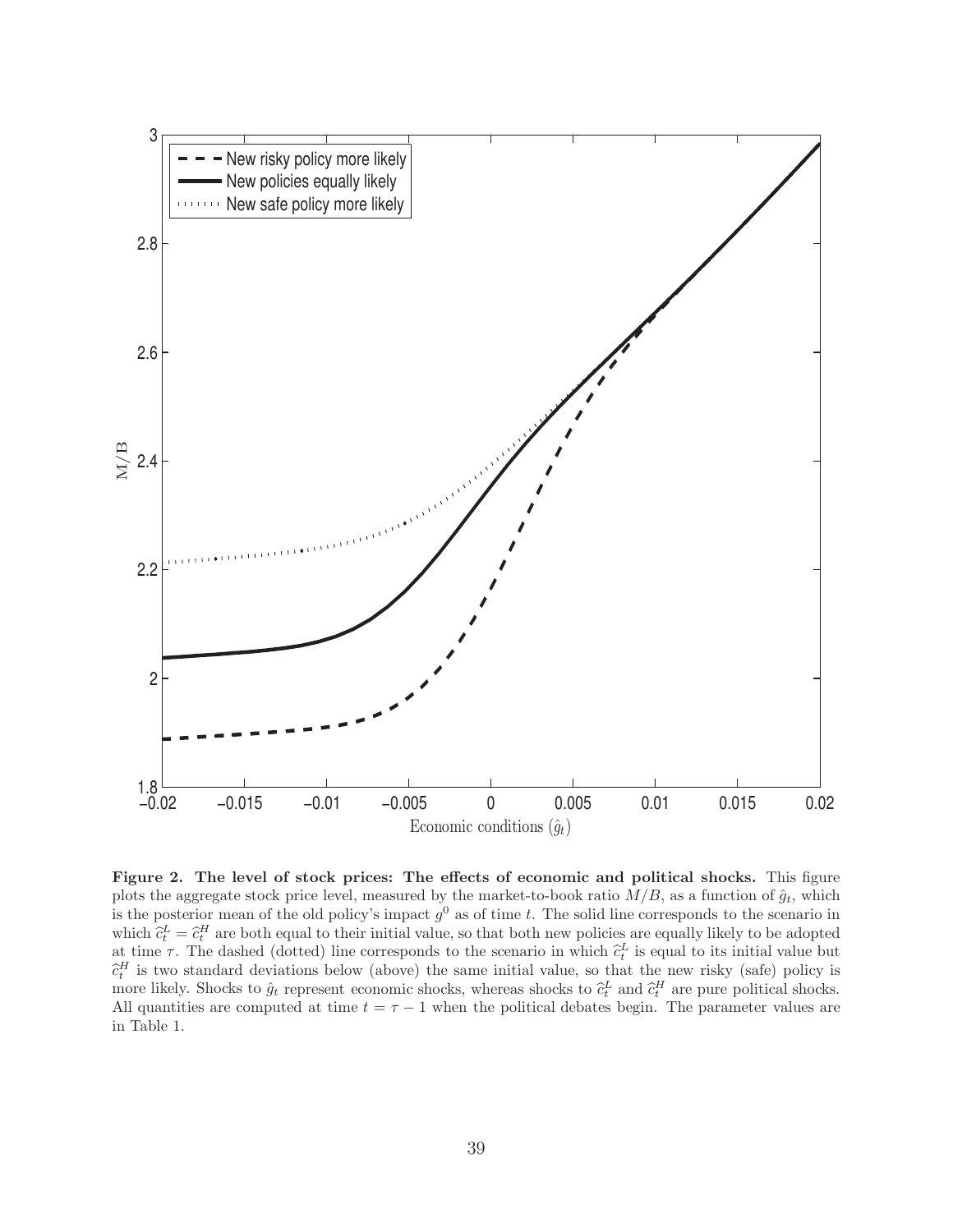**Figure 2. The level of stock prices: The effects of economic and political shocks.** This figure plots the aggregate stock price level, measured by the market-to-book ratio $M/B$, as a function of $\hat{g}_t$, which is the posterior mean of the old policy's impact $g^0$ as of time $t$. The solid line corresponds to the scenario in which $\widehat{c}_t^L = \widehat{c}_t^H$ are both equal to their initial value, so that both new policies are equally likely to be adopted at time $\tau$. The dashed (dotted) line corresponds to the scenario in which $\widehat{c}_t^L$ is equal to its initial value but $\widehat{c}_t^H$ is two standard deviations below (above) the same initial value, so that the new risky (safe) policy is more likely. Shocks to $\hat{g}_t$ represent economic shocks, whereas shocks to $\widehat{c}_t^L$ and $\widehat{c}_t^H$ are pure political shocks. All quantities are computed at time $t = \tau - 1$ when the political debates begin. The parameter values are in Table 1.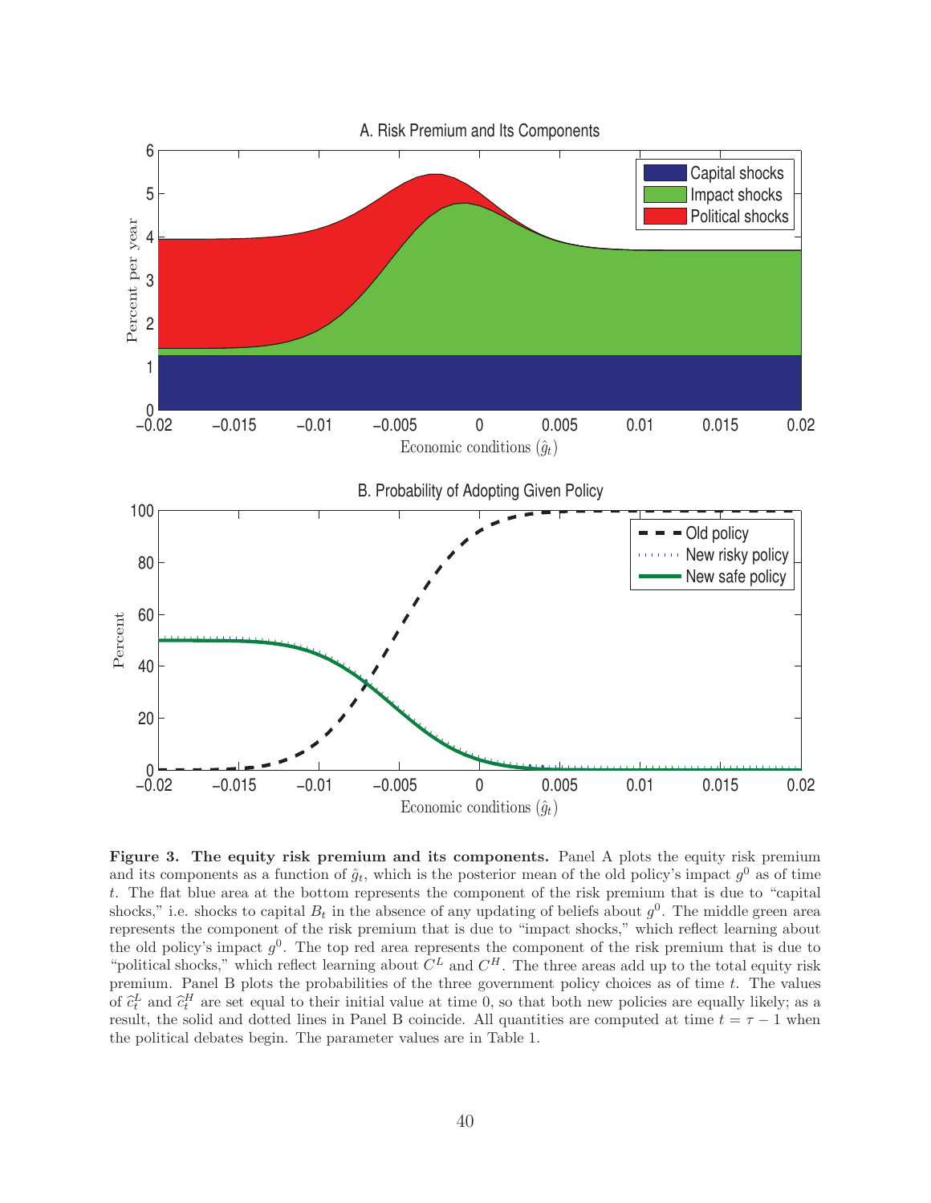**Figure 3. The equity risk premium and its components.** Panel A plots the equity risk premium and its components as a function of $\hat{g}_t$, which is the posterior mean of the old policy's impact $g^0$ as of time $t$. The flat blue area at the bottom represents the component of the risk premium that is due to "capital shocks," i.e. shocks to capital $B_t$ in the absence of any updating of beliefs about $g^0$. The middle green area represents the component of the risk premium that is due to "impact shocks," which reflect learning about the old policy's impact $g^0$. The top red area represents the component of the risk premium that is due to "political shocks," which reflect learning about $C^L$ and $C^H$. The three areas add up to the total equity risk premium. Panel B plots the probabilities of the three government policy choices as of time $t$. The values of $\widehat{c}_t^L$ and $\widehat{c}_t^H$ are set equal to their initial value at time 0, so that both new policies are equally likely; as a result, the solid and dotted lines in Panel B coincide. All quantities are computed at time $t = \tau - 1$ when the political debates begin. The parameter values are in Table 1.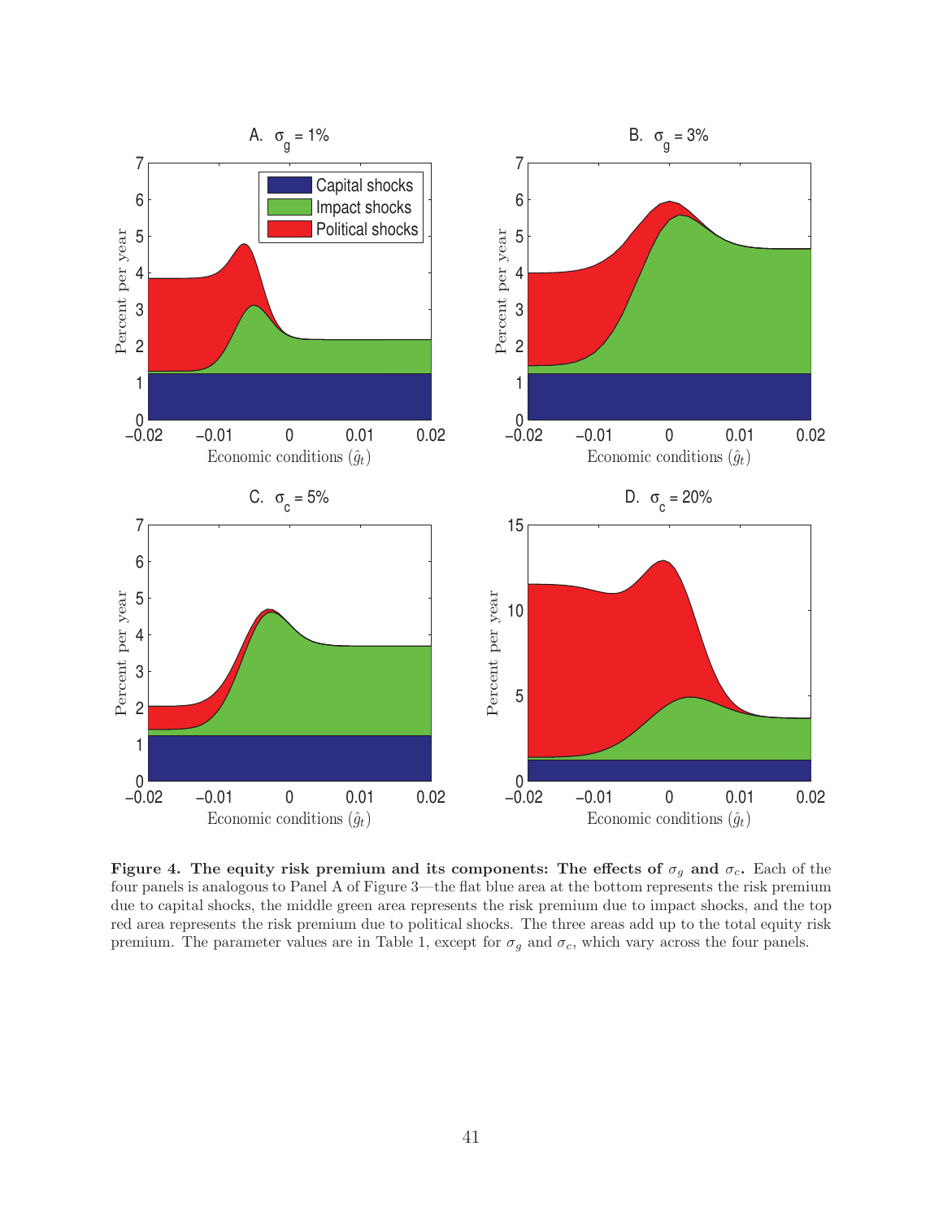**Figure 4. The equity risk premium and its components: The effects of $\sigma_g$ and $\sigma_c$.** Each of the four panels is analogous to Panel A of Figure 3—the flat blue area at the bottom represents the risk premium due to capital shocks, the middle green area represents the risk premium due to impact shocks, and the top red area represents the risk premium due to political shocks. The three areas add up to the total equity risk premium. The parameter values are in Table 1, except for $\sigma_g$ and $\sigma_c$, which vary across the four panels.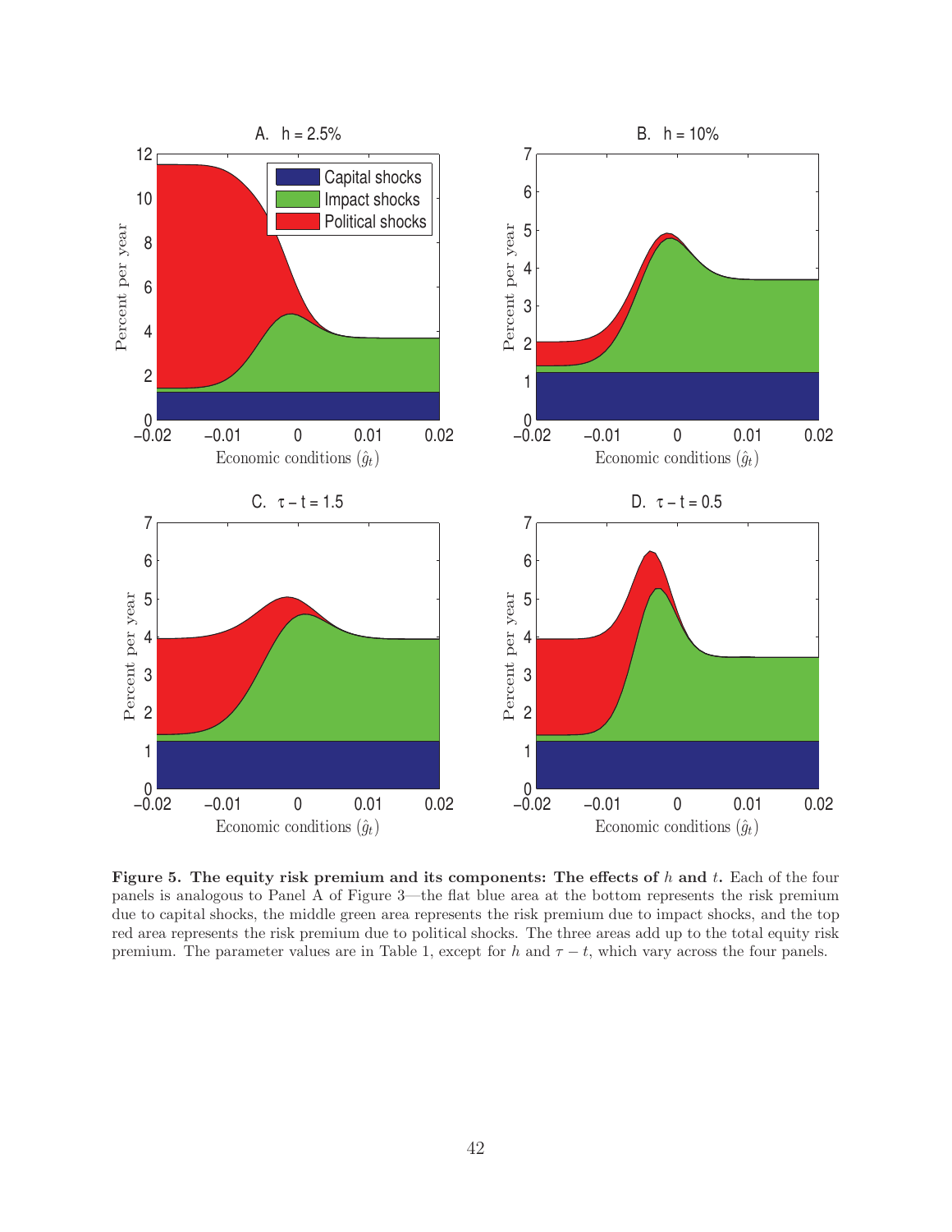**Figure 5. The equity risk premium and its components: The effects of $h$ and $t$.** Each of the four panels is analogous to Panel A of Figure 3—the flat blue area at the bottom represents the risk premium due to capital shocks, the middle green area represents the risk premium due to impact shocks, and the top red area represents the risk premium due to political shocks. The three areas add up to the total equity risk premium. The parameter values are in Table 1, except for $h$ and $\tau - t$, which vary across the four panels.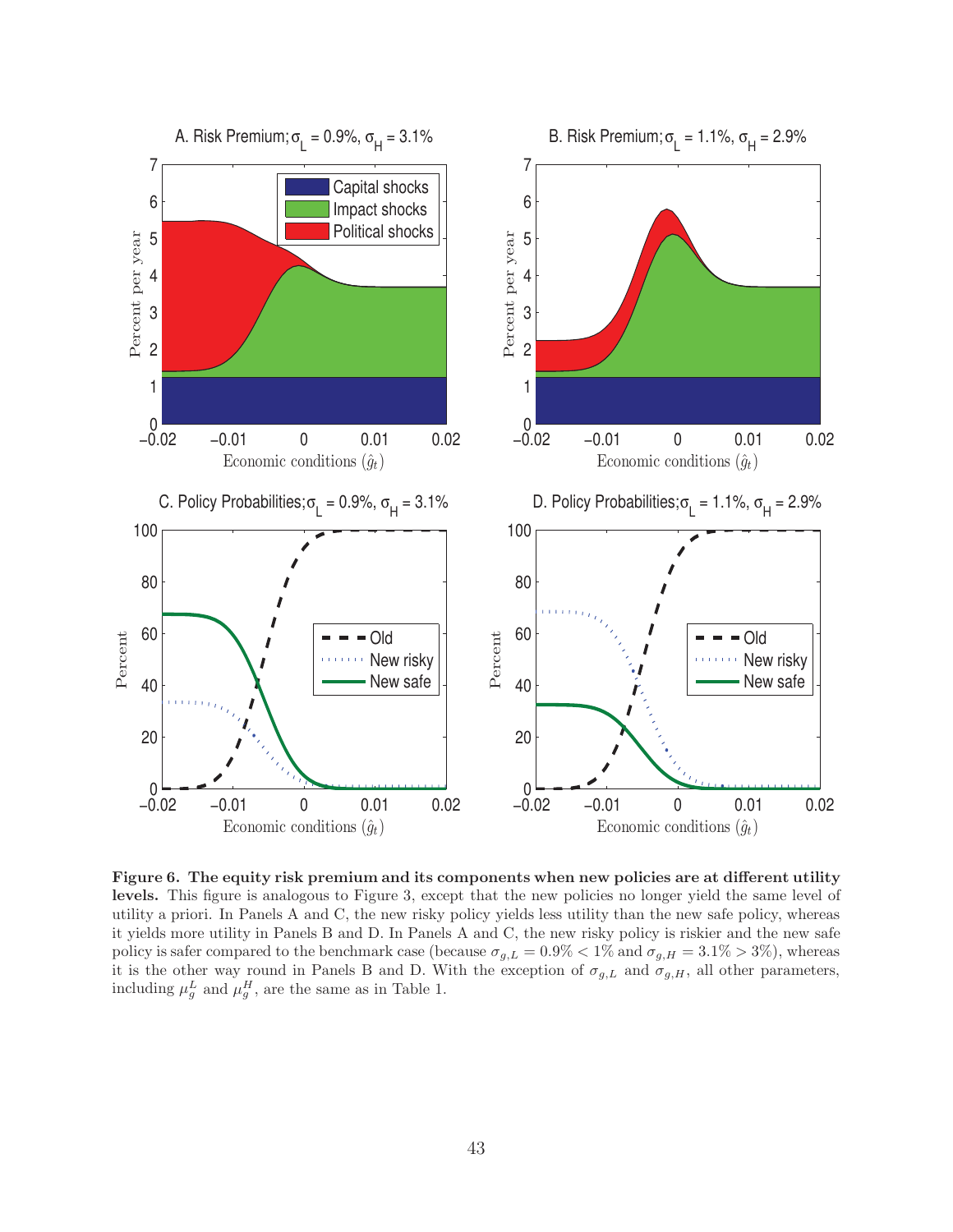**Figure 6. The equity risk premium and its components when new policies are at different utility levels.** This figure is analogous to Figure 3, except that the new policies no longer yield the same level of utility a priori. In Panels A and C, the new risky policy yields less utility than the new safe policy, whereas it yields more utility in Panels B and D. In Panels A and C, the new risky policy is riskier and the new safe policy is safer compared to the benchmark case (because $\sigma_{g,L} = 0.9\% < 1\%$ and $\sigma_{g,H} = 3.1\% > 3\%$), whereas it is the other way round in Panels B and D. With the exception of $\sigma_{g,L}$ and $\sigma_{g,H}$, all other parameters, including $\mu_g^L$ and $\mu_g^H$, are the same as in Table 1.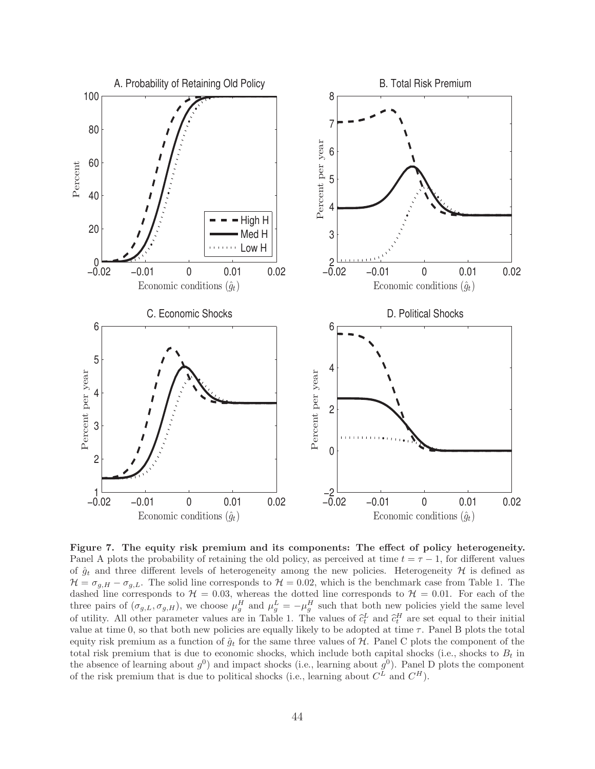**Figure 7. The equity risk premium and its components: The effect of policy heterogeneity.** Panel A plots the probability of retaining the old policy, as perceived at time $t = \tau - 1$, for different values of $\hat{g}_t$ and three different levels of heterogeneity among the new policies. Heterogeneity $\mathcal{H}$ is defined as $\mathcal{H} = \sigma_{g,H} - \sigma_{g,L}$. The solid line corresponds to $\mathcal{H} = 0.02$, which is the benchmark case from Table 1. The dashed line corresponds to $\mathcal{H} = 0.03$, whereas the dotted line corresponds to $\mathcal{H} = 0.01$. For each of the three pairs of $(\sigma_{g,L}, \sigma_{g,H})$, we choose $\mu_g^H$ and $\mu_g^L = -\mu_g^H$ such that both new policies yield the same level of utility. All other parameter values are in Table 1. The values of $\widehat{c}_t^L$ and $\widehat{c}_t^H$ are set equal to their initial value at time 0, so that both new policies are equally likely to be adopted at time $\tau$. Panel B plots the total equity risk premium as a function of $\hat{g}_t$ for the same three values of $\mathcal{H}$. Panel C plots the component of the total risk premium that is due to economic shocks, which include both capital shocks (i.e., shocks to $B_t$ in the absence of learning about $g^0$) and impact shocks (i.e., learning about $g^0$). Panel D plots the component of the risk premium that is due to political shocks (i.e., learning about $C^L$ and $C^H$).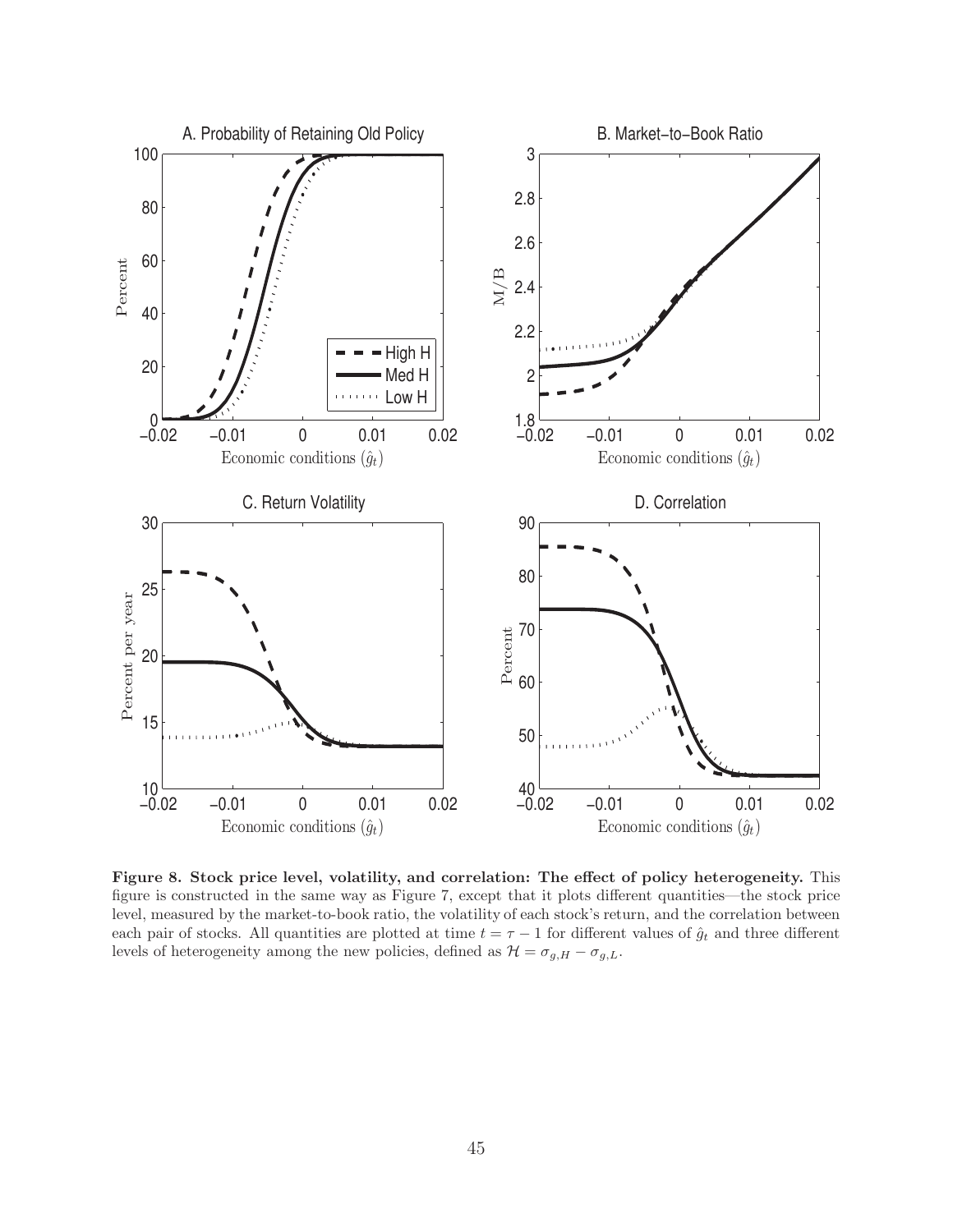**Figure 8. Stock price level, volatility, and correlation: The effect of policy heterogeneity.** This figure is constructed in the same way as Figure 7, except that it plots different quantities—the stock price level, measured by the market-to-book ratio, the volatility of each stock's return, and the correlation between each pair of stocks. All quantities are plotted at time $t = \tau - 1$ for different values of $\hat{g}_t$ and three different levels of heterogeneity among the new policies, defined as $\mathcal{H} = \sigma_{g,H} - \sigma_{g,L}$.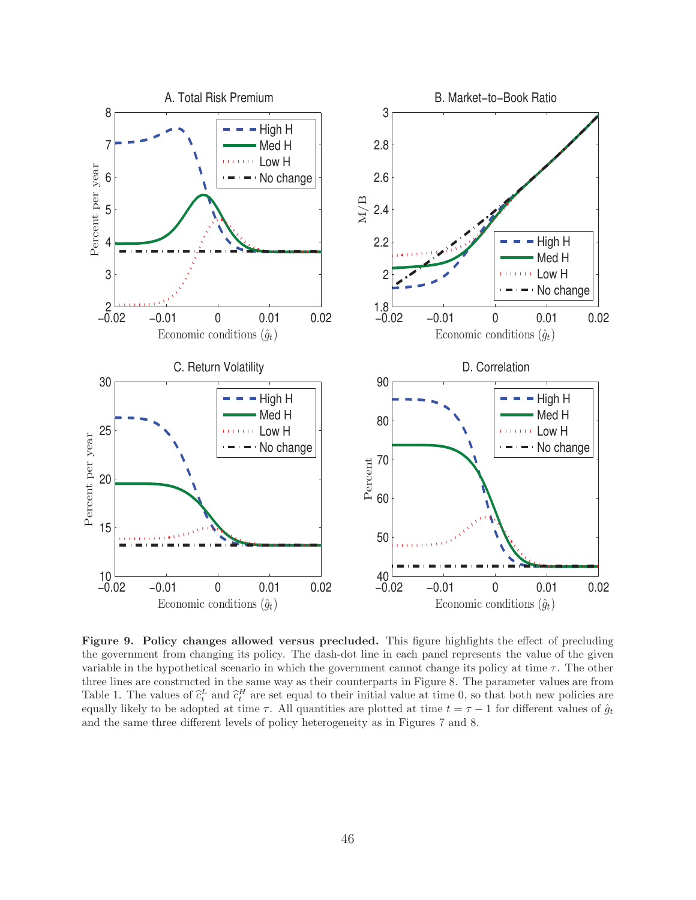**Figure 9. Policy changes allowed versus precluded.** This figure highlights the effect of precluding the government from changing its policy. The dash-dot line in each panel represents the value of the given variable in the hypothetical scenario in which the government cannot change its policy at time $\tau$. The other three lines are constructed in the same way as their counterparts in Figure 8. The parameter values are from Table 1. The values of $\widehat{c}_t^L$ and $\widehat{c}_t^H$ are set equal to their initial value at time 0, so that both new policies are equally likely to be adopted at time $\tau$. All quantities are plotted at time $t = \tau - 1$ for different values of $\hat{g}_t$ and the same three different levels of policy heterogeneity as in Figures 7 and 8.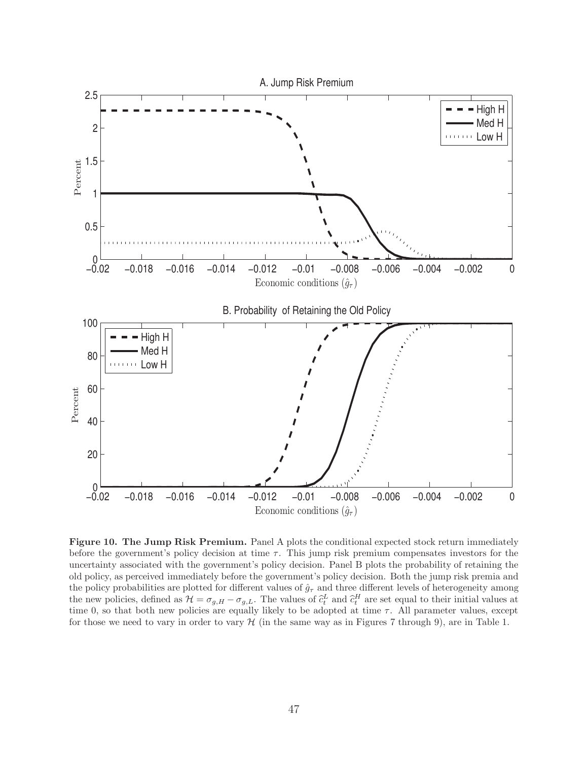**Figure 10. The Jump Risk Premium.** Panel A plots the conditional expected stock return immediately before the government's policy decision at time $\tau$. This jump risk premium compensates investors for the uncertainty associated with the government's policy decision. Panel B plots the probability of retaining the old policy, as perceived immediately before the government's policy decision. Both the jump risk premia and the policy probabilities are plotted for different values of $\hat{g}_\tau$ and three different levels of heterogeneity among the new policies, defined as $\mathcal{H} = \sigma_{g,H} - \sigma_{g,L}$. The values of $\hat{c}_t^L$ and $\hat{c}_t^H$ are set equal to their initial values at time 0, so that both new policies are equally likely to be adopted at time $\tau$. All parameter values, except for those we need to vary in order to vary $\mathcal{H}$ (in the same way as in Figures 7 through 9), are in Table 1.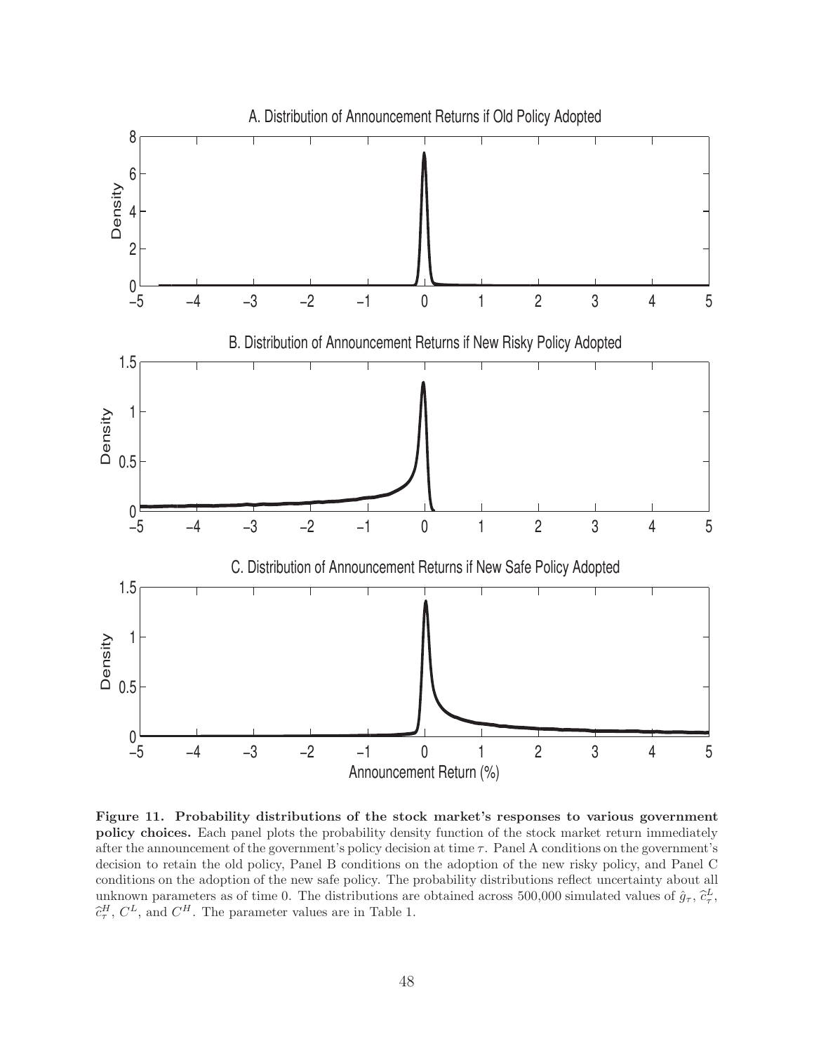**Figure 11. Probability distributions of the stock market's responses to various government policy choices.** Each panel plots the probability density function of the stock market return immediately after the announcement of the government's policy decision at time $\tau$. Panel A conditions on the government's decision to retain the old policy, Panel B conditions on the adoption of the new risky policy, and Panel C conditions on the adoption of the new safe policy. The probability distributions reflect uncertainty about all unknown parameters as of time 0. The distributions are obtained across 500,000 simulated values of $\hat{g}_\tau$, $\widehat{c}^L_\tau$, $\widehat{c}^H_\tau$, $C^L$, and $C^H$. The parameter values are in Table 1.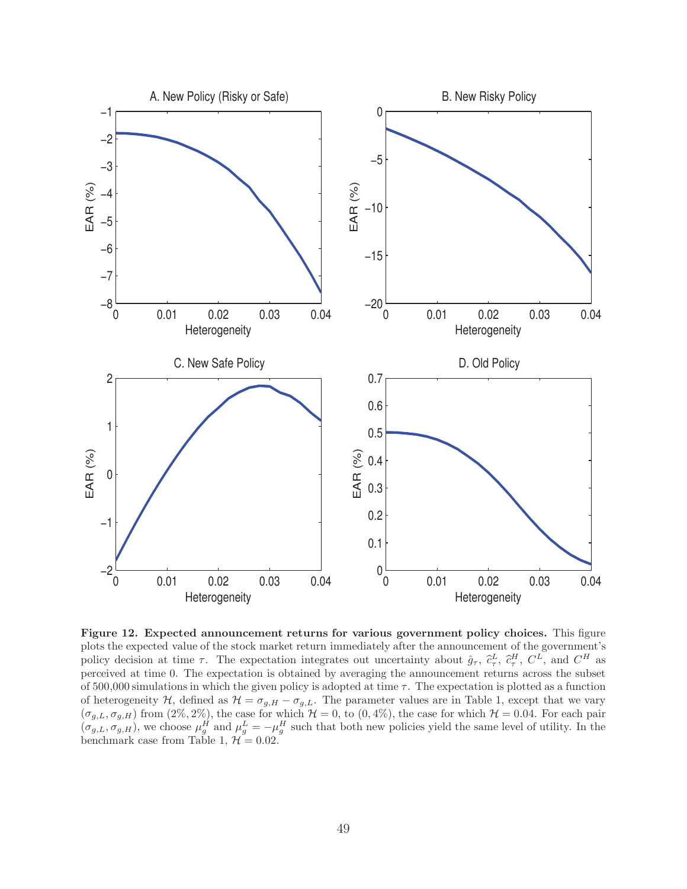**Figure 12. Expected announcement returns for various government policy choices.** This figure plots the expected value of the stock market return immediately after the announcement of the government's policy decision at time $\tau$. The expectation integrates out uncertainty about $\hat{g}_\tau$, $\hat{c}^L_\tau$, $\hat{c}^H_\tau$, $C^L$, and $C^H$ as perceived at time 0. The expectation is obtained by averaging the announcement returns across the subset of 500,000 simulations in which the given policy is adopted at time $\tau$. The expectation is plotted as a function of heterogeneity $\mathcal{H}$, defined as $\mathcal{H} = \sigma_{g,H} - \sigma_{g,L}$. The parameter values are in Table 1, except that we vary $(\sigma_{g,L}, \sigma_{g,H})$ from $(2\%, 2\%)$, the case for which $\mathcal{H} = 0$, to $(0, 4\%)$, the case for which $\mathcal{H} = 0.04$. For each pair $(\sigma_{g,L}, \sigma_{g,H})$, we choose $\mu^H_g$ and $\mu^L_g = -\mu^H_g$ such that both new policies yield the same level of utility. In the benchmark case from Table 1, $\mathcal{H} = 0.02$.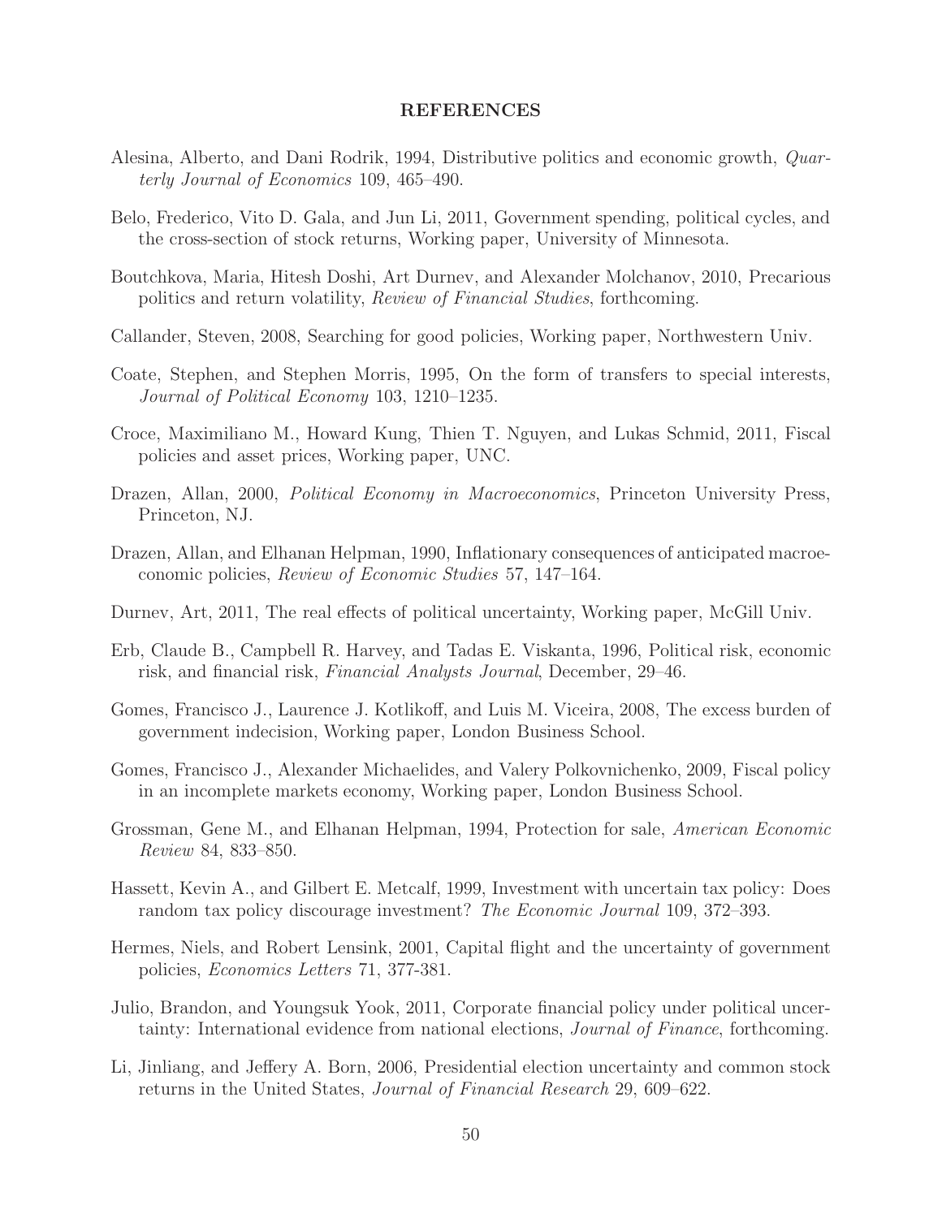## REFERENCES

Alesina, Alberto, and Dani Rodrik, 1994, Distributive politics and economic growth, *Quarterly Journal of Economics* 109, 465–490.

Belo, Frederico, Vito D. Gala, and Jun Li, 2011, Government spending, political cycles, and the cross-section of stock returns, Working paper, University of Minnesota.

Boutchkova, Maria, Hitesh Doshi, Art Durnev, and Alexander Molchanov, 2010, Precarious politics and return volatility, *Review of Financial Studies*, forthcoming.

Callander, Steven, 2008, Searching for good policies, Working paper, Northwestern Univ.

Coate, Stephen, and Stephen Morris, 1995, On the form of transfers to special interests, *Journal of Political Economy* 103, 1210–1235.

Croce, Maximiliano M., Howard Kung, Thien T. Nguyen, and Lukas Schmid, 2011, Fiscal policies and asset prices, Working paper, UNC.

Drazen, Allan, 2000, *Political Economy in Macroeconomics*, Princeton University Press, Princeton, NJ.

Drazen, Allan, and Elhanan Helpman, 1990, Inflationary consequences of anticipated macroeconomic policies, *Review of Economic Studies* 57, 147–164.

Durnev, Art, 2011, The real effects of political uncertainty, Working paper, McGill Univ.

Erb, Claude B., Campbell R. Harvey, and Tadas E. Viskanta, 1996, Political risk, economic risk, and financial risk, *Financial Analysts Journal*, December, 29–46.

Gomes, Francisco J., Laurence J. Kotlikoff, and Luis M. Viceira, 2008, The excess burden of government indecision, Working paper, London Business School.

Gomes, Francisco J., Alexander Michaelides, and Valery Polkovnichenko, 2009, Fiscal policy in an incomplete markets economy, Working paper, London Business School.

Grossman, Gene M., and Elhanan Helpman, 1994, Protection for sale, *American Economic Review* 84, 833–850.

Hassett, Kevin A., and Gilbert E. Metcalf, 1999, Investment with uncertain tax policy: Does random tax policy discourage investment? *The Economic Journal* 109, 372–393.

Hermes, Niels, and Robert Lensink, 2001, Capital flight and the uncertainty of government policies, *Economics Letters* 71, 377-381.

Julio, Brandon, and Youngsuk Yook, 2011, Corporate financial policy under political uncertainty: International evidence from national elections, *Journal of Finance*, forthcoming.

Li, Jinliang, and Jeffery A. Born, 2006, Presidential election uncertainty and common stock returns in the United States, *Journal of Financial Research* 29, 609–622.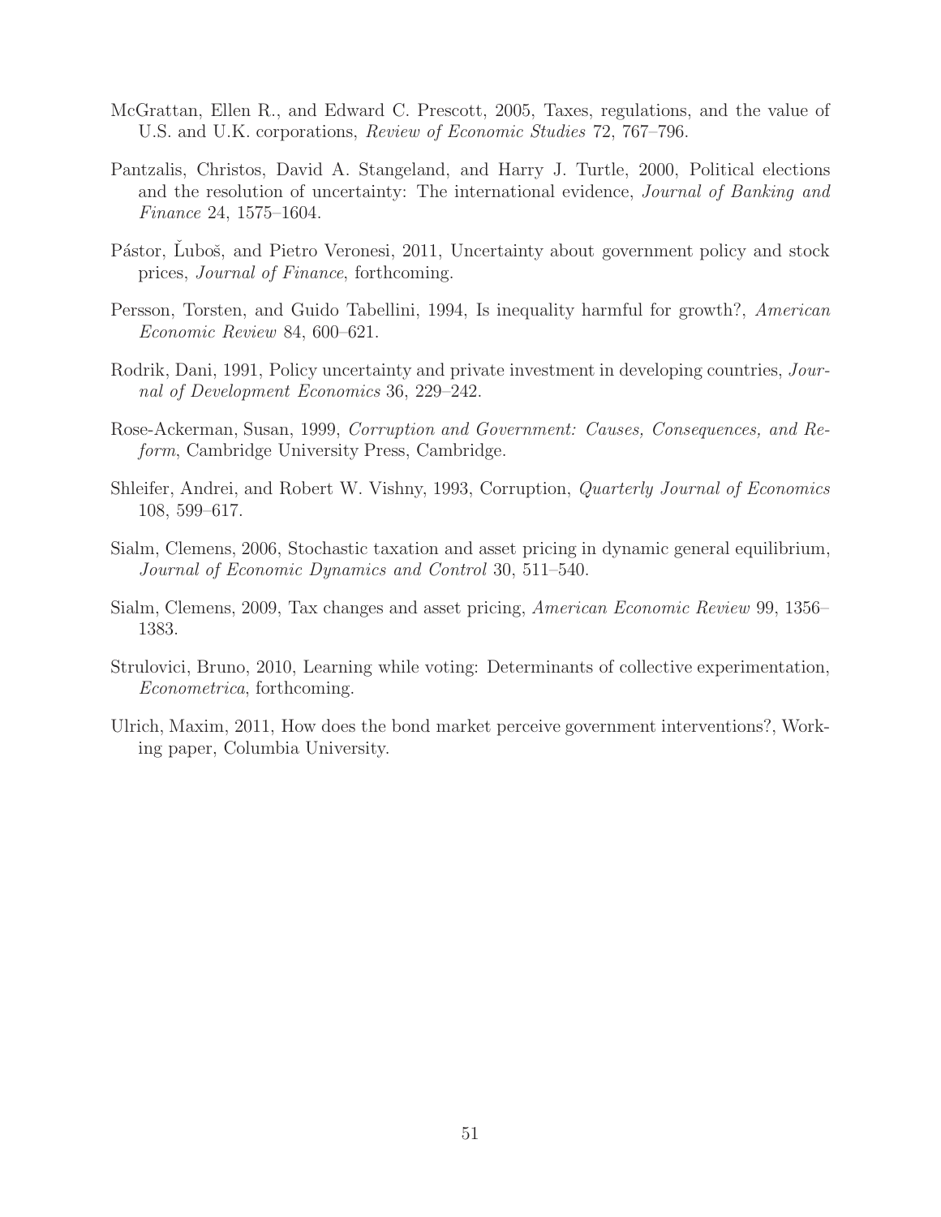McGrattan, Ellen R., and Edward C. Prescott, 2005, Taxes, regulations, and the value of U.S. and U.K. corporations, *Review of Economic Studies* 72, 767–796.

Pantzalis, Christos, David A. Stangeland, and Harry J. Turtle, 2000, Political elections and the resolution of uncertainty: The international evidence, *Journal of Banking and Finance* 24, 1575–1604.

Pástor, Ľuboš, and Pietro Veronesi, 2011, Uncertainty about government policy and stock prices, *Journal of Finance*, forthcoming.

Persson, Torsten, and Guido Tabellini, 1994, Is inequality harmful for growth?, *American Economic Review* 84, 600–621.

Rodrik, Dani, 1991, Policy uncertainty and private investment in developing countries, *Journal of Development Economics* 36, 229–242.

Rose-Ackerman, Susan, 1999, *Corruption and Government: Causes, Consequences, and Reform*, Cambridge University Press, Cambridge.

Shleifer, Andrei, and Robert W. Vishny, 1993, Corruption, *Quarterly Journal of Economics* 108, 599–617.

Sialm, Clemens, 2006, Stochastic taxation and asset pricing in dynamic general equilibrium, *Journal of Economic Dynamics and Control* 30, 511–540.

Sialm, Clemens, 2009, Tax changes and asset pricing, *American Economic Review* 99, 1356–1383.

Strulovici, Bruno, 2010, Learning while voting: Determinants of collective experimentation, *Econometrica*, forthcoming.

Ulrich, Maxim, 2011, How does the bond market perceive government interventions?, Working paper, Columbia University.